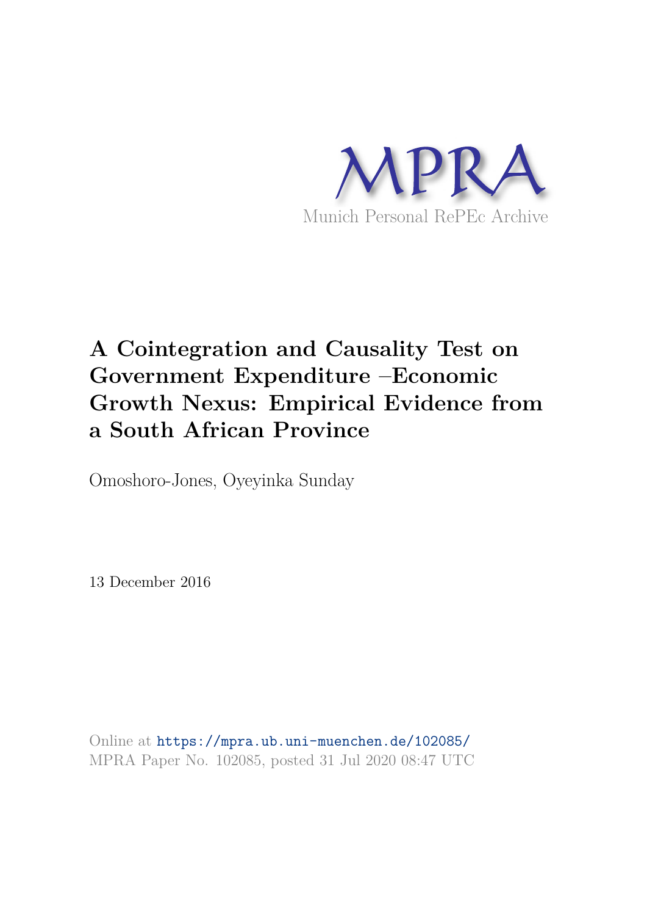MPRA

Munich Personal RePEc Archive

# A Cointegration and Causality Test on Government Expenditure –Economic Growth Nexus: Empirical Evidence from a South African Province

Omoshoro-Jones, Oyeyinka Sunday

13 December 2016

Online at https://mpra.ub.uni-muenchen.de/102085/
MPRA Paper No. 102085, posted 31 Jul 2020 08:47 UTC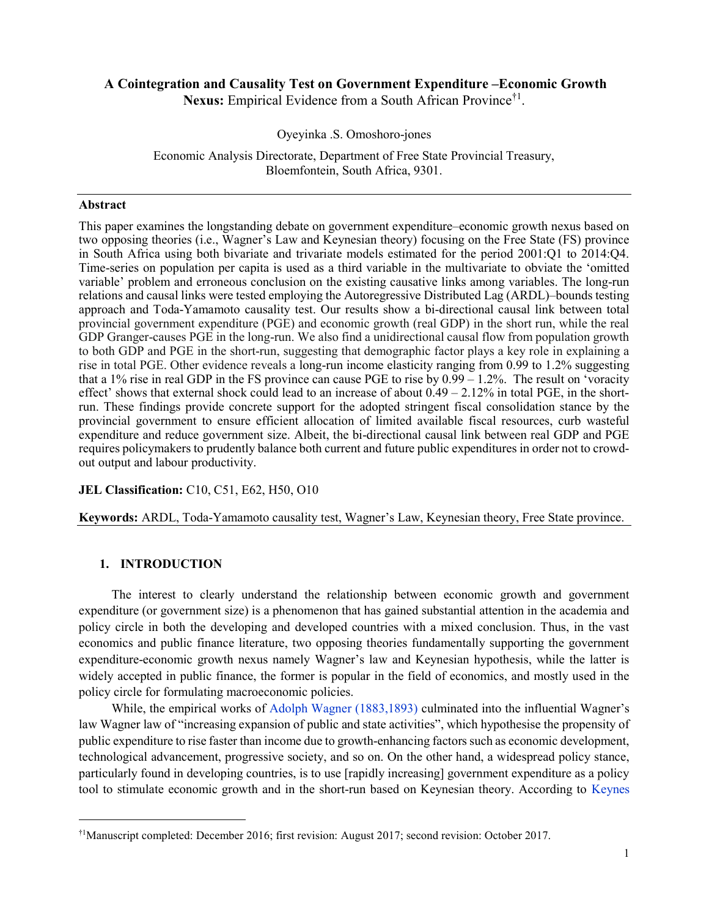# A Cointegration and Causality Test on Government Expenditure –Economic Growth

**Nexus:** Empirical Evidence from a South African Province[†1].

Oyeyinka .S. Omoshoro-jones

Economic Analysis Directorate, Department of Free State Provincial Treasury, Bloemfontein, South Africa, 9301.

## Abstract

This paper examines the longstanding debate on government expenditure–economic growth nexus based on two opposing theories (i.e., Wagner's Law and Keynesian theory) focusing on the Free State (FS) province in South Africa using both bivariate and trivariate models estimated for the period 2001:Q1 to 2014:Q4. Time-series on population per capita is used as a third variable in the multivariate to obviate the 'omitted variable' problem and erroneous conclusion on the existing causative links among variables. The long-run relations and causal links were tested employing the Autoregressive Distributed Lag (ARDL)–bounds testing approach and Toda-Yamamoto causality test. Our results show a bi-directional causal link between total provincial government expenditure (PGE) and economic growth (real GDP) in the short run, while the real GDP Granger-causes PGE in the long-run. We also find a unidirectional causal flow from population growth to both GDP and PGE in the short-run, suggesting that demographic factor plays a key role in explaining a rise in total PGE. Other evidence reveals a long-run income elasticity ranging from 0.99 to 1.2% suggesting that a 1% rise in real GDP in the FS province can cause PGE to rise by 0.99 – 1.2%. The result on 'voracity effect' shows that external shock could lead to an increase of about 0.49 – 2.12% in total PGE, in the short-run. These findings provide concrete support for the adopted stringent fiscal consolidation stance by the provincial government to ensure efficient allocation of limited available fiscal resources, curb wasteful expenditure and reduce government size. Albeit, the bi-directional causal link between real GDP and PGE requires policymakers to prudently balance both current and future public expenditures in order not to crowd-out output and labour productivity.

**JEL Classification:** C10, C51, E62, H50, O10

**Keywords:** ARDL, Toda-Yamamoto causality test, Wagner's Law, Keynesian theory, Free State province.

## 1. INTRODUCTION

The interest to clearly understand the relationship between economic growth and government expenditure (or government size) is a phenomenon that has gained substantial attention in the academia and policy circle in both the developing and developed countries with a mixed conclusion. Thus, in the vast economics and public finance literature, two opposing theories fundamentally supporting the government expenditure-economic growth nexus namely Wagner's law and Keynesian hypothesis, while the latter is widely accepted in public finance, the former is popular in the field of economics, and mostly used in the policy circle for formulating macroeconomic policies.

While, the empirical works of Adolph Wagner (1883,1893) culminated into the influential Wagner's law Wagner law of "increasing expansion of public and state activities", which hypothesise the propensity of public expenditure to rise faster than income due to growth-enhancing factors such as economic development, technological advancement, progressive society, and so on. On the other hand, a widespread policy stance, particularly found in developing countries, is to use [rapidly increasing] government expenditure as a policy tool to stimulate economic growth and in the short-run based on Keynesian theory. According to Keynes

[†1] Manuscript completed: December 2016; first revision: August 2017; second revision: October 2017.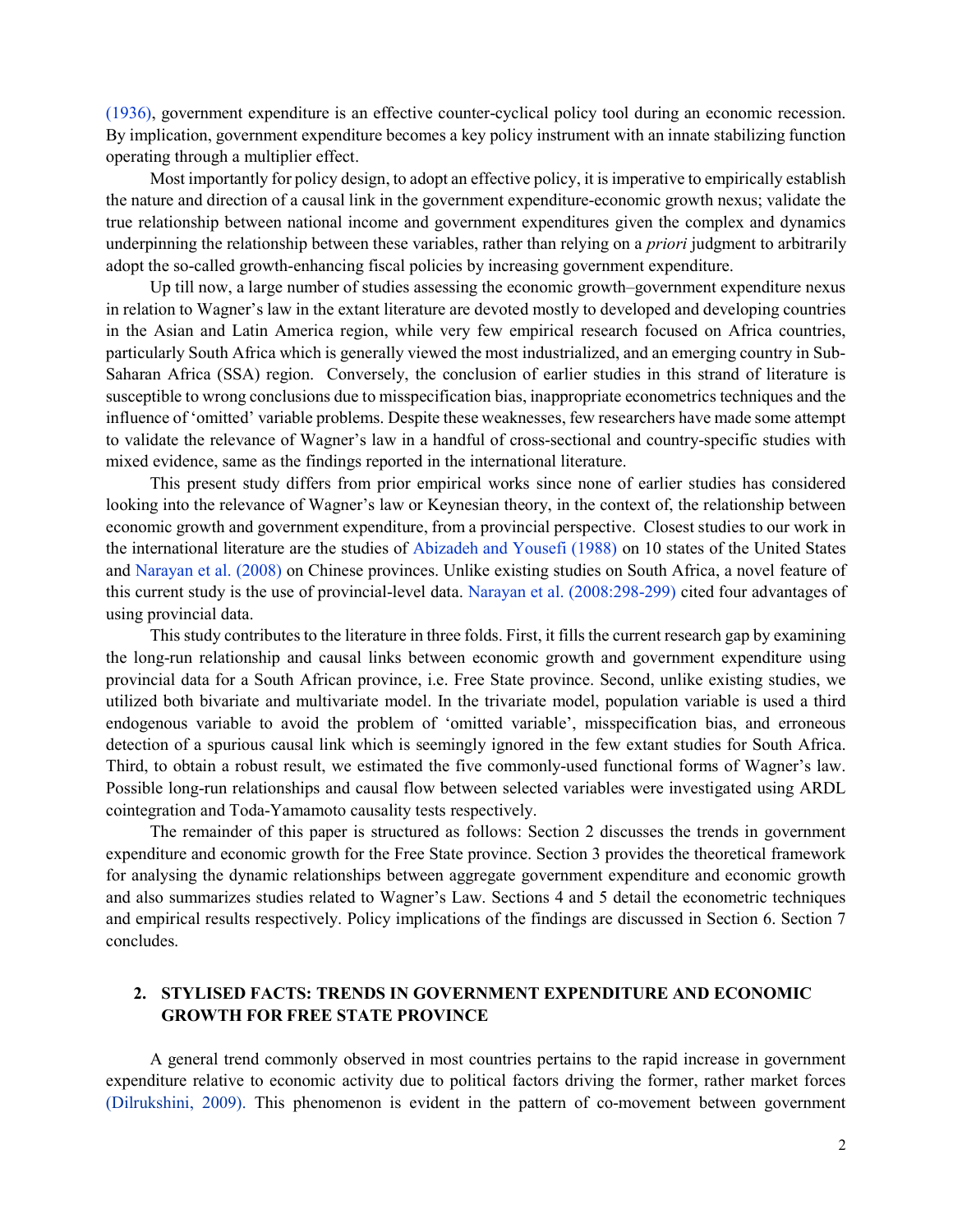(1936), government expenditure is an effective counter-cyclical policy tool during an economic recession. By implication, government expenditure becomes a key policy instrument with an innate stabilizing function operating through a multiplier effect.

Most importantly for policy design, to adopt an effective policy, it is imperative to empirically establish the nature and direction of a causal link in the government expenditure-economic growth nexus; validate the true relationship between national income and government expenditures given the complex and dynamics underpinning the relationship between these variables, rather than relying on a *priori* judgment to arbitrarily adopt the so-called growth-enhancing fiscal policies by increasing government expenditure.

Up till now, a large number of studies assessing the economic growth–government expenditure nexus in relation to Wagner's law in the extant literature are devoted mostly to developed and developing countries in the Asian and Latin America region, while very few empirical research focused on Africa countries, particularly South Africa which is generally viewed the most industrialized, and an emerging country in Sub-Saharan Africa (SSA) region. Conversely, the conclusion of earlier studies in this strand of literature is susceptible to wrong conclusions due to misspecification bias, inappropriate econometrics techniques and the influence of 'omitted' variable problems. Despite these weaknesses, few researchers have made some attempt to validate the relevance of Wagner's law in a handful of cross-sectional and country-specific studies with mixed evidence, same as the findings reported in the international literature.

This present study differs from prior empirical works since none of earlier studies has considered looking into the relevance of Wagner's law or Keynesian theory, in the context of, the relationship between economic growth and government expenditure, from a provincial perspective. Closest studies to our work in the international literature are the studies of Abizadeh and Yousefi (1988) on 10 states of the United States and Narayan et al. (2008) on Chinese provinces. Unlike existing studies on South Africa, a novel feature of this current study is the use of provincial-level data. Narayan et al. (2008:298-299) cited four advantages of using provincial data.

This study contributes to the literature in three folds. First, it fills the current research gap by examining the long-run relationship and causal links between economic growth and government expenditure using provincial data for a South African province, i.e. Free State province. Second, unlike existing studies, we utilized both bivariate and multivariate model. In the trivariate model, population variable is used a third endogenous variable to avoid the problem of 'omitted variable', misspecification bias, and erroneous detection of a spurious causal link which is seemingly ignored in the few extant studies for South Africa. Third, to obtain a robust result, we estimated the five commonly-used functional forms of Wagner's law. Possible long-run relationships and causal flow between selected variables were investigated using ARDL cointegration and Toda-Yamamoto causality tests respectively.

The remainder of this paper is structured as follows: Section 2 discusses the trends in government expenditure and economic growth for the Free State province. Section 3 provides the theoretical framework for analysing the dynamic relationships between aggregate government expenditure and economic growth and also summarizes studies related to Wagner's Law. Sections 4 and 5 detail the econometric techniques and empirical results respectively. Policy implications of the findings are discussed in Section 6. Section 7 concludes.

## 2. STYLISED FACTS: TRENDS IN GOVERNMENT EXPENDITURE AND ECONOMIC GROWTH FOR FREE STATE PROVINCE

A general trend commonly observed in most countries pertains to the rapid increase in government expenditure relative to economic activity due to political factors driving the former, rather market forces (Dilrukshini, 2009). This phenomenon is evident in the pattern of co-movement between government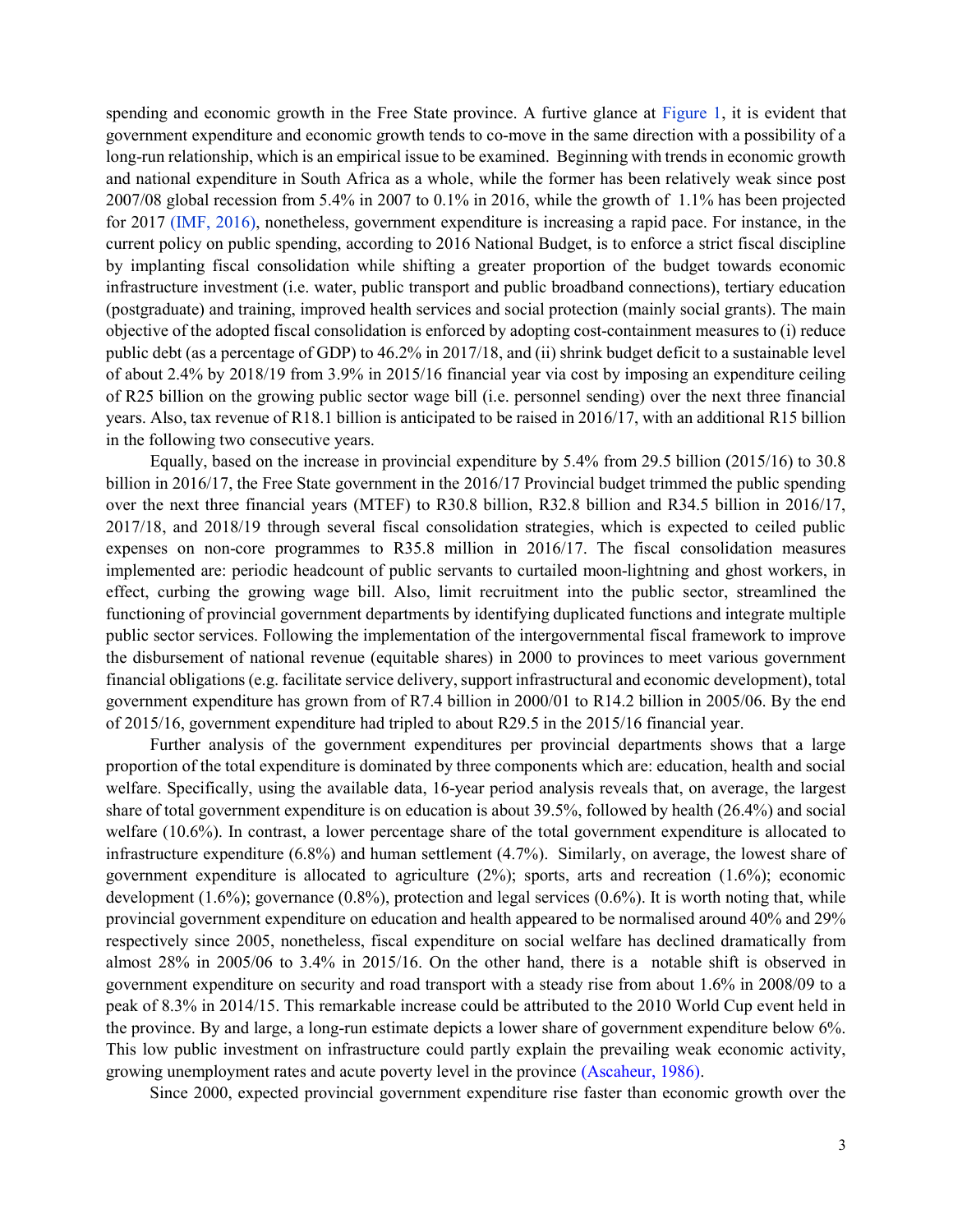spending and economic growth in the Free State province. A furtive glance at Figure 1, it is evident that government expenditure and economic growth tends to co-move in the same direction with a possibility of a long-run relationship, which is an empirical issue to be examined. Beginning with trends in economic growth and national expenditure in South Africa as a whole, while the former has been relatively weak since post 2007/08 global recession from 5.4% in 2007 to 0.1% in 2016, while the growth of 1.1% has been projected for 2017 (IMF, 2016), nonetheless, government expenditure is increasing a rapid pace. For instance, in the current policy on public spending, according to 2016 National Budget, is to enforce a strict fiscal discipline by implanting fiscal consolidation while shifting a greater proportion of the budget towards economic infrastructure investment (i.e. water, public transport and public broadband connections), tertiary education (postgraduate) and training, improved health services and social protection (mainly social grants). The main objective of the adopted fiscal consolidation is enforced by adopting cost-containment measures to (i) reduce public debt (as a percentage of GDP) to 46.2% in 2017/18, and (ii) shrink budget deficit to a sustainable level of about 2.4% by 2018/19 from 3.9% in 2015/16 financial year via cost by imposing an expenditure ceiling of R25 billion on the growing public sector wage bill (i.e. personnel sending) over the next three financial years. Also, tax revenue of R18.1 billion is anticipated to be raised in 2016/17, with an additional R15 billion in the following two consecutive years.

Equally, based on the increase in provincial expenditure by 5.4% from 29.5 billion (2015/16) to 30.8 billion in 2016/17, the Free State government in the 2016/17 Provincial budget trimmed the public spending over the next three financial years (MTEF) to R30.8 billion, R32.8 billion and R34.5 billion in 2016/17, 2017/18, and 2018/19 through several fiscal consolidation strategies, which is expected to ceiled public expenses on non-core programmes to R35.8 million in 2016/17. The fiscal consolidation measures implemented are: periodic headcount of public servants to curtailed moon-lightning and ghost workers, in effect, curbing the growing wage bill. Also, limit recruitment into the public sector, streamlined the functioning of provincial government departments by identifying duplicated functions and integrate multiple public sector services. Following the implementation of the intergovernmental fiscal framework to improve the disbursement of national revenue (equitable shares) in 2000 to provinces to meet various government financial obligations (e.g. facilitate service delivery, support infrastructural and economic development), total government expenditure has grown from of R7.4 billion in 2000/01 to R14.2 billion in 2005/06. By the end of 2015/16, government expenditure had tripled to about R29.5 in the 2015/16 financial year.

Further analysis of the government expenditures per provincial departments shows that a large proportion of the total expenditure is dominated by three components which are: education, health and social welfare. Specifically, using the available data, 16-year period analysis reveals that, on average, the largest share of total government expenditure is on education is about 39.5%, followed by health (26.4%) and social welfare (10.6%). In contrast, a lower percentage share of the total government expenditure is allocated to infrastructure expenditure (6.8%) and human settlement (4.7%). Similarly, on average, the lowest share of government expenditure is allocated to agriculture (2%); sports, arts and recreation (1.6%); economic development (1.6%); governance (0.8%), protection and legal services (0.6%). It is worth noting that, while provincial government expenditure on education and health appeared to be normalised around 40% and 29% respectively since 2005, nonetheless, fiscal expenditure on social welfare has declined dramatically from almost 28% in 2005/06 to 3.4% in 2015/16. On the other hand, there is a notable shift is observed in government expenditure on security and road transport with a steady rise from about 1.6% in 2008/09 to a peak of 8.3% in 2014/15. This remarkable increase could be attributed to the 2010 World Cup event held in the province. By and large, a long-run estimate depicts a lower share of government expenditure below 6%. This low public investment on infrastructure could partly explain the prevailing weak economic activity, growing unemployment rates and acute poverty level in the province (Ascaheur, 1986).

Since 2000, expected provincial government expenditure rise faster than economic growth over the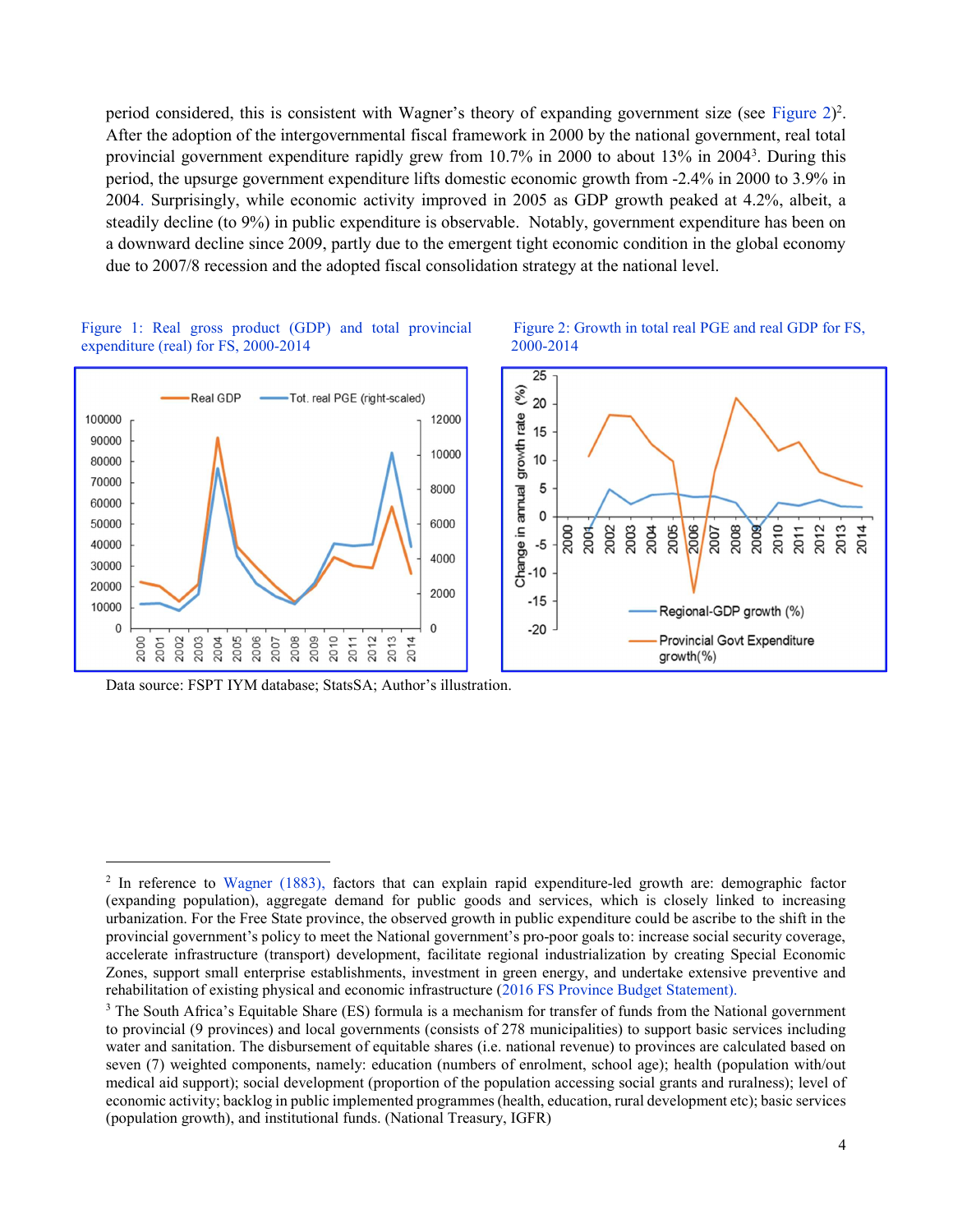period considered, this is consistent with Wagner's theory of expanding government size (see Figure 2)[2]. After the adoption of the intergovernmental fiscal framework in 2000 by the national government, real total provincial government expenditure rapidly grew from 10.7% in 2000 to about 13% in 2004[3]. During this period, the upsurge government expenditure lifts domestic economic growth from -2.4% in 2000 to 3.9% in 2004. Surprisingly, while economic activity improved in 2005 as GDP growth peaked at 4.2%, albeit, a steadily decline (to 9%) in public expenditure is observable. Notably, government expenditure has been on a downward decline since 2009, partly due to the emergent tight economic condition in the global economy due to 2007/8 recession and the adopted fiscal consolidation strategy at the national level.

Figure 1: Real gross product (GDP) and total provincial expenditure (real) for FS, 2000-2014

Figure 2: Growth in total real PGE and real GDP for FS, 2000-2014

Data source: FSPT IYM database; StatsSA; Author's illustration.

---

[2] In reference to Wagner (1883), factors that can explain rapid expenditure-led growth are: demographic factor (expanding population), aggregate demand for public goods and services, which is closely linked to increasing urbanization. For the Free State province, the observed growth in public expenditure could be ascribe to the shift in the provincial government's policy to meet the National government's pro-poor goals to: increase social security coverage, accelerate infrastructure (transport) development, facilitate regional industrialization by creating Special Economic Zones, support small enterprise establishments, investment in green energy, and undertake extensive preventive and rehabilitation of existing physical and economic infrastructure (2016 FS Province Budget Statement).

[3] The South Africa's Equitable Share (ES) formula is a mechanism for transfer of funds from the National government to provincial (9 provinces) and local governments (consists of 278 municipalities) to support basic services including water and sanitation. The disbursement of equitable shares (i.e. national revenue) to provinces are calculated based on seven (7) weighted components, namely: education (numbers of enrolment, school age); health (population with/out medical aid support); social development (proportion of the population accessing social grants and ruralness); level of economic activity; backlog in public implemented programmes (health, education, rural development etc); basic services (population growth), and institutional funds. (National Treasury, IGFR)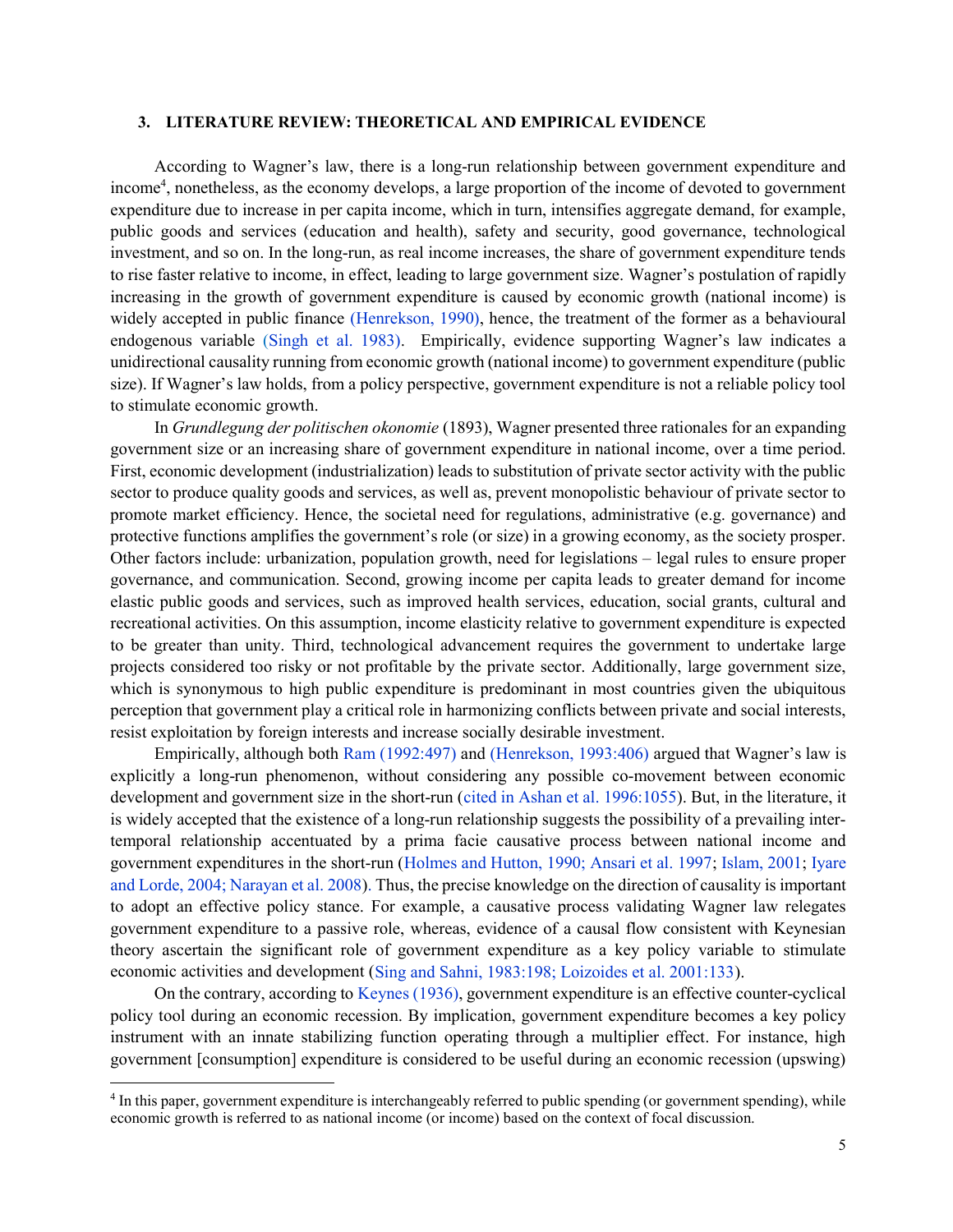### 3. LITERATURE REVIEW: THEORETICAL AND EMPIRICAL EVIDENCE

According to Wagner's law, there is a long-run relationship between government expenditure and income[4], nonetheless, as the economy develops, a large proportion of the income of devoted to government expenditure due to increase in per capita income, which in turn, intensifies aggregate demand, for example, public goods and services (education and health), safety and security, good governance, technological investment, and so on. In the long-run, as real income increases, the share of government expenditure tends to rise faster relative to income, in effect, leading to large government size. Wagner's postulation of rapidly increasing in the growth of government expenditure is caused by economic growth (national income) is widely accepted in public finance (Henrekson, 1990), hence, the treatment of the former as a behavioural endogenous variable (Singh et al. 1983). Empirically, evidence supporting Wagner's law indicates a unidirectional causality running from economic growth (national income) to government expenditure (public size). If Wagner's law holds, from a policy perspective, government expenditure is not a reliable policy tool to stimulate economic growth.

In *Grundlegung der politischen okonomie* (1893), Wagner presented three rationales for an expanding government size or an increasing share of government expenditure in national income, over a time period. First, economic development (industrialization) leads to substitution of private sector activity with the public sector to produce quality goods and services, as well as, prevent monopolistic behaviour of private sector to promote market efficiency. Hence, the societal need for regulations, administrative (e.g. governance) and protective functions amplifies the government's role (or size) in a growing economy, as the society prosper. Other factors include: urbanization, population growth, need for legislations – legal rules to ensure proper governance, and communication. Second, growing income per capita leads to greater demand for income elastic public goods and services, such as improved health services, education, social grants, cultural and recreational activities. On this assumption, income elasticity relative to government expenditure is expected to be greater than unity. Third, technological advancement requires the government to undertake large projects considered too risky or not profitable by the private sector. Additionally, large government size, which is synonymous to high public expenditure is predominant in most countries given the ubiquitous perception that government play a critical role in harmonizing conflicts between private and social interests, resist exploitation by foreign interests and increase socially desirable investment.

Empirically, although both Ram (1992:497) and (Henrekson, 1993:406) argued that Wagner's law is explicitly a long-run phenomenon, without considering any possible co-movement between economic development and government size in the short-run (cited in Ashan et al. 1996:1055). But, in the literature, it is widely accepted that the existence of a long-run relationship suggests the possibility of a prevailing inter-temporal relationship accentuated by a prima facie causative process between national income and government expenditures in the short-run (Holmes and Hutton, 1990; Ansari et al. 1997; Islam, 2001; Iyare and Lorde, 2004; Narayan et al. 2008). Thus, the precise knowledge on the direction of causality is important to adopt an effective policy stance. For example, a causative process validating Wagner law relegates government expenditure to a passive role, whereas, evidence of a causal flow consistent with Keynesian theory ascertain the significant role of government expenditure as a key policy variable to stimulate economic activities and development (Sing and Sahni, 1983:198; Loizoides et al. 2001:133).

On the contrary, according to Keynes (1936), government expenditure is an effective counter-cyclical policy tool during an economic recession. By implication, government expenditure becomes a key policy instrument with an innate stabilizing function operating through a multiplier effect. For instance, high government [consumption] expenditure is considered to be useful during an economic recession (upswing)

[4] In this paper, government expenditure is interchangeably referred to public spending (or government spending), while economic growth is referred to as national income (or income) based on the context of focal discussion.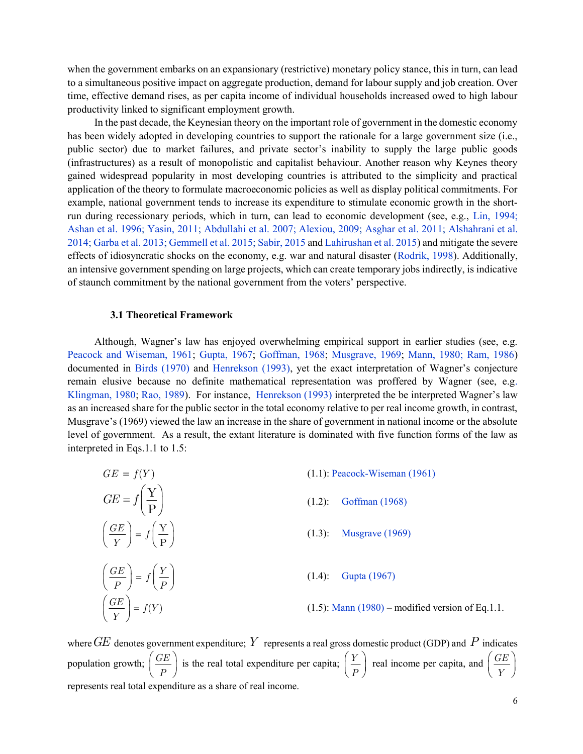when the government embarks on an expansionary (restrictive) monetary policy stance, this in turn, can lead to a simultaneous positive impact on aggregate production, demand for labour supply and job creation. Over time, effective demand rises, as per capita income of individual households increased owed to high labour productivity linked to significant employment growth.

In the past decade, the Keynesian theory on the important role of government in the domestic economy has been widely adopted in developing countries to support the rationale for a large government size (i.e., public sector) due to market failures, and private sector's inability to supply the large public goods (infrastructures) as a result of monopolistic and capitalist behaviour. Another reason why Keynes theory gained widespread popularity in most developing countries is attributed to the simplicity and practical application of the theory to formulate macroeconomic policies as well as display political commitments. For example, national government tends to increase its expenditure to stimulate economic growth in the short-run during recessionary periods, which in turn, can lead to economic development (see, e.g., Lin, 1994; Ashan et al. 1996; Yasin, 2011; Abdullahi et al. 2007; Alexiou, 2009; Asghar et al. 2011; Alshahrani et al. 2014; Garba et al. 2013; Gemmell et al. 2015; Sabir, 2015 and Lahirushan et al. 2015) and mitigate the severe effects of idiosyncratic shocks on the economy, e.g. war and natural disaster (Rodrik, 1998). Additionally, an intensive government spending on large projects, which can create temporary jobs indirectly, is indicative of staunch commitment by the national government from the voters' perspective.

### 3.1 Theoretical Framework

Although, Wagner's law has enjoyed overwhelming empirical support in earlier studies (see, e.g. Peacock and Wiseman, 1961; Gupta, 1967; Goffman, 1968; Musgrave, 1969; Mann, 1980; Ram, 1986) documented in Birds (1970) and Henrekson (1993), yet the exact interpretation of Wagner's conjecture remain elusive because no definite mathematical representation was proffered by Wagner (see, e.g. Klingman, 1980; Rao, 1989). For instance, Henrekson (1993) interpreted the be interpreted Wagner's law as an increased share for the public sector in the total economy relative to per real income growth, in contrast, Musgrave's (1969) viewed the law an increase in the share of government in national income or the absolute level of government. As a result, the extant literature is dominated with five function forms of the law as interpreted in Eqs.1.1 to 1.5:

$$GE = f(Y) \qquad \text{(1.1): Peacock-Wiseman (1961)}$$

$$GE = f\left(\frac{Y}{P}\right) \qquad \text{(1.2): Goffman (1968)}$$

$$\left(\frac{GE}{Y}\right) = f\left(\frac{Y}{P}\right) \qquad \text{(1.3): Musgrave (1969)}$$

$$\left(\frac{GE}{P}\right) = f\left(\frac{Y}{P}\right) \qquad \text{(1.4): Gupta (1967)}$$

$$\left(\frac{GE}{Y}\right) = f(Y) \qquad \text{(1.5): Mann (1980) – modified version of Eq.1.1.}$$

where $GE$ denotes government expenditure; $Y$ represents a real gross domestic product (GDP) and $P$ indicates population growth; $\left(\frac{GE}{P}\right)$ is the real total expenditure per capita; $\left(\frac{Y}{P}\right)$ real income per capita, and $\left(\frac{GE}{Y}\right)$ represents real total expenditure as a share of real income.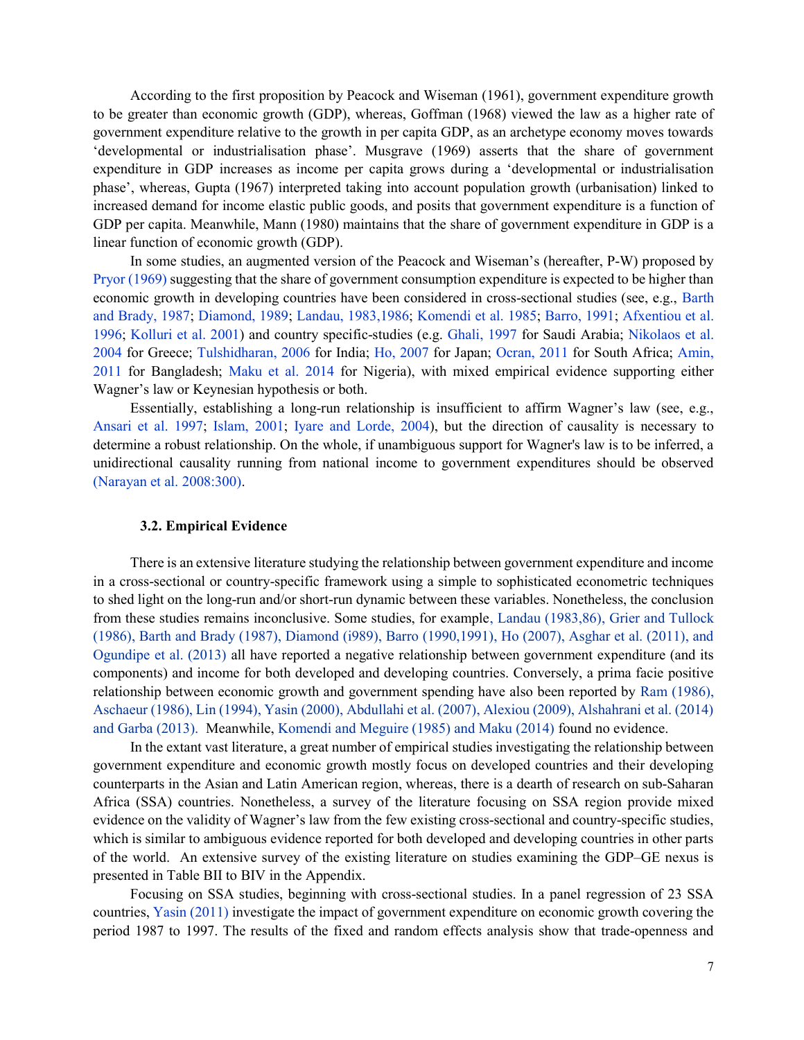According to the first proposition by Peacock and Wiseman (1961), government expenditure growth to be greater than economic growth (GDP), whereas, Goffman (1968) viewed the law as a higher rate of government expenditure relative to the growth in per capita GDP, as an archetype economy moves towards 'developmental or industrialisation phase'. Musgrave (1969) asserts that the share of government expenditure in GDP increases as income per capita grows during a 'developmental or industrialisation phase', whereas, Gupta (1967) interpreted taking into account population growth (urbanisation) linked to increased demand for income elastic public goods, and posits that government expenditure is a function of GDP per capita. Meanwhile, Mann (1980) maintains that the share of government expenditure in GDP is a linear function of economic growth (GDP).

In some studies, an augmented version of the Peacock and Wiseman's (hereafter, P-W) proposed by Pryor (1969) suggesting that the share of government consumption expenditure is expected to be higher than economic growth in developing countries have been considered in cross-sectional studies (see, e.g., Barth and Brady, 1987; Diamond, 1989; Landau, 1983,1986; Komendi et al. 1985; Barro, 1991; Afxentiou et al. 1996; Kolluri et al. 2001) and country specific-studies (e.g. Ghali, 1997 for Saudi Arabia; Nikolaos et al. 2004 for Greece; Tulshidharan, 2006 for India; Ho, 2007 for Japan; Ocran, 2011 for South Africa; Amin, 2011 for Bangladesh; Maku et al. 2014 for Nigeria), with mixed empirical evidence supporting either Wagner's law or Keynesian hypothesis or both.

Essentially, establishing a long-run relationship is insufficient to affirm Wagner's law (see, e.g., Ansari et al. 1997; Islam, 2001; Iyare and Lorde, 2004), but the direction of causality is necessary to determine a robust relationship. On the whole, if unambiguous support for Wagner's law is to be inferred, a unidirectional causality running from national income to government expenditures should be observed (Narayan et al. 2008:300).

### 3.2. Empirical Evidence

There is an extensive literature studying the relationship between government expenditure and income in a cross-sectional or country-specific framework using a simple to sophisticated econometric techniques to shed light on the long-run and/or short-run dynamic between these variables. Nonetheless, the conclusion from these studies remains inconclusive. Some studies, for example, Landau (1983,86), Grier and Tullock (1986), Barth and Brady (1987), Diamond (i989), Barro (1990,1991), Ho (2007), Asghar et al. (2011), and Ogundipe et al. (2013) all have reported a negative relationship between government expenditure (and its components) and income for both developed and developing countries. Conversely, a prima facie positive relationship between economic growth and government spending have also been reported by Ram (1986), Aschaeur (1986), Lin (1994), Yasin (2000), Abdullahi et al. (2007), Alexiou (2009), Alshahrani et al. (2014) and Garba (2013). Meanwhile, Komendi and Meguire (1985) and Maku (2014) found no evidence.

In the extant vast literature, a great number of empirical studies investigating the relationship between government expenditure and economic growth mostly focus on developed countries and their developing counterparts in the Asian and Latin American region, whereas, there is a dearth of research on sub-Saharan Africa (SSA) countries. Nonetheless, a survey of the literature focusing on SSA region provide mixed evidence on the validity of Wagner's law from the few existing cross-sectional and country-specific studies, which is similar to ambiguous evidence reported for both developed and developing countries in other parts of the world. An extensive survey of the existing literature on studies examining the GDP–GE nexus is presented in Table BII to BIV in the Appendix.

Focusing on SSA studies, beginning with cross-sectional studies. In a panel regression of 23 SSA countries, Yasin (2011) investigate the impact of government expenditure on economic growth covering the period 1987 to 1997. The results of the fixed and random effects analysis show that trade-openness and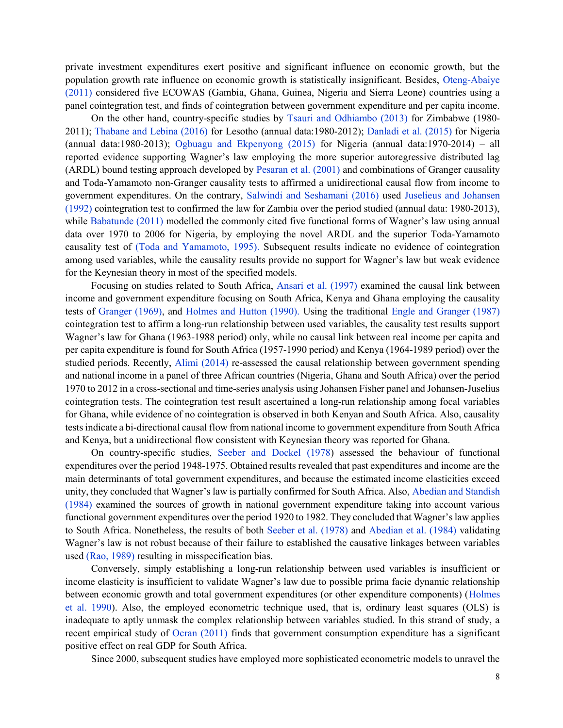private investment expenditures exert positive and significant influence on economic growth, but the population growth rate influence on economic growth is statistically insignificant. Besides, Oteng-Abaiye (2011) considered five ECOWAS (Gambia, Ghana, Guinea, Nigeria and Sierra Leone) countries using a panel cointegration test, and finds of cointegration between government expenditure and per capita income.

On the other hand, country-specific studies by Tsauri and Odhiambo (2013) for Zimbabwe (1980-2011); Thabane and Lebina (2016) for Lesotho (annual data:1980-2012); Danladi et al. (2015) for Nigeria (annual data:1980-2013); Ogbuagu and Ekpenyong (2015) for Nigeria (annual data:1970-2014) – all reported evidence supporting Wagner's law employing the more superior autoregressive distributed lag (ARDL) bound testing approach developed by Pesaran et al. (2001) and combinations of Granger causality and Toda-Yamamoto non-Granger causality tests to affirmed a unidirectional causal flow from income to government expenditures. On the contrary, Salwindi and Seshamani (2016) used Juselieus and Johansen (1992) cointegration test to confirmed the law for Zambia over the period studied (annual data: 1980-2013), while Babatunde (2011) modelled the commonly cited five functional forms of Wagner's law using annual data over 1970 to 2006 for Nigeria, by employing the novel ARDL and the superior Toda-Yamamoto causality test of (Toda and Yamamoto, 1995). Subsequent results indicate no evidence of cointegration among used variables, while the causality results provide no support for Wagner's law but weak evidence for the Keynesian theory in most of the specified models.

Focusing on studies related to South Africa, Ansari et al. (1997) examined the causal link between income and government expenditure focusing on South Africa, Kenya and Ghana employing the causality tests of Granger (1969), and Holmes and Hutton (1990). Using the traditional Engle and Granger (1987) cointegration test to affirm a long-run relationship between used variables, the causality test results support Wagner's law for Ghana (1963-1988 period) only, while no causal link between real income per capita and per capita expenditure is found for South Africa (1957-1990 period) and Kenya (1964-1989 period) over the studied periods. Recently, Alimi (2014) re-assessed the causal relationship between government spending and national income in a panel of three African countries (Nigeria, Ghana and South Africa) over the period 1970 to 2012 in a cross-sectional and time-series analysis using Johansen Fisher panel and Johansen-Juselius cointegration tests. The cointegration test result ascertained a long-run relationship among focal variables for Ghana, while evidence of no cointegration is observed in both Kenyan and South Africa. Also, causality tests indicate a bi-directional causal flow from national income to government expenditure from South Africa and Kenya, but a unidirectional flow consistent with Keynesian theory was reported for Ghana.

On country-specific studies, Seeber and Dockel (1978) assessed the behaviour of functional expenditures over the period 1948-1975. Obtained results revealed that past expenditures and income are the main determinants of total government expenditures, and because the estimated income elasticities exceed unity, they concluded that Wagner's law is partially confirmed for South Africa. Also, Abedian and Standish (1984) examined the sources of growth in national government expenditure taking into account various functional government expenditures over the period 1920 to 1982. They concluded that Wagner's law applies to South Africa. Nonetheless, the results of both Seeber et al. (1978) and Abedian et al. (1984) validating Wagner's law is not robust because of their failure to established the causative linkages between variables used (Rao, 1989) resulting in misspecification bias.

Conversely, simply establishing a long-run relationship between used variables is insufficient or income elasticity is insufficient to validate Wagner's law due to possible prima facie dynamic relationship between economic growth and total government expenditures (or other expenditure components) (Holmes et al. 1990). Also, the employed econometric technique used, that is, ordinary least squares (OLS) is inadequate to aptly unmask the complex relationship between variables studied. In this strand of study, a recent empirical study of Ocran (2011) finds that government consumption expenditure has a significant positive effect on real GDP for South Africa.

Since 2000, subsequent studies have employed more sophisticated econometric models to unravel the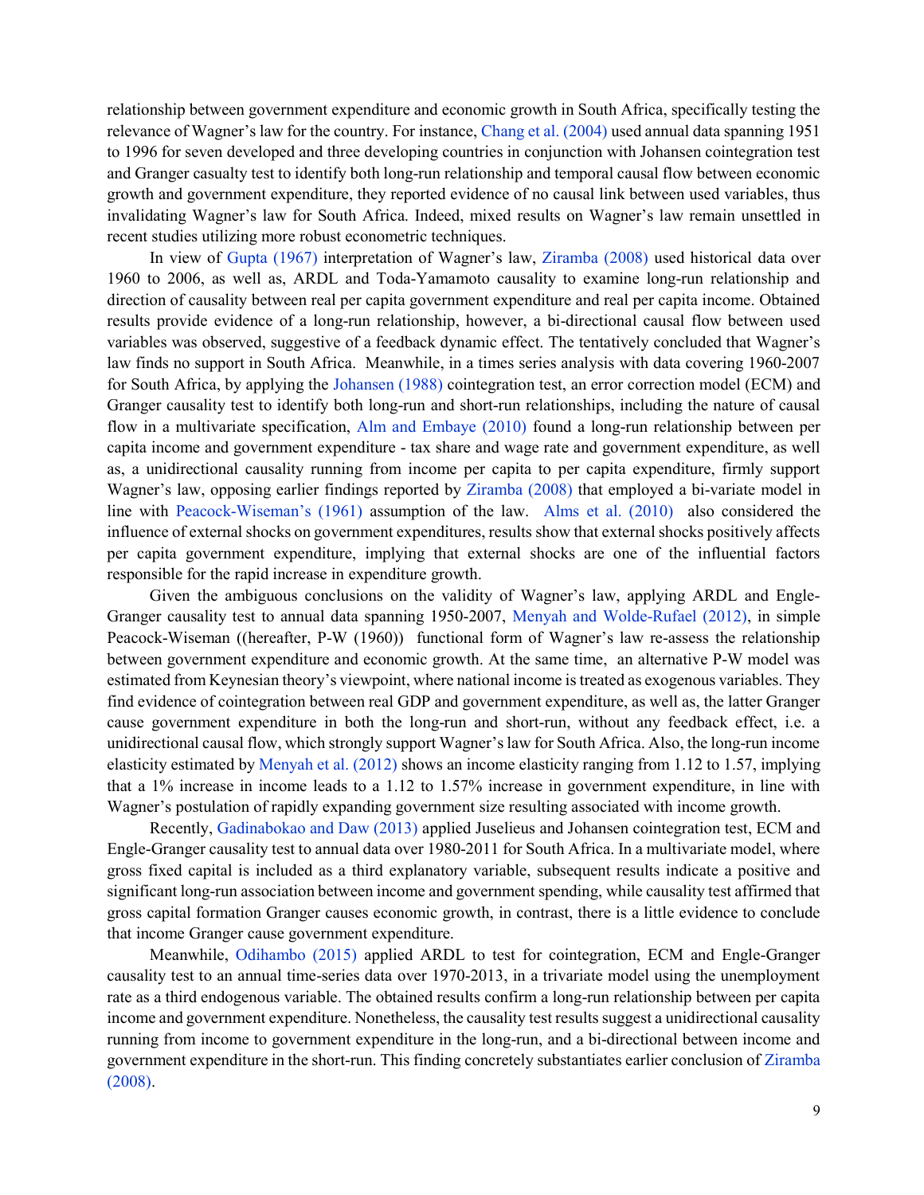relationship between government expenditure and economic growth in South Africa, specifically testing the relevance of Wagner's law for the country. For instance, Chang et al. (2004) used annual data spanning 1951 to 1996 for seven developed and three developing countries in conjunction with Johansen cointegration test and Granger casualty test to identify both long-run relationship and temporal causal flow between economic growth and government expenditure, they reported evidence of no causal link between used variables, thus invalidating Wagner's law for South Africa. Indeed, mixed results on Wagner's law remain unsettled in recent studies utilizing more robust econometric techniques.

In view of Gupta (1967) interpretation of Wagner's law, Ziramba (2008) used historical data over 1960 to 2006, as well as, ARDL and Toda-Yamamoto causality to examine long-run relationship and direction of causality between real per capita government expenditure and real per capita income. Obtained results provide evidence of a long-run relationship, however, a bi-directional causal flow between used variables was observed, suggestive of a feedback dynamic effect. The tentatively concluded that Wagner's law finds no support in South Africa. Meanwhile, in a times series analysis with data covering 1960-2007 for South Africa, by applying the Johansen (1988) cointegration test, an error correction model (ECM) and Granger causality test to identify both long-run and short-run relationships, including the nature of causal flow in a multivariate specification, Alm and Embaye (2010) found a long-run relationship between per capita income and government expenditure - tax share and wage rate and government expenditure, as well as, a unidirectional causality running from income per capita to per capita expenditure, firmly support Wagner's law, opposing earlier findings reported by Ziramba (2008) that employed a bi-variate model in line with Peacock-Wiseman's (1961) assumption of the law. Alms et al. (2010) also considered the influence of external shocks on government expenditures, results show that external shocks positively affects per capita government expenditure, implying that external shocks are one of the influential factors responsible for the rapid increase in expenditure growth.

Given the ambiguous conclusions on the validity of Wagner's law, applying ARDL and Engle-Granger causality test to annual data spanning 1950-2007, Menyah and Wolde-Rufael (2012), in simple Peacock-Wiseman ((hereafter, P-W (1960)) functional form of Wagner's law re-assess the relationship between government expenditure and economic growth. At the same time, an alternative P-W model was estimated from Keynesian theory's viewpoint, where national income is treated as exogenous variables. They find evidence of cointegration between real GDP and government expenditure, as well as, the latter Granger cause government expenditure in both the long-run and short-run, without any feedback effect, i.e. a unidirectional causal flow, which strongly support Wagner's law for South Africa. Also, the long-run income elasticity estimated by Menyah et al. (2012) shows an income elasticity ranging from 1.12 to 1.57, implying that a 1% increase in income leads to a 1.12 to 1.57% increase in government expenditure, in line with Wagner's postulation of rapidly expanding government size resulting associated with income growth.

Recently, Gadinabokao and Daw (2013) applied Juselieus and Johansen cointegration test, ECM and Engle-Granger causality test to annual data over 1980-2011 for South Africa. In a multivariate model, where gross fixed capital is included as a third explanatory variable, subsequent results indicate a positive and significant long-run association between income and government spending, while causality test affirmed that gross capital formation Granger causes economic growth, in contrast, there is a little evidence to conclude that income Granger cause government expenditure.

Meanwhile, Odihambo (2015) applied ARDL to test for cointegration, ECM and Engle-Granger causality test to an annual time-series data over 1970-2013, in a trivariate model using the unemployment rate as a third endogenous variable. The obtained results confirm a long-run relationship between per capita income and government expenditure. Nonetheless, the causality test results suggest a unidirectional causality running from income to government expenditure in the long-run, and a bi-directional between income and government expenditure in the short-run. This finding concretely substantiates earlier conclusion of Ziramba (2008).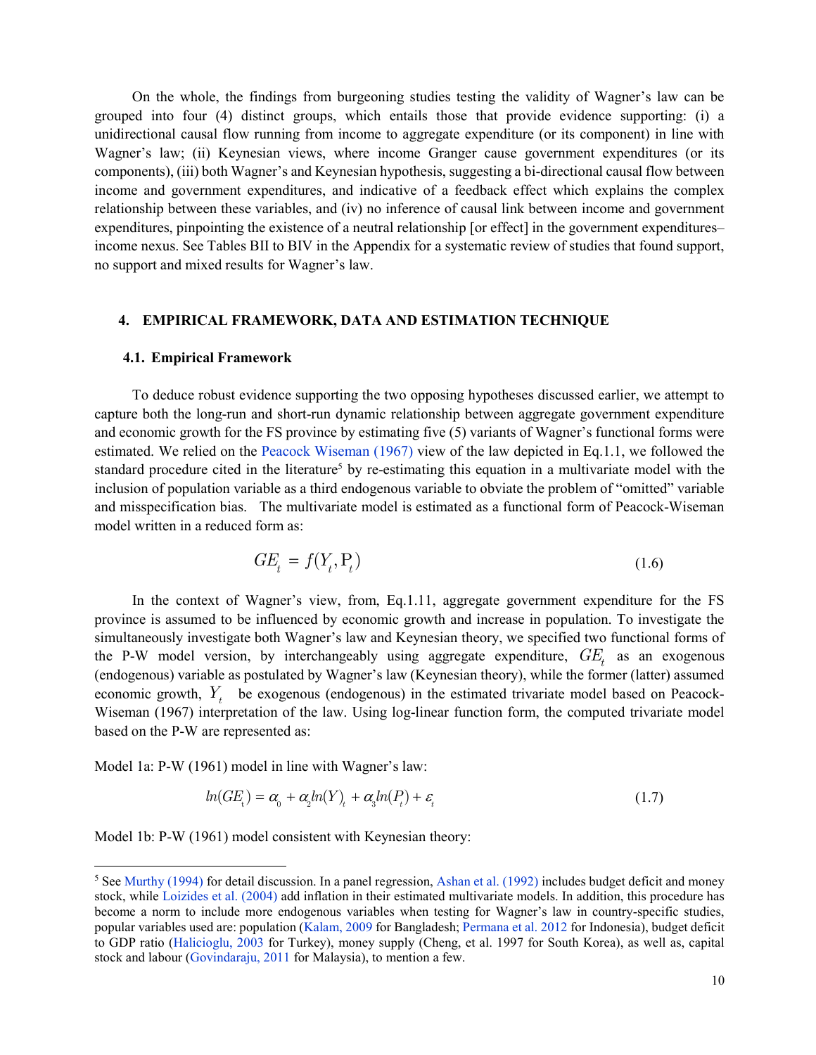On the whole, the findings from burgeoning studies testing the validity of Wagner's law can be grouped into four (4) distinct groups, which entails those that provide evidence supporting: (i) a unidirectional causal flow running from income to aggregate expenditure (or its component) in line with Wagner's law; (ii) Keynesian views, where income Granger cause government expenditures (or its components), (iii) both Wagner's and Keynesian hypothesis, suggesting a bi-directional causal flow between income and government expenditures, and indicative of a feedback effect which explains the complex relationship between these variables, and (iv) no inference of causal link between income and government expenditures, pinpointing the existence of a neutral relationship [or effect] in the government expenditures–income nexus. See Tables BII to BIV in the Appendix for a systematic review of studies that found support, no support and mixed results for Wagner's law.

## 4. EMPIRICAL FRAMEWORK, DATA AND ESTIMATION TECHNIQUE

### 4.1. Empirical Framework

To deduce robust evidence supporting the two opposing hypotheses discussed earlier, we attempt to capture both the long-run and short-run dynamic relationship between aggregate government expenditure and economic growth for the FS province by estimating five (5) variants of Wagner's functional forms were estimated. We relied on the Peacock Wiseman (1967) view of the law depicted in Eq.1.1, we followed the standard procedure cited in the literature[5] by re-estimating this equation in a multivariate model with the inclusion of population variable as a third endogenous variable to obviate the problem of "omitted" variable and misspecification bias. The multivariate model is estimated as a functional form of Peacock-Wiseman model written in a reduced form as:

$$GE_t = f(Y_t, \mathrm{P}_t) \tag{1.6}$$

In the context of Wagner's view, from, Eq.1.11, aggregate government expenditure for the FS province is assumed to be influenced by economic growth and increase in population. To investigate the simultaneously investigate both Wagner's law and Keynesian theory, we specified two functional forms of the P-W model version, by interchangeably using aggregate expenditure, $GE_t$ as an exogenous (endogenous) variable as postulated by Wagner's law (Keynesian theory), while the former (latter) assumed economic growth, $Y_t$ be exogenous (endogenous) in the estimated trivariate model based on Peacock-Wiseman (1967) interpretation of the law. Using log-linear function form, the computed trivariate model based on the P-W are represented as:

Model 1a: P-W (1961) model in line with Wagner's law:

$$ln(GE_t) = \alpha_0 + \alpha_2 ln(Y)_t + \alpha_3 ln(P_t) + \varepsilon_t \tag{1.7}$$

Model 1b: P-W (1961) model consistent with Keynesian theory:

---

[5] See Murthy (1994) for detail discussion. In a panel regression, Ashan et al. (1992) includes budget deficit and money stock, while Loizides et al. (2004) add inflation in their estimated multivariate models. In addition, this procedure has become a norm to include more endogenous variables when testing for Wagner's law in country-specific studies, popular variables used are: population (Kalam, 2009 for Bangladesh; Permana et al. 2012 for Indonesia), budget deficit to GDP ratio (Halicioglu, 2003 for Turkey), money supply (Cheng, et al. 1997 for South Korea), as well as, capital stock and labour (Govindaraju, 2011 for Malaysia), to mention a few.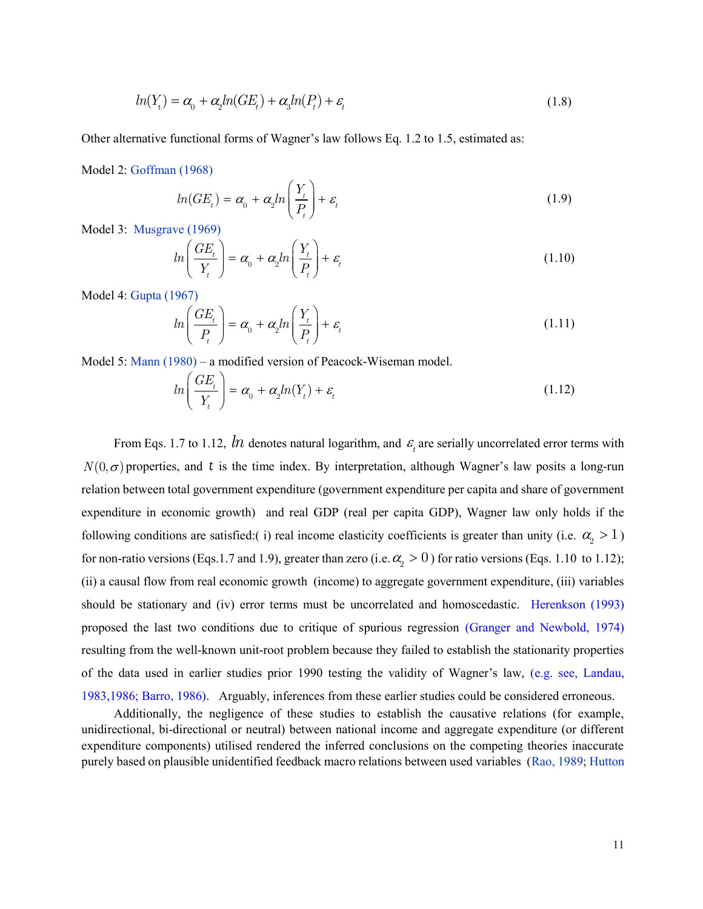$$ln(Y_t) = \alpha_0 + \alpha_2 ln(GE_t) + \alpha_3 ln(P_t) + \varepsilon_t \tag{1.8}$$

Other alternative functional forms of Wagner's law follows Eq. 1.2 to 1.5, estimated as:

Model 2: Goffman (1968)

$$ln(GE_t) = \alpha_0 + \alpha_2 ln\left(\frac{Y_t}{P_t}\right) + \varepsilon_t \tag{1.9}$$

Model 3: Musgrave (1969)

$$ln\left(\frac{GE_t}{Y_t}\right) = \alpha_0 + \alpha_2 ln\left(\frac{Y_t}{P_t}\right) + \varepsilon_t \tag{1.10}$$

Model 4: Gupta (1967)

$$ln\left(\frac{GE_t}{P_t}\right) = \alpha_0 + \alpha_2 ln\left(\frac{Y_t}{P_t}\right) + \varepsilon_t \tag{1.11}$$

Model 5: Mann (1980) – a modified version of Peacock-Wiseman model.

$$ln\left(\frac{GE_t}{Y_t}\right) = \alpha_0 + \alpha_2 ln(Y_t) + \varepsilon_t \tag{1.12}$$

From Eqs. 1.7 to 1.12, $ln$ denotes natural logarithm, and $\varepsilon_t$ are serially uncorrelated error terms with $N(0,\sigma)$ properties, and $t$ is the time index. By interpretation, although Wagner's law posits a long-run relation between total government expenditure (government expenditure per capita and share of government expenditure in economic growth) and real GDP (real per capita GDP), Wagner law only holds if the following conditions are satisfied:( i) real income elasticity coefficients is greater than unity (i.e. $\alpha_2 > 1$) for non-ratio versions (Eqs.1.7 and 1.9), greater than zero (i.e. $\alpha_2 > 0$) for ratio versions (Eqs. 1.10 to 1.12); (ii) a causal flow from real economic growth (income) to aggregate government expenditure, (iii) variables should be stationary and (iv) error terms must be uncorrelated and homoscedastic. Herenkson (1993) proposed the last two conditions due to critique of spurious regression (Granger and Newbold, 1974) resulting from the well-known unit-root problem because they failed to establish the stationarity properties of the data used in earlier studies prior 1990 testing the validity of Wagner's law, (e.g. see, Landau, 1983,1986; Barro, 1986). Arguably, inferences from these earlier studies could be considered erroneous.

Additionally, the negligence of these studies to establish the causative relations (for example, unidirectional, bi-directional or neutral) between national income and aggregate expenditure (or different expenditure components) utilised rendered the inferred conclusions on the competing theories inaccurate purely based on plausible unidentified feedback macro relations between used variables (Rao, 1989; Hutton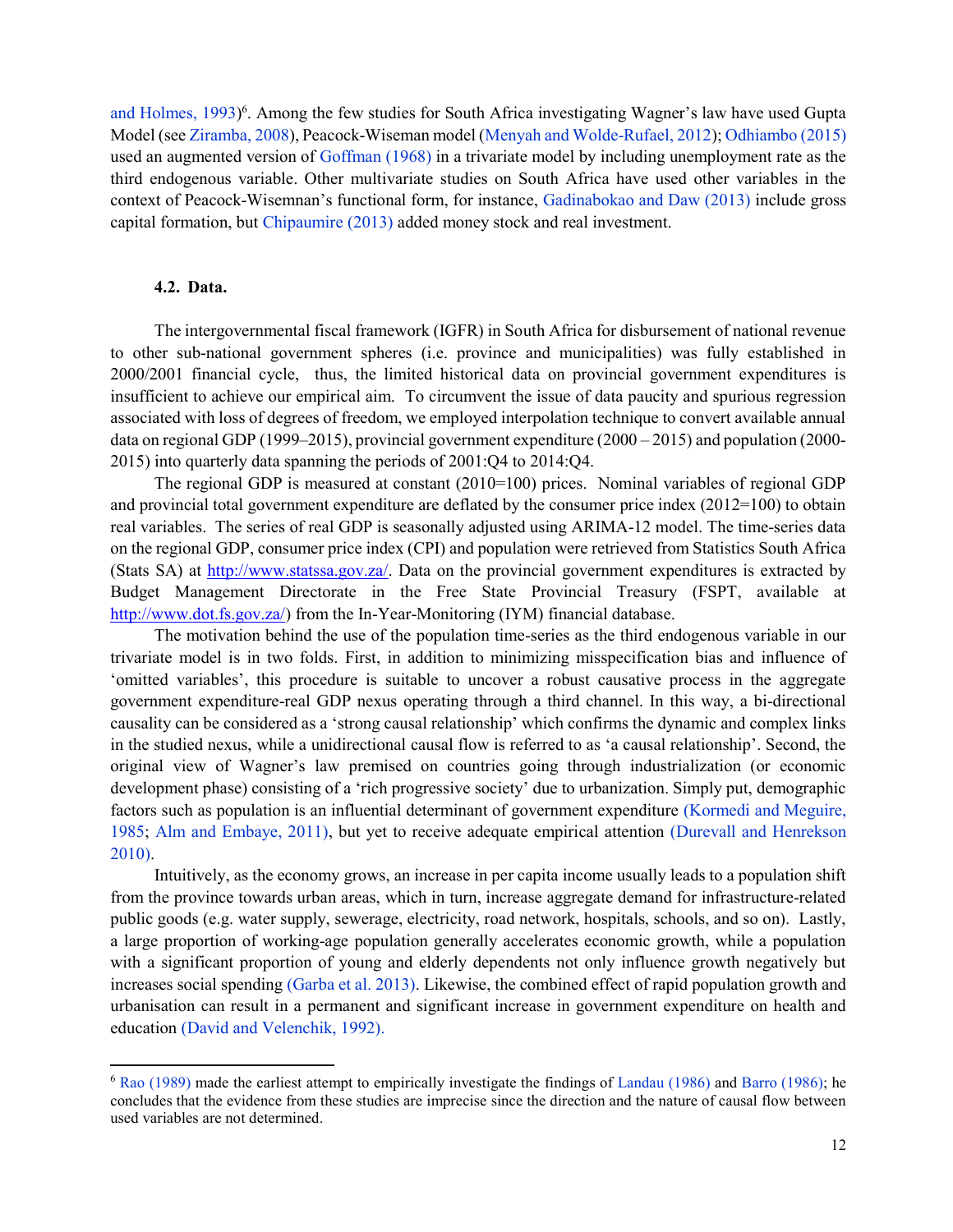and Holmes, 1993)[6]. Among the few studies for South Africa investigating Wagner's law have used Gupta Model (see Ziramba, 2008), Peacock-Wiseman model (Menyah and Wolde-Rufael, 2012); Odhiambo (2015) used an augmented version of Goffman (1968) in a trivariate model by including unemployment rate as the third endogenous variable. Other multivariate studies on South Africa have used other variables in the context of Peacock-Wisemnan's functional form, for instance, Gadinabokao and Daw (2013) include gross capital formation, but Chipaumire (2013) added money stock and real investment.

### 4.2. Data.

The intergovernmental fiscal framework (IGFR) in South Africa for disbursement of national revenue to other sub-national government spheres (i.e. province and municipalities) was fully established in 2000/2001 financial cycle, thus, the limited historical data on provincial government expenditures is insufficient to achieve our empirical aim. To circumvent the issue of data paucity and spurious regression associated with loss of degrees of freedom, we employed interpolation technique to convert available annual data on regional GDP (1999–2015), provincial government expenditure (2000 – 2015) and population (2000-2015) into quarterly data spanning the periods of 2001:Q4 to 2014:Q4.

The regional GDP is measured at constant (2010=100) prices. Nominal variables of regional GDP and provincial total government expenditure are deflated by the consumer price index (2012=100) to obtain real variables. The series of real GDP is seasonally adjusted using ARIMA-12 model. The time-series data on the regional GDP, consumer price index (CPI) and population were retrieved from Statistics South Africa (Stats SA) at http://www.statssa.gov.za/. Data on the provincial government expenditures is extracted by Budget Management Directorate in the Free State Provincial Treasury (FSPT, available at http://www.dot.fs.gov.za/) from the In-Year-Monitoring (IYM) financial database.

The motivation behind the use of the population time-series as the third endogenous variable in our trivariate model is in two folds. First, in addition to minimizing misspecification bias and influence of 'omitted variables', this procedure is suitable to uncover a robust causative process in the aggregate government expenditure-real GDP nexus operating through a third channel. In this way, a bi-directional causality can be considered as a 'strong causal relationship' which confirms the dynamic and complex links in the studied nexus, while a unidirectional causal flow is referred to as 'a causal relationship'. Second, the original view of Wagner's law premised on countries going through industrialization (or economic development phase) consisting of a 'rich progressive society' due to urbanization. Simply put, demographic factors such as population is an influential determinant of government expenditure (Kormedi and Meguire, 1985; Alm and Embaye, 2011), but yet to receive adequate empirical attention (Durevall and Henrekson 2010).

Intuitively, as the economy grows, an increase in per capita income usually leads to a population shift from the province towards urban areas, which in turn, increase aggregate demand for infrastructure-related public goods (e.g. water supply, sewerage, electricity, road network, hospitals, schools, and so on). Lastly, a large proportion of working-age population generally accelerates economic growth, while a population with a significant proportion of young and elderly dependents not only influence growth negatively but increases social spending (Garba et al. 2013). Likewise, the combined effect of rapid population growth and urbanisation can result in a permanent and significant increase in government expenditure on health and education (David and Velenchik, 1992).

---

[6] Rao (1989) made the earliest attempt to empirically investigate the findings of Landau (1986) and Barro (1986); he concludes that the evidence from these studies are imprecise since the direction and the nature of causal flow between used variables are not determined.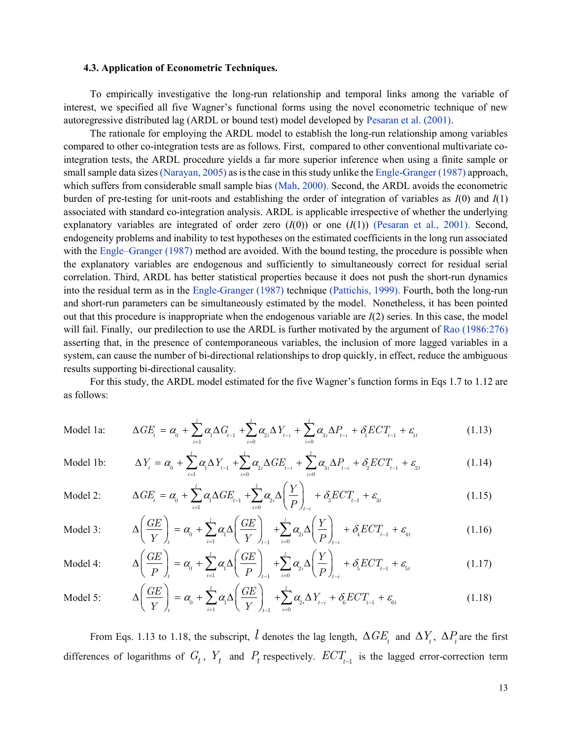### 4.3. Application of Econometric Techniques.

To empirically investigative the long-run relationship and temporal links among the variable of interest, we specified all five Wagner's functional forms using the novel econometric technique of new autoregressive distributed lag (ARDL or bound test) model developed by Pesaran et al. (2001).

The rationale for employing the ARDL model to establish the long-run relationship among variables compared to other co-integration tests are as follows. First, compared to other conventional multivariate co-integration tests, the ARDL procedure yields a far more superior inference when using a finite sample or small sample data sizes (Narayan, 2005) as is the case in this study unlike the Engle-Granger (1987) approach, which suffers from considerable small sample bias (Mah, 2000). Second, the ARDL avoids the econometric burden of pre-testing for unit-roots and establishing the order of integration of variables as $I(0)$ and $I(1)$ associated with standard co-integration analysis. ARDL is applicable irrespective of whether the underlying explanatory variables are integrated of order zero ($I(0)$) or one ($I(1)$) (Pesaran et al., 2001). Second, endogeneity problems and inability to test hypotheses on the estimated coefficients in the long run associated with the Engle–Granger (1987) method are avoided. With the bound testing, the procedure is possible when the explanatory variables are endogenous and sufficiently to simultaneously correct for residual serial correlation. Third, ARDL has better statistical properties because it does not push the short-run dynamics into the residual term as in the Engle-Granger (1987) technique (Pattichis, 1999). Fourth, both the long-run and short-run parameters can be simultaneously estimated by the model. Nonetheless, it has been pointed out that this procedure is inappropriate when the endogenous variable are $I(2)$ series. In this case, the model will fail. Finally, our predilection to use the ARDL is further motivated by the argument of Rao (1986:276) asserting that, in the presence of contemporaneous variables, the inclusion of more lagged variables in a system, can cause the number of bi-directional relationships to drop quickly, in effect, reduce the ambiguous results supporting bi-directional causality.

For this study, the ARDL model estimated for the five Wagner's function forms in Eqs 1.7 to 1.12 are as follows:

Model 1a:
$$\Delta GE_t = \alpha_0 + \sum_{i=1}^{l} \alpha_1 \Delta G_{t-1} + \sum_{i=0}^{l} \alpha_{2i} \Delta Y_{t-i} + \sum_{i=0}^{l} \alpha_{3i} \Delta P_{t-i} + \delta_1 ECT_{t-1} + \varepsilon_{1t} \tag{1.13}$$

Model 1b:
$$\Delta Y_t = \alpha_0 + \sum_{i=1}^{l} \alpha_1 \Delta Y_{t-1} + \sum_{i=0}^{l} \alpha_{2i} \Delta GE_{t-i} + \sum_{i=0}^{l} \alpha_{3i} \Delta P_{t-i} + \delta_2 ECT_{t-1} + \varepsilon_{2t} \tag{1.14}$$

Model 2:
$$\Delta GE_t = \alpha_0 + \sum_{i=1}^{l} \alpha_1 \Delta GE_{t-1} + \sum_{i=0}^{l} \alpha_{2i} \Delta \left(\frac{Y}{P}\right)_{t-i} + \delta_3 ECT_{t-1} + \varepsilon_{3t} \tag{1.15}$$

Model 3:
$$\Delta \left(\frac{GE}{Y}\right)_t = \alpha_0 + \sum_{i=1}^{l} \alpha_1 \Delta \left(\frac{GE}{Y}\right)_{t-1} + \sum_{i=0}^{l} \alpha_{2i} \Delta \left(\frac{Y}{P}\right)_{t-i} + \delta_4 ECT_{t-1} + \varepsilon_{4t} \tag{1.16}$$

Model 4:
$$\Delta \left(\frac{GE}{P}\right)_t = \alpha_0 + \sum_{i=1}^{l} \alpha_1 \Delta \left(\frac{GE}{P}\right)_{t-1} + \sum_{i=0}^{l} \alpha_{2i} \Delta \left(\frac{Y}{P}\right)_{t-i} + \delta_5 ECT_{t-1} + \varepsilon_{5t} \tag{1.17}$$

Model 5:
$$\Delta \left(\frac{GE}{Y}\right)_t = \alpha_0 + \sum_{i=1}^{l} \alpha_1 \Delta \left(\frac{GE}{Y}\right)_{t-1} + \sum_{i=0}^{l} \alpha_{2i} \Delta Y_{t-i} + \delta_6 ECT_{t-1} + \varepsilon_{6t} \tag{1.18}$$

From Eqs. 1.13 to 1.18, the subscript, $l$ denotes the lag length, $\Delta GE_t$ and $\Delta Y_t$, $\Delta P_t$ are the first differences of logarithms of $G_t$, $Y_t$ and $P_t$ respectively. $ECT_{t-1}$ is the lagged error-correction term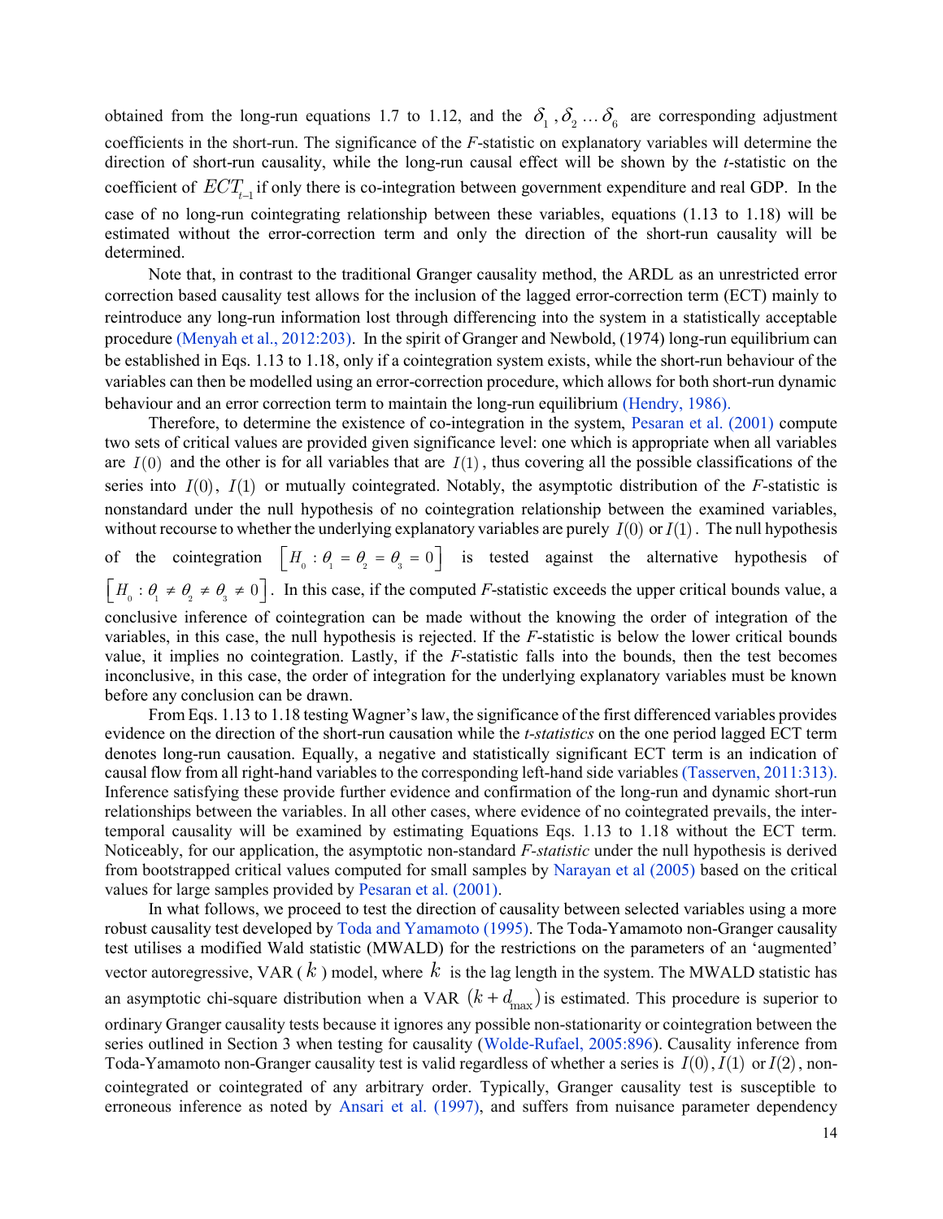obtained from the long-run equations 1.7 to 1.12, and the $\delta_1, \delta_2 \ldots \delta_6$ are corresponding adjustment coefficients in the short-run. The significance of the *F*-statistic on explanatory variables will determine the direction of short-run causality, while the long-run causal effect will be shown by the *t*-statistic on the coefficient of $ECT_{t-1}$ if only there is co-integration between government expenditure and real GDP. In the case of no long-run cointegrating relationship between these variables, equations (1.13 to 1.18) will be estimated without the error-correction term and only the direction of the short-run causality will be determined.

Note that, in contrast to the traditional Granger causality method, the ARDL as an unrestricted error correction based causality test allows for the inclusion of the lagged error-correction term (ECT) mainly to reintroduce any long-run information lost through differencing into the system in a statistically acceptable procedure (Menyah et al., 2012:203). In the spirit of Granger and Newbold, (1974) long-run equilibrium can be established in Eqs. 1.13 to 1.18, only if a cointegration system exists, while the short-run behaviour of the variables can then be modelled using an error-correction procedure, which allows for both short-run dynamic behaviour and an error correction term to maintain the long-run equilibrium (Hendry, 1986).

Therefore, to determine the existence of co-integration in the system, Pesaran et al. (2001) compute two sets of critical values are provided given significance level: one which is appropriate when all variables are $I(0)$ and the other is for all variables that are $I(1)$, thus covering all the possible classifications of the series into $I(0)$, $I(1)$ or mutually cointegrated. Notably, the asymptotic distribution of the *F*-statistic is nonstandard under the null hypothesis of no cointegration relationship between the examined variables, without recourse to whether the underlying explanatory variables are purely $I(0)$ or $I(1)$. The null hypothesis of the cointegration $\left[H_0 : \theta_1 = \theta_2 = \theta_3 = 0\right]$ is tested against the alternative hypothesis of $\left[H_0 : \theta_1 \neq \theta_2 \neq \theta_3 \neq 0\right]$. In this case, if the computed *F*-statistic exceeds the upper critical bounds value, a conclusive inference of cointegration can be made without the knowing the order of integration of the variables, in this case, the null hypothesis is rejected. If the *F*-statistic is below the lower critical bounds value, it implies no cointegration. Lastly, if the *F*-statistic falls into the bounds, then the test becomes inconclusive, in this case, the order of integration for the underlying explanatory variables must be known before any conclusion can be drawn.

From Eqs. 1.13 to 1.18 testing Wagner's law, the significance of the first differenced variables provides evidence on the direction of the short-run causation while the *t-statistics* on the one period lagged ECT term denotes long-run causation. Equally, a negative and statistically significant ECT term is an indication of causal flow from all right-hand variables to the corresponding left-hand side variables (Tasserven, 2011:313). Inference satisfying these provide further evidence and confirmation of the long-run and dynamic short-run relationships between the variables. In all other cases, where evidence of no cointegrated prevails, the inter-temporal causality will be examined by estimating Equations Eqs. 1.13 to 1.18 without the ECT term. Noticeably, for our application, the asymptotic non-standard *F-statistic* under the null hypothesis is derived from bootstrapped critical values computed for small samples by Narayan et al (2005) based on the critical values for large samples provided by Pesaran et al. (2001).

In what follows, we proceed to test the direction of causality between selected variables using a more robust causality test developed by Toda and Yamamoto (1995). The Toda-Yamamoto non-Granger causality test utilises a modified Wald statistic (MWALD) for the restrictions on the parameters of an 'augmented' vector autoregressive, VAR ( $k$ ) model, where $k$ is the lag length in the system. The MWALD statistic has an asymptotic chi-square distribution when a VAR $(k + d_{\max})$ is estimated. This procedure is superior to ordinary Granger causality tests because it ignores any possible non-stationarity or cointegration between the series outlined in Section 3 when testing for causality (Wolde-Rufael, 2005:896). Causality inference from Toda-Yamamoto non-Granger causality test is valid regardless of whether a series is $I(0), I(1)$ or $I(2)$, non-cointegrated or cointegrated of any arbitrary order. Typically, Granger causality test is susceptible to erroneous inference as noted by Ansari et al. (1997), and suffers from nuisance parameter dependency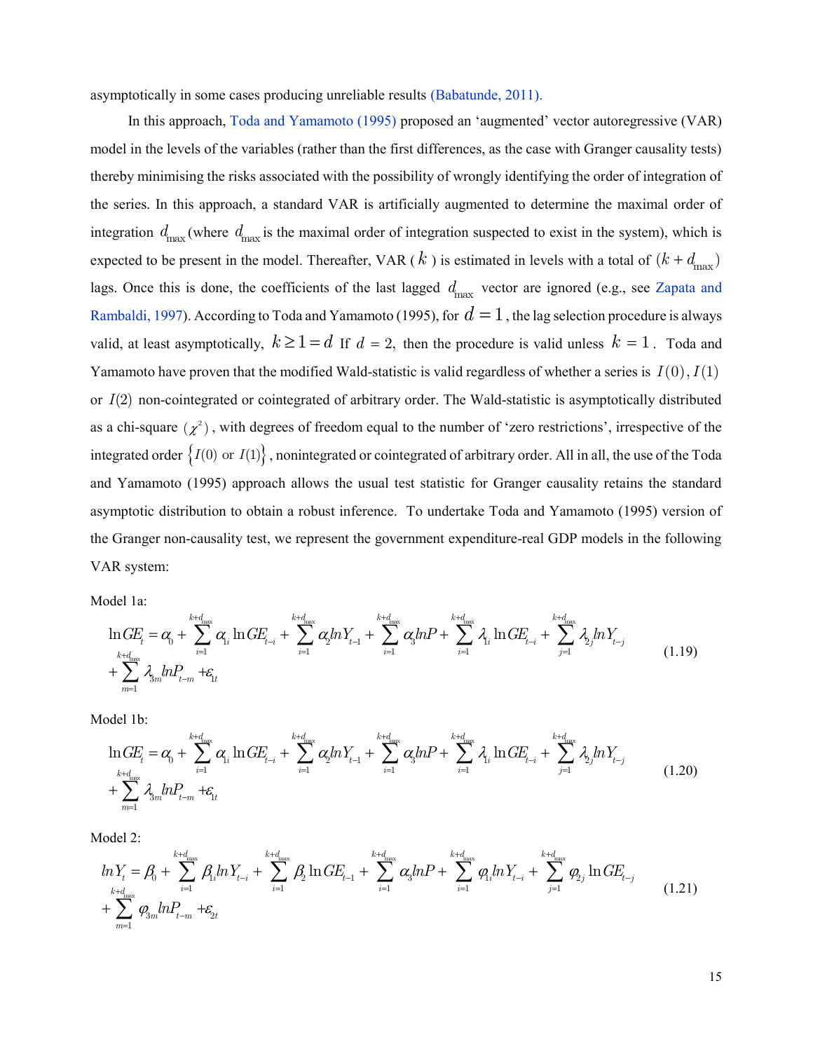asymptotically in some cases producing unreliable results (Babatunde, 2011).

In this approach, Toda and Yamamoto (1995) proposed an 'augmented' vector autoregressive (VAR) model in the levels of the variables (rather than the first differences, as the case with Granger causality tests) thereby minimising the risks associated with the possibility of wrongly identifying the order of integration of the series. In this approach, a standard VAR is artificially augmented to determine the maximal order of integration $d_{\max}$ (where $d_{\max}$ is the maximal order of integration suspected to exist in the system), which is expected to be present in the model. Thereafter, VAR ( $k$ ) is estimated in levels with a total of $(k + d_{\max})$ lags. Once this is done, the coefficients of the last lagged $d_{\max}$ vector are ignored (e.g., see Zapata and Rambaldi, 1997). According to Toda and Yamamoto (1995), for $d = 1$, the lag selection procedure is always valid, at least asymptotically, $k \geq 1 = d$ If $d$ = 2, then the procedure is valid unless $k = 1$. Toda and Yamamoto have proven that the modified Wald-statistic is valid regardless of whether a series is $I(0), I(1)$ or $I(2)$ non-cointegrated or cointegrated of arbitrary order. The Wald-statistic is asymptotically distributed as a chi-square $(\chi^2)$, with degrees of freedom equal to the number of 'zero restrictions', irrespective of the integrated order $\{I(0) \text{ or } I(1)\}$, nonintegrated or cointegrated of arbitrary order. All in all, the use of the Toda and Yamamoto (1995) approach allows the usual test statistic for Granger causality retains the standard asymptotic distribution to obtain a robust inference. To undertake Toda and Yamamoto (1995) version of the Granger non-causality test, we represent the government expenditure-real GDP models in the following VAR system:

Model 1a:

$$\ln GE_t = \alpha_0 + \sum_{i=1}^{k+d_{\max}} \alpha_{1i} \ln GE_{t-i} + \sum_{i=1}^{k+d_{\max}} \alpha_2 ln Y_{t-1} + \sum_{i=1}^{k+d_{\max}} \alpha_3 ln P + \sum_{i=1}^{k+d_{\max}} \lambda_{1i} \ln GE_{t-i} + \sum_{j=1}^{k+d_{\max}} \lambda_{2j} ln Y_{t-j} + \sum_{m=1}^{k+d_{\max}} \lambda_{3m} ln P_{t-m} + \varepsilon_{1t} \tag{1.19}$$

Model 1b:

$$\ln GE_t = \alpha_0 + \sum_{i=1}^{k+d_{\max}} \alpha_{1i} \ln GE_{t-i} + \sum_{i=1}^{k+d_{\max}} \alpha_2 ln Y_{t-1} + \sum_{i=1}^{k+d_{\max}} \alpha_3 ln P + \sum_{i=1}^{k+d_{\max}} \lambda_{1i} \ln GE_{t-i} + \sum_{j=1}^{k+d_{\max}} \lambda_{2j} ln Y_{t-j} + \sum_{m=1}^{k+d_{\max}} \lambda_{3m} ln P_{t-m} + \varepsilon_{1t} \tag{1.20}$$

Model 2:

$$ln Y_t = \beta_0 + \sum_{i=1}^{k+d_{\max}} \beta_{1i} ln Y_{t-i} + \sum_{i=1}^{k+d_{\max}} \beta_2 \ln GE_{t-1} + \sum_{i=1}^{k+d_{\max}} \alpha_3 ln P + \sum_{i=1}^{k+d_{\max}} \varphi_{1i} ln Y_{t-i} + \sum_{j=1}^{k+d_{\max}} \varphi_{2j} \ln GE_{t-j} + \sum_{m=1}^{k+d_{\max}} \varphi_{3m} ln P_{t-m} + \varepsilon_{2t} \tag{1.21}$$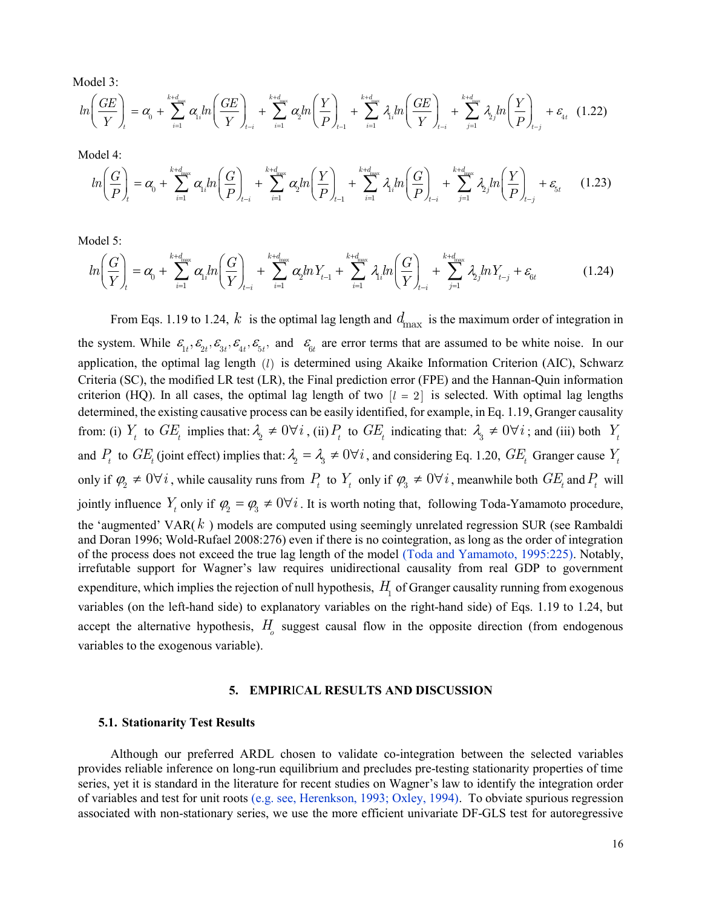Model 3:

$$ln\left(\frac{GE}{Y}\right)_t = \alpha_0 + \sum_{i=1}^{k+d_{max}} \alpha_{1i} ln\left(\frac{GE}{Y}\right)_{t-i} + \sum_{i=1}^{k+d_{max}} \alpha_2 ln\left(\frac{Y}{P}\right)_{t-1} + \sum_{i=1}^{k+d_{max}} \lambda_{1i} ln\left(\frac{GE}{Y}\right)_{t-i} + \sum_{j=1}^{k+d_{max}} \lambda_{2j} ln\left(\frac{Y}{P}\right)_{t-j} + \varepsilon_{4t} \quad (1.22)$$

Model 4:

$$ln\left(\frac{G}{P}\right)_t = \alpha_0 + \sum_{i=1}^{k+d_{max}} \alpha_{1i} ln\left(\frac{G}{P}\right)_{t-i} + \sum_{i=1}^{k+d_{max}} \alpha_2 ln\left(\frac{Y}{P}\right)_{t-1} + \sum_{i=1}^{k+d_{max}} \lambda_{1i} ln\left(\frac{G}{P}\right)_{t-i} + \sum_{j=1}^{k+d_{max}} \lambda_{2j} ln\left(\frac{Y}{P}\right)_{t-j} + \varepsilon_{5t} \quad (1.23)$$

Model 5:

$$ln\left(\frac{G}{Y}\right)_t = \alpha_0 + \sum_{i=1}^{k+d_{max}} \alpha_{1i} ln\left(\frac{G}{Y}\right)_{t-i} + \sum_{i=1}^{k+d_{max}} \alpha_2 lnY_{t-1} + \sum_{i=1}^{k+d_{max}} \lambda_{1i} ln\left(\frac{G}{Y}\right)_{t-i} + \sum_{j=1}^{k+d_{max}} \lambda_{2j} lnY_{t-j} + \varepsilon_{6t} \quad (1.24)$$

From Eqs. 1.19 to 1.24, $k$ is the optimal lag length and $d_{\max}$ is the maximum order of integration in the system. While $\varepsilon_{1t}, \varepsilon_{2t}, \varepsilon_{3t}, \varepsilon_{4t}, \varepsilon_{5t}$, and $\varepsilon_{6t}$ are error terms that are assumed to be white noise. In our application, the optimal lag length $(l)$ is determined using Akaike Information Criterion (AIC), Schwarz Criteria (SC), the modified LR test (LR), the Final prediction error (FPE) and the Hannan-Quin information criterion (HQ). In all cases, the optimal lag length of two $[l = 2]$ is selected. With optimal lag lengths determined, the existing causative process can be easily identified, for example, in Eq. 1.19, Granger causality from: (i) $Y_t$ to $GE_t$ implies that: $\lambda_2 \neq 0 \forall i$, (ii) $P_t$ to $GE_t$ indicating that: $\lambda_3 \neq 0 \forall i$; and (iii) both $Y_t$ and $P_t$ to $GE_t$ (joint effect) implies that: $\lambda_2 = \lambda_3 \neq 0 \forall i$, and considering Eq. 1.20, $GE_t$ Granger cause $Y_t$ only if $\varphi_2 \neq 0 \forall i$, while causality runs from $P_t$ to $Y_t$ only if $\varphi_3 \neq 0 \forall i$, meanwhile both $GE_t$ and $P_t$ will jointly influence $Y_t$ only if $\varphi_2 = \varphi_3 \neq 0 \forall i$. It is worth noting that, following Toda-Yamamoto procedure, the 'augmented' VAR( $k$ ) models are computed using seemingly unrelated regression SUR (see Rambaldi and Doran 1996; Wold-Rufael 2008:276) even if there is no cointegration, as long as the order of integration of the process does not exceed the true lag length of the model (Toda and Yamamoto, 1995:225). Notably, irrefutable support for Wagner's law requires unidirectional causality from real GDP to government expenditure, which implies the rejection of null hypothesis, $H_1$ of Granger causality running from exogenous variables (on the left-hand side) to explanatory variables on the right-hand side) of Eqs. 1.19 to 1.24, but accept the alternative hypothesis, $H_o$ suggest causal flow in the opposite direction (from endogenous variables to the exogenous variable).

## 5. EMPIRICAL RESULTS AND DISCUSSION

### 5.1. Stationarity Test Results

Although our preferred ARDL chosen to validate co-integration between the selected variables provides reliable inference on long-run equilibrium and precludes pre-testing stationarity properties of time series, yet it is standard in the literature for recent studies on Wagner's law to identify the integration order of variables and test for unit roots (e.g. see, Herenkson, 1993; Oxley, 1994). To obviate spurious regression associated with non-stationary series, we use the more efficient univariate DF-GLS test for autoregressive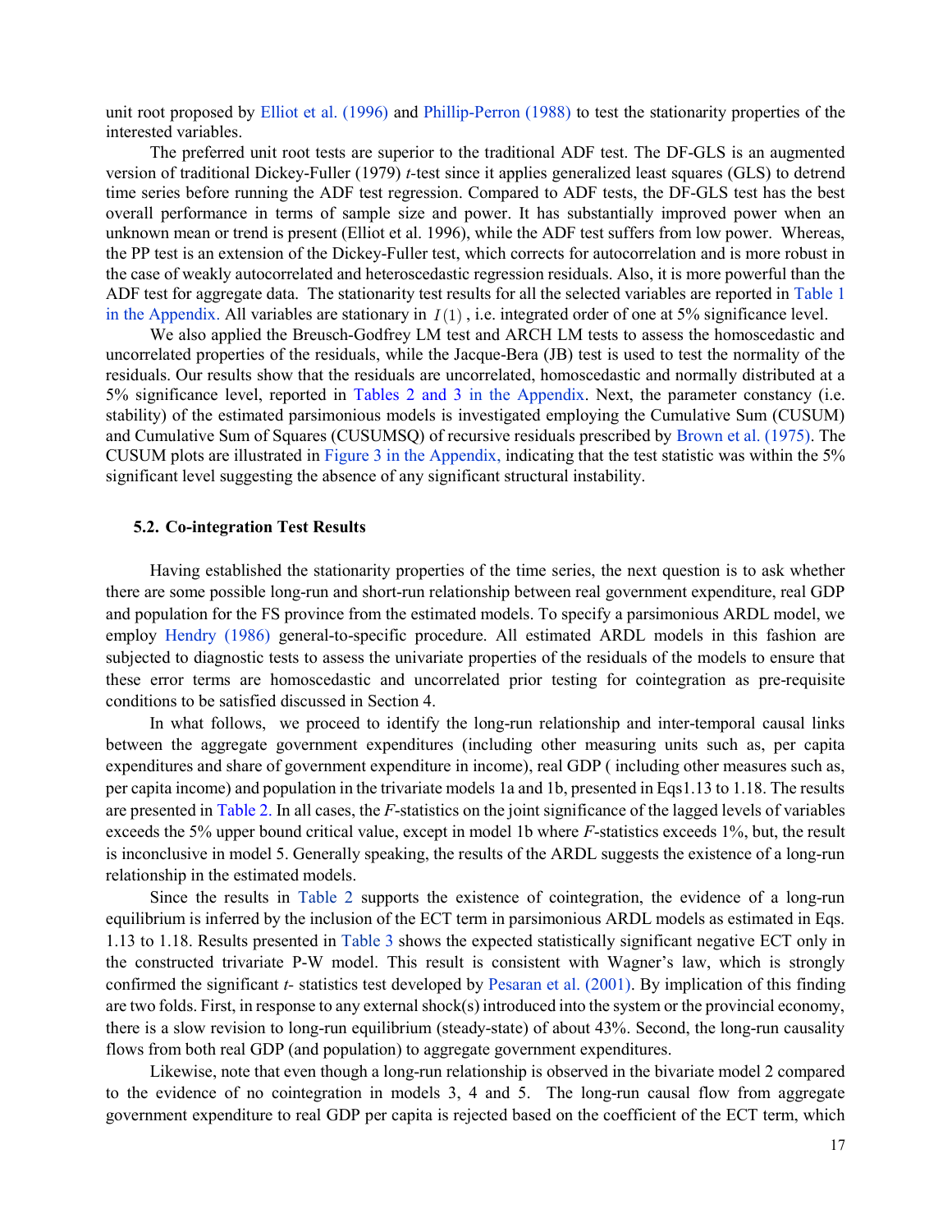unit root proposed by Elliot et al. (1996) and Phillip-Perron (1988) to test the stationarity properties of the interested variables.

The preferred unit root tests are superior to the traditional ADF test. The DF-GLS is an augmented version of traditional Dickey-Fuller (1979) *t*-test since it applies generalized least squares (GLS) to detrend time series before running the ADF test regression. Compared to ADF tests, the DF-GLS test has the best overall performance in terms of sample size and power. It has substantially improved power when an unknown mean or trend is present (Elliot et al. 1996), while the ADF test suffers from low power. Whereas, the PP test is an extension of the Dickey-Fuller test, which corrects for autocorrelation and is more robust in the case of weakly autocorrelated and heteroscedastic regression residuals. Also, it is more powerful than the ADF test for aggregate data. The stationarity test results for all the selected variables are reported in Table 1 in the Appendix. All variables are stationary in $I(1)$, i.e. integrated order of one at 5% significance level.

We also applied the Breusch-Godfrey LM test and ARCH LM tests to assess the homoscedastic and uncorrelated properties of the residuals, while the Jacque-Bera (JB) test is used to test the normality of the residuals. Our results show that the residuals are uncorrelated, homoscedastic and normally distributed at a 5% significance level, reported in Tables 2 and 3 in the Appendix. Next, the parameter constancy (i.e. stability) of the estimated parsimonious models is investigated employing the Cumulative Sum (CUSUM) and Cumulative Sum of Squares (CUSUMSQ) of recursive residuals prescribed by Brown et al. (1975). The CUSUM plots are illustrated in Figure 3 in the Appendix, indicating that the test statistic was within the 5% significant level suggesting the absence of any significant structural instability.

### 5.2. Co-integration Test Results

Having established the stationarity properties of the time series, the next question is to ask whether there are some possible long-run and short-run relationship between real government expenditure, real GDP and population for the FS province from the estimated models. To specify a parsimonious ARDL model, we employ Hendry (1986) general-to-specific procedure. All estimated ARDL models in this fashion are subjected to diagnostic tests to assess the univariate properties of the residuals of the models to ensure that these error terms are homoscedastic and uncorrelated prior testing for cointegration as pre-requisite conditions to be satisfied discussed in Section 4.

In what follows, we proceed to identify the long-run relationship and inter-temporal causal links between the aggregate government expenditures (including other measuring units such as, per capita expenditures and share of government expenditure in income), real GDP ( including other measures such as, per capita income) and population in the trivariate models 1a and 1b, presented in Eqs1.13 to 1.18. The results are presented in Table 2. In all cases, the *F*-statistics on the joint significance of the lagged levels of variables exceeds the 5% upper bound critical value, except in model 1b where *F*-statistics exceeds 1%, but, the result is inconclusive in model 5. Generally speaking, the results of the ARDL suggests the existence of a long-run relationship in the estimated models.

Since the results in Table 2 supports the existence of cointegration, the evidence of a long-run equilibrium is inferred by the inclusion of the ECT term in parsimonious ARDL models as estimated in Eqs. 1.13 to 1.18. Results presented in Table 3 shows the expected statistically significant negative ECT only in the constructed trivariate P-W model. This result is consistent with Wagner's law, which is strongly confirmed the significant *t*- statistics test developed by Pesaran et al. (2001). By implication of this finding are two folds. First, in response to any external shock(s) introduced into the system or the provincial economy, there is a slow revision to long-run equilibrium (steady-state) of about 43%. Second, the long-run causality flows from both real GDP (and population) to aggregate government expenditures.

Likewise, note that even though a long-run relationship is observed in the bivariate model 2 compared to the evidence of no cointegration in models 3, 4 and 5. The long-run causal flow from aggregate government expenditure to real GDP per capita is rejected based on the coefficient of the ECT term, which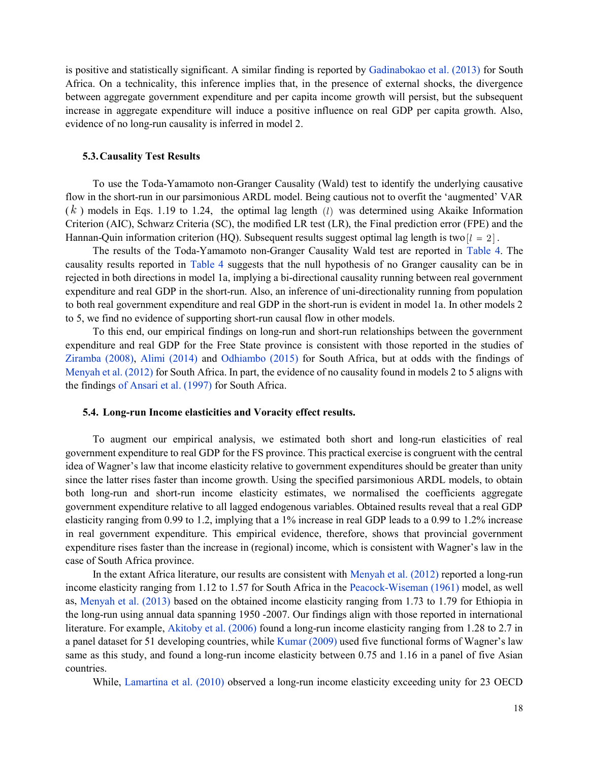is positive and statistically significant. A similar finding is reported by Gadinabokao et al. (2013) for South Africa. On a technicality, this inference implies that, in the presence of external shocks, the divergence between aggregate government expenditure and per capita income growth will persist, but the subsequent increase in aggregate expenditure will induce a positive influence on real GDP per capita growth. Also, evidence of no long-run causality is inferred in model 2.

### 5.3. Causality Test Results

To use the Toda-Yamamoto non-Granger Causality (Wald) test to identify the underlying causative flow in the short-run in our parsimonious ARDL model. Being cautious not to overfit the 'augmented' VAR ($k$) models in Eqs. 1.19 to 1.24, the optimal lag length $(l)$ was determined using Akaike Information Criterion (AIC), Schwarz Criteria (SC), the modified LR test (LR), the Final prediction error (FPE) and the Hannan-Quin information criterion (HQ). Subsequent results suggest optimal lag length is two $[l = 2]$.

The results of the Toda-Yamamoto non-Granger Causality Wald test are reported in Table 4. The causality results reported in Table 4 suggests that the null hypothesis of no Granger causality can be in rejected in both directions in model 1a, implying a bi-directional causality running between real government expenditure and real GDP in the short-run. Also, an inference of uni-directionality running from population to both real government expenditure and real GDP in the short-run is evident in model 1a. In other models 2 to 5, we find no evidence of supporting short-run causal flow in other models.

To this end, our empirical findings on long-run and short-run relationships between the government expenditure and real GDP for the Free State province is consistent with those reported in the studies of Ziramba (2008), Alimi (2014) and Odhiambo (2015) for South Africa, but at odds with the findings of Menyah et al. (2012) for South Africa. In part, the evidence of no causality found in models 2 to 5 aligns with the findings of Ansari et al. (1997) for South Africa.

### 5.4. Long-run Income elasticities and Voracity effect results.

To augment our empirical analysis, we estimated both short and long-run elasticities of real government expenditure to real GDP for the FS province. This practical exercise is congruent with the central idea of Wagner's law that income elasticity relative to government expenditures should be greater than unity since the latter rises faster than income growth. Using the specified parsimonious ARDL models, to obtain both long-run and short-run income elasticity estimates, we normalised the coefficients aggregate government expenditure relative to all lagged endogenous variables. Obtained results reveal that a real GDP elasticity ranging from 0.99 to 1.2, implying that a 1% increase in real GDP leads to a 0.99 to 1.2% increase in real government expenditure. This empirical evidence, therefore, shows that provincial government expenditure rises faster than the increase in (regional) income, which is consistent with Wagner's law in the case of South Africa province.

In the extant Africa literature, our results are consistent with Menyah et al. (2012) reported a long-run income elasticity ranging from 1.12 to 1.57 for South Africa in the Peacock-Wiseman (1961) model, as well as, Menyah et al. (2013) based on the obtained income elasticity ranging from 1.73 to 1.79 for Ethiopia in the long-run using annual data spanning 1950 -2007. Our findings align with those reported in international literature. For example, Akitoby et al. (2006) found a long-run income elasticity ranging from 1.28 to 2.7 in a panel dataset for 51 developing countries, while Kumar (2009) used five functional forms of Wagner's law same as this study, and found a long-run income elasticity between 0.75 and 1.16 in a panel of five Asian countries.

While, Lamartina et al. (2010) observed a long-run income elasticity exceeding unity for 23 OECD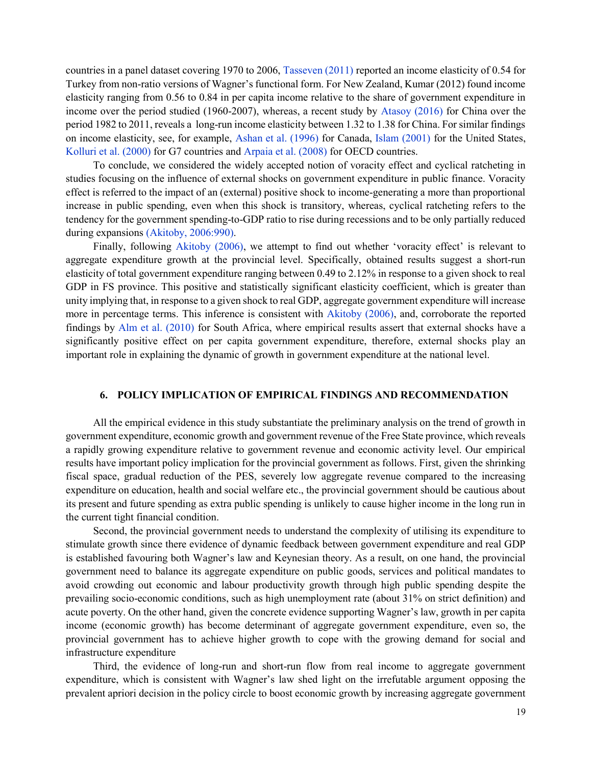countries in a panel dataset covering 1970 to 2006, Tasseven (2011) reported an income elasticity of 0.54 for Turkey from non-ratio versions of Wagner's functional form. For New Zealand, Kumar (2012) found income elasticity ranging from 0.56 to 0.84 in per capita income relative to the share of government expenditure in income over the period studied (1960-2007), whereas, a recent study by Atasoy (2016) for China over the period 1982 to 2011, reveals a long-run income elasticity between 1.32 to 1.38 for China. For similar findings on income elasticity, see, for example, Ashan et al. (1996) for Canada, Islam (2001) for the United States, Kolluri et al. (2000) for G7 countries and Arpaia et al. (2008) for OECD countries.

To conclude, we considered the widely accepted notion of voracity effect and cyclical ratcheting in studies focusing on the influence of external shocks on government expenditure in public finance. Voracity effect is referred to the impact of an (external) positive shock to income-generating a more than proportional increase in public spending, even when this shock is transitory, whereas, cyclical ratcheting refers to the tendency for the government spending-to-GDP ratio to rise during recessions and to be only partially reduced during expansions (Akitoby, 2006:990).

Finally, following Akitoby (2006), we attempt to find out whether 'voracity effect' is relevant to aggregate expenditure growth at the provincial level. Specifically, obtained results suggest a short-run elasticity of total government expenditure ranging between 0.49 to 2.12% in response to a given shock to real GDP in FS province. This positive and statistically significant elasticity coefficient, which is greater than unity implying that, in response to a given shock to real GDP, aggregate government expenditure will increase more in percentage terms. This inference is consistent with Akitoby (2006), and, corroborate the reported findings by Alm et al. (2010) for South Africa, where empirical results assert that external shocks have a significantly positive effect on per capita government expenditure, therefore, external shocks play an important role in explaining the dynamic of growth in government expenditure at the national level.

## 6. POLICY IMPLICATION OF EMPIRICAL FINDINGS AND RECOMMENDATION

All the empirical evidence in this study substantiate the preliminary analysis on the trend of growth in government expenditure, economic growth and government revenue of the Free State province, which reveals a rapidly growing expenditure relative to government revenue and economic activity level. Our empirical results have important policy implication for the provincial government as follows. First, given the shrinking fiscal space, gradual reduction of the PES, severely low aggregate revenue compared to the increasing expenditure on education, health and social welfare etc., the provincial government should be cautious about its present and future spending as extra public spending is unlikely to cause higher income in the long run in the current tight financial condition.

Second, the provincial government needs to understand the complexity of utilising its expenditure to stimulate growth since there evidence of dynamic feedback between government expenditure and real GDP is established favouring both Wagner's law and Keynesian theory. As a result, on one hand, the provincial government need to balance its aggregate expenditure on public goods, services and political mandates to avoid crowding out economic and labour productivity growth through high public spending despite the prevailing socio-economic conditions, such as high unemployment rate (about 31% on strict definition) and acute poverty. On the other hand, given the concrete evidence supporting Wagner's law, growth in per capita income (economic growth) has become determinant of aggregate government expenditure, even so, the provincial government has to achieve higher growth to cope with the growing demand for social and infrastructure expenditure

Third, the evidence of long-run and short-run flow from real income to aggregate government expenditure, which is consistent with Wagner's law shed light on the irrefutable argument opposing the prevalent apriori decision in the policy circle to boost economic growth by increasing aggregate government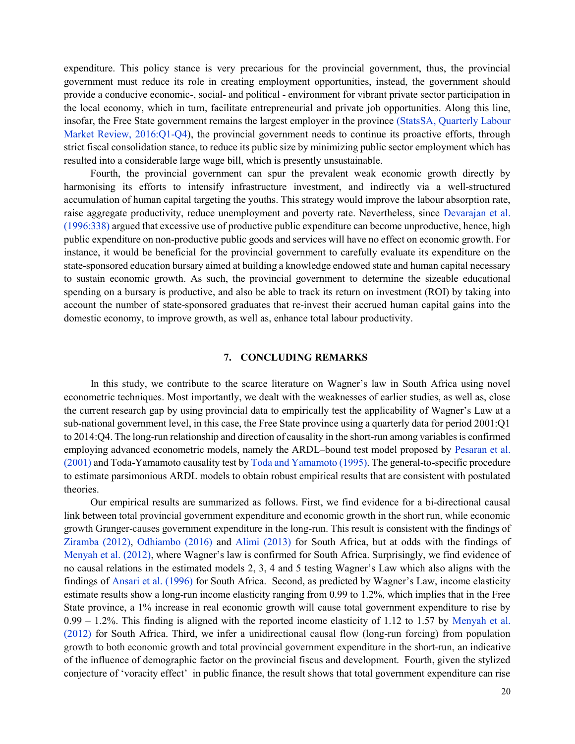expenditure. This policy stance is very precarious for the provincial government, thus, the provincial government must reduce its role in creating employment opportunities, instead, the government should provide a conducive economic-, social- and political - environment for vibrant private sector participation in the local economy, which in turn, facilitate entrepreneurial and private job opportunities. Along this line, insofar, the Free State government remains the largest employer in the province (StatsSA, Quarterly Labour Market Review, 2016:Q1-Q4), the provincial government needs to continue its proactive efforts, through strict fiscal consolidation stance, to reduce its public size by minimizing public sector employment which has resulted into a considerable large wage bill, which is presently unsustainable.

Fourth, the provincial government can spur the prevalent weak economic growth directly by harmonising its efforts to intensify infrastructure investment, and indirectly via a well-structured accumulation of human capital targeting the youths. This strategy would improve the labour absorption rate, raise aggregate productivity, reduce unemployment and poverty rate. Nevertheless, since Devarajan et al. (1996:338) argued that excessive use of productive public expenditure can become unproductive, hence, high public expenditure on non-productive public goods and services will have no effect on economic growth. For instance, it would be beneficial for the provincial government to carefully evaluate its expenditure on the state-sponsored education bursary aimed at building a knowledge endowed state and human capital necessary to sustain economic growth. As such, the provincial government to determine the sizeable educational spending on a bursary is productive, and also be able to track its return on investment (ROI) by taking into account the number of state-sponsored graduates that re-invest their accrued human capital gains into the domestic economy, to improve growth, as well as, enhance total labour productivity.

## 7. CONCLUDING REMARKS

In this study, we contribute to the scarce literature on Wagner's law in South Africa using novel econometric techniques. Most importantly, we dealt with the weaknesses of earlier studies, as well as, close the current research gap by using provincial data to empirically test the applicability of Wagner's Law at a sub-national government level, in this case, the Free State province using a quarterly data for period 2001:Q1 to 2014:Q4. The long-run relationship and direction of causality in the short-run among variables is confirmed employing advanced econometric models, namely the ARDL–bound test model proposed by Pesaran et al. (2001) and Toda-Yamamoto causality test by Toda and Yamamoto (1995). The general-to-specific procedure to estimate parsimonious ARDL models to obtain robust empirical results that are consistent with postulated theories.

Our empirical results are summarized as follows. First, we find evidence for a bi-directional causal link between total provincial government expenditure and economic growth in the short run, while economic growth Granger-causes government expenditure in the long-run. This result is consistent with the findings of Ziramba (2012), Odhiambo (2016) and Alimi (2013) for South Africa, but at odds with the findings of Menyah et al. (2012), where Wagner's law is confirmed for South Africa. Surprisingly, we find evidence of no causal relations in the estimated models 2, 3, 4 and 5 testing Wagner's Law which also aligns with the findings of Ansari et al. (1996) for South Africa. Second, as predicted by Wagner's Law, income elasticity estimate results show a long-run income elasticity ranging from 0.99 to 1.2%, which implies that in the Free State province, a 1% increase in real economic growth will cause total government expenditure to rise by 0.99 – 1.2%. This finding is aligned with the reported income elasticity of 1.12 to 1.57 by Menyah et al. (2012) for South Africa. Third, we infer a unidirectional causal flow (long-run forcing) from population growth to both economic growth and total provincial government expenditure in the short-run, an indicative of the influence of demographic factor on the provincial fiscus and development. Fourth, given the stylized conjecture of 'voracity effect' in public finance, the result shows that total government expenditure can rise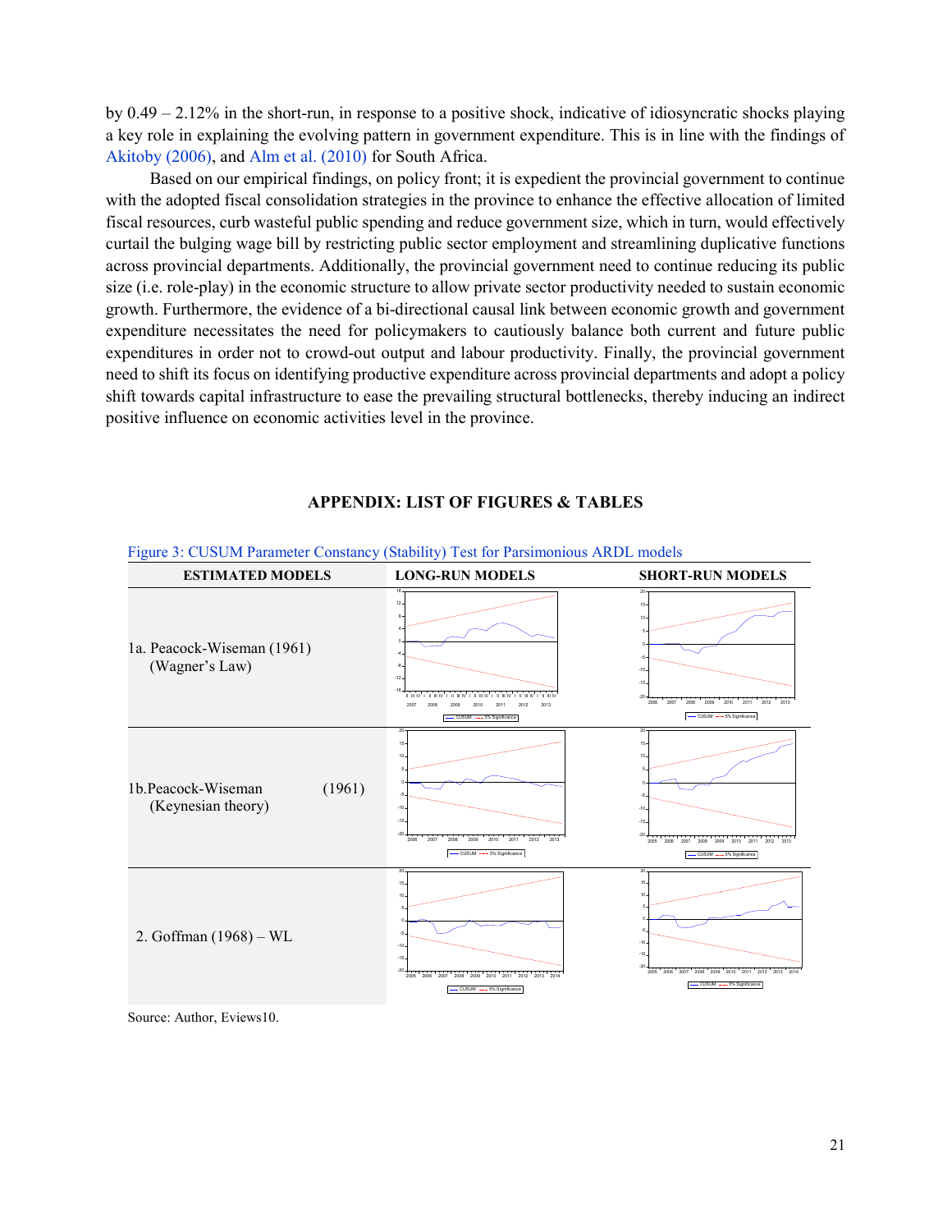by 0.49 – 2.12% in the short-run, in response to a positive shock, indicative of idiosyncratic shocks playing a key role in explaining the evolving pattern in government expenditure. This is in line with the findings of Akitoby (2006), and Alm et al. (2010) for South Africa.

Based on our empirical findings, on policy front; it is expedient the provincial government to continue with the adopted fiscal consolidation strategies in the province to enhance the effective allocation of limited fiscal resources, curb wasteful public spending and reduce government size, which in turn, would effectively curtail the bulging wage bill by restricting public sector employment and streamlining duplicative functions across provincial departments. Additionally, the provincial government need to continue reducing its public size (i.e. role-play) in the economic structure to allow private sector productivity needed to sustain economic growth. Furthermore, the evidence of a bi-directional causal link between economic growth and government expenditure necessitates the need for policymakers to cautiously balance both current and future public expenditures in order not to crowd-out output and labour productivity. Finally, the provincial government need to shift its focus on identifying productive expenditure across provincial departments and adopt a policy shift towards capital infrastructure to ease the prevailing structural bottlenecks, thereby inducing an indirect positive influence on economic activities level in the province.

## APPENDIX: LIST OF FIGURES & TABLES

Figure 3: CUSUM Parameter Constancy (Stability) Test for Parsimonious ARDL models

| ESTIMATED MODELS | LONG-RUN MODELS | SHORT-RUN MODELS |
|---|---|---|
| 1a. Peacock-Wiseman (1961) (Wagner's Law) | | |
| 1b. Peacock-Wiseman (1961) (Keynesian theory) | | |
| 2. Goffman (1968) – WL | | |

Source: Author, Eviews10.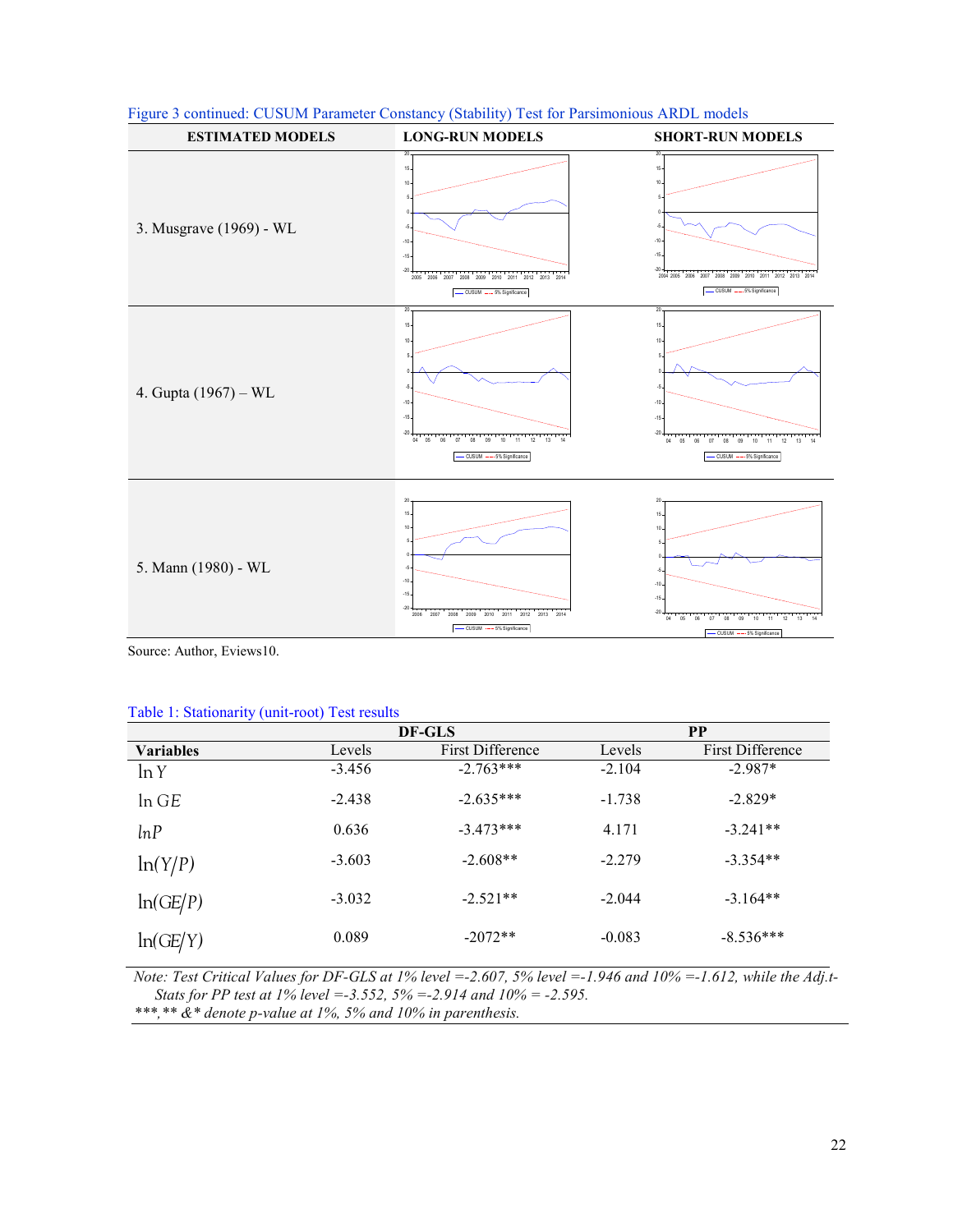Figure 3 continued: CUSUM Parameter Constancy (Stability) Test for Parsimonious ARDL models

| ESTIMATED MODELS | LONG-RUN MODELS | SHORT-RUN MODELS |
|---|---|---|
| 3. Musgrave (1969) - WL | | |
| 4. Gupta (1967) – WL | | |
| 5. Mann (1980) - WL | | |

Source: Author, Eviews10.

Table 1: Stationarity (unit-root) Test results

| | DF-GLS | | PP | |
|---|---|---|---|---|
| **Variables** | Levels | First Difference | Levels | First Difference |
| $\ln Y$ | -3.456 | -2.763*** | -2.104 | -2.987* |
| $\ln GE$ | -2.438 | -2.635*** | -1.738 | -2.829* |
| $lnP$ | 0.636 | -3.473*** | 4.171 | -3.241** |
| $\ln(Y/P)$ | -3.603 | -2.608** | -2.279 | -3.354** |
| $\ln(GE/P)$ | -3.032 | -2.521** | -2.044 | -3.164** |
| $\ln(GE/Y)$ | 0.089 | -2072** | -0.083 | -8.536*** |

*Note: Test Critical Values for DF-GLS at 1% level =-2.607, 5% level =-1.946 and 10% =-1.612, while the Adj.t-Stats for PP test at 1% level =-3.552, 5% =-2.914 and 10% = -2.595.*
*\*\*\*, \*\* & \* denote p-value at 1%, 5% and 10% in parenthesis.*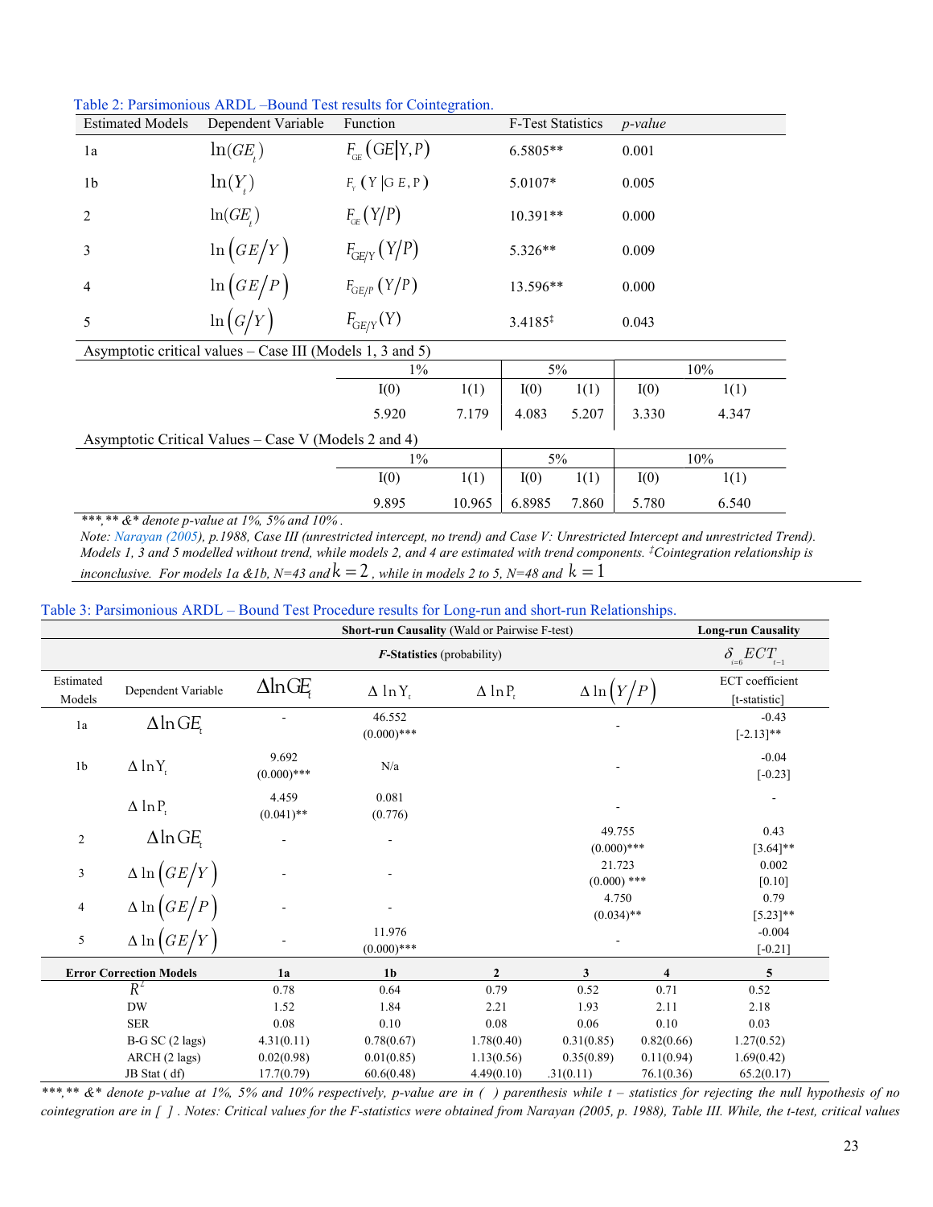Table 2: Parsimonious ARDL –Bound Test results for Cointegration.

| Estimated Models | Dependent Variable | Function | F-Test Statistics | *p-value* | |
|---|---|---|---|---|---|
| 1a | $\ln(GE_t)$ | $F_{GE}(GE\|Y,P)$ | 6.5805** | 0.001 | |
| 1b | $\ln(Y_t)$ | $F_Y(Y\|GE,P)$ | 5.0107* | 0.005 | |
| 2 | $\ln(GE_t)$ | $F_{GE}(Y/P)$ | 10.391** | 0.000 | |
| 3 | $\ln(GE/Y)$ | $F_{GE/Y}(Y/P)$ | 5.326** | 0.009 | |
| 4 | $\ln(GE/P)$ | $F_{GE/P}(Y/P)$ | 13.596** | 0.000 | |
| 5 | $\ln(G/Y)$ | $F_{GE/Y}(Y)$ | 3.4185‡ | 0.043 | |
| Asymptotic critical values – Case III (Models 1, 3 and 5) | | | | | |
| | | 1% | | 5% | | 10% | |
| | | I(0) | I(1) | I(0) | I(1) | I(0) | I(1) |
| | | 5.920 | 7.179 | 4.083 | 5.207 | 3.330 | 4.347 |
| Asymptotic Critical Values – Case V (Models 2 and 4) | | | | | | | |
| | | 1% | | 5% | | 10% | |
| | | I(0) | I(1) | I(0) | I(1) | I(0) | I(1) |
| | | 9.895 | 10.965 | 6.8985 | 7.860 | 5.780 | 6.540 |

*\*\*\*,\*\* &\* denote p-value at 1%, 5% and 10%.*

*Note: Narayan (2005), p.1988, Case III (unrestricted intercept, no trend) and Case V: Unrestricted Intercept and unrestricted Trend). Models 1, 3 and 5 modelled without trend, while models 2, and 4 are estimated with trend components. ‡Cointegration relationship is inconclusive. For models 1a &1b, N=43 and $k = 2$, while in models 2 to 5, N=48 and $k = 1$*

Table 3: Parsimonious ARDL – Bound Test Procedure results for Long-run and short-run Relationships.

| | | **Short-run Causality** (Wald or Pairwise F-test) | | | | **Long-run Causality** |
|---|---|---|---|---|---|---|
| | | ***F*-Statistics** (probability) | | | | $\delta_{t=6} ECT_{t-1}$ |
| Estimated Models | Dependent Variable | $\Delta \ln GE_t$ | $\Delta \ln Y_t$ | $\Delta \ln P_t$ | $\Delta \ln(Y/P)$ | ECT coefficient [t-statistic] |
| 1a | $\Delta \ln GE_t$ | - | 46.552 (0.000)*** | | - | -0.43 [-2.13]** |
| 1b | $\Delta \ln Y_t$ | 9.692 (0.000)*** | N/a | | - | -0.04 [-0.23] |
| | $\Delta \ln P_t$ | 4.459 (0.041)** | 0.081 (0.776) | | - | - |
| 2 | $\Delta \ln GE_t$ | - | - | | 49.755 (0.000)*** | 0.43 [3.64]** |
| 3 | $\Delta \ln(GE/Y)$ | - | - | | 21.723 (0.000) *** | 0.002 [0.10] |
| 4 | $\Delta \ln(GE/P)$ | - | - | | 4.750 (0.034)** | 0.79 [5.23]** |
| 5 | $\Delta \ln(GE/Y)$ | - | 11.976 (0.000)*** | | - | -0.004 [-0.21] |

| **Error Correction Models** | **1a** | **1b** | **2** | **3** | **4** | **5** |
|---|---|---|---|---|---|---|
| $R^2$ | 0.78 | 0.64 | 0.79 | 0.52 | 0.71 | 0.52 |
| DW | 1.52 | 1.84 | 2.21 | 1.93 | 2.11 | 2.18 |
| SER | 0.08 | 0.10 | 0.08 | 0.06 | 0.10 | 0.03 |
| B-G SC (2 lags) | 4.31(0.11) | 0.78(0.67) | 1.78(0.40) | 0.31(0.85) | 0.82(0.66) | 1.27(0.52) |
| ARCH (2 lags) | 0.02(0.98) | 0.01(0.85) | 1.13(0.56) | 0.35(0.89) | 0.11(0.94) | 1.69(0.42) |
| JB Stat ( df) | 17.7(0.79) | 60.6(0.48) | 4.49(0.10) | .31(0.11) | 76.1(0.36) | 65.2(0.17) |

*\*\*\*,\*\* &\* denote p-value at 1%, 5% and 10% respectively, p-value are in ( ) parenthesis while t – statistics for rejecting the null hypothesis of no cointegration are in [ ] . Notes: Critical values for the F-statistics were obtained from Narayan (2005, p. 1988), Table III. While, the t-test, critical values*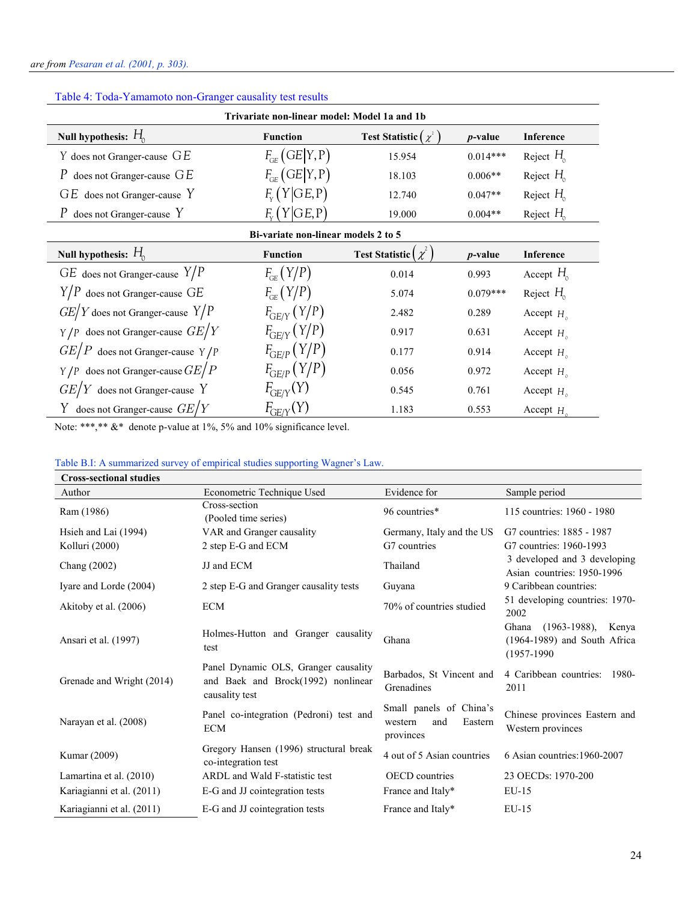are from Pesaran et al. (2001, p. 303).

Table 4: Toda-Yamamoto non-Granger causality test results

| Trivariate non-linear model: Model 1a and 1b | | | | |
|---|---|---|---|---|
| **Null hypothesis: $H_0$** | **Function** | **Test Statistic $(\chi^2)$** | ***p*-value** | **Inference** |
| $Y$ does not Granger-cause $GE$ | $F_{GE}(GE\|Y,P)$ | 15.954 | 0.014*** | Reject $H_0$ |
| $P$ does not Granger-cause $GE$ | $F_{GE}(GE\|Y,P)$ | 18.103 | 0.006** | Reject $H_0$ |
| $GE$ does not Granger-cause $Y$ | $F_Y(Y\|GE,P)$ | 12.740 | 0.047** | Reject $H_0$ |
| $P$ does not Granger-cause $Y$ | $F_Y(Y\|GE,P)$ | 19.000 | 0.004** | Reject $H_0$ |
| **Bi-variate non-linear models 2 to 5** | | | | |
| **Null hypothesis: $H_0$** | **Function** | **Test Statistic $(\chi^2)$** | ***p*-value** | **Inference** |
| $GE$ does not Granger-cause $Y/P$ | $F_{GE}(Y/P)$ | 0.014 | 0.993 | Accept $H_0$ |
| $Y/P$ does not Granger-cause $GE$ | $F_{GE}(Y/P)$ | 5.074 | 0.079*** | Reject $H_0$ |
| $GE/Y$ does not Granger-cause $Y/P$ | $F_{GE/Y}(Y/P)$ | 2.482 | 0.289 | Accept $H_0$ |
| $Y/P$ does not Granger-cause $GE/Y$ | $F_{GE/Y}(Y/P)$ | 0.917 | 0.631 | Accept $H_0$ |
| $GE/P$ does not Granger-cause $Y/P$ | $F_{GE/P}(Y/P)$ | 0.177 | 0.914 | Accept $H_0$ |
| $Y/P$ does not Granger-cause $GE/P$ | $F_{GE/P}(Y/P)$ | 0.056 | 0.972 | Accept $H_0$ |
| $GE/Y$ does not Granger-cause $Y$ | $F_{GE/Y}(Y)$ | 0.545 | 0.761 | Accept $H_0$ |
| $Y$ does not Granger-cause $GE/Y$ | $F_{GE/Y}(Y)$ | 1.183 | 0.553 | Accept $H_0$ |

Note: ***,** &* denote p-value at 1%, 5% and 10% significance level.

Table B.I: A summarized survey of empirical studies supporting Wagner's Law.

| **Cross-sectional studies** | | | |
|---|---|---|---|
| Author | Econometric Technique Used | Evidence for | Sample period |
| Ram (1986) | Cross-section (Pooled time series) | 96 countries* | 115 countries: 1960 - 1980 |
| Hsieh and Lai (1994) | VAR and Granger causality | Germany, Italy and the US | G7 countries: 1885 - 1987 |
| Kolluri (2000) | 2 step E-G and ECM | G7 countries | G7 countries: 1960-1993 |
| Chang (2002) | JJ and ECM | Thailand | 3 developed and 3 developing Asian countries: 1950-1996 |
| Iyare and Lorde (2004) | 2 step E-G and Granger causality tests | Guyana | 9 Caribbean countries: |
| Akitoby et al. (2006) | ECM | 70% of countries studied | 51 developing countries: 1970-2002 |
| Ansari et al. (1997) | Holmes-Hutton and Granger causality test | Ghana | Ghana (1963-1988), Kenya (1964-1989) and South Africa (1957-1990 |
| Grenade and Wright (2014) | Panel Dynamic OLS, Granger causality and Baek and Brock(1992) nonlinear causality test | Barbados, St Vincent and Grenadines | 4 Caribbean countries: 1980-2011 |
| Narayan et al. (2008) | Panel co-integration (Pedroni) test and ECM | Small panels of China's western and Eastern provinces | Chinese provinces Eastern and Western provinces |
| Kumar (2009) | Gregory Hansen (1996) structural break co-integration test | 4 out of 5 Asian countries | 6 Asian countries:1960-2007 |
| Lamartina et al. (2010) | ARDL and Wald F-statistic test | OECD countries | 23 OECDs: 1970-200 |
| Kariagianni et al. (2011) | E-G and JJ cointegration tests | France and Italy* | EU-15 |
| Kariagianni et al. (2011) | E-G and JJ cointegration tests | France and Italy* | EU-15 |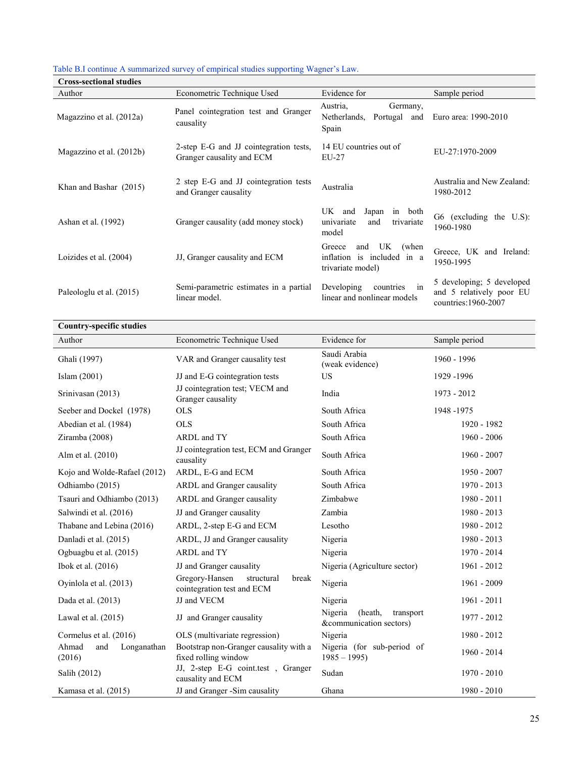Table B.I continue A summarized survey of empirical studies supporting Wagner's Law.

**Cross-sectional studies**

| Author | Econometric Technique Used | Evidence for | Sample period |
|---|---|---|---|
| Magazzino et al. (2012a) | Panel cointegration test and Granger causality | Austria, Germany, Netherlands, Portugal and Spain | Euro area: 1990-2010 |
| Magazzino et al. (2012b) | 2-step E-G and JJ cointegration tests, Granger causality and ECM | 14 EU countries out of EU-27 | EU-27:1970-2009 |
| Khan and Bashar (2015) | 2 step E-G and JJ cointegration tests and Granger causality | Australia | Australia and New Zealand: 1980-2012 |
| Ashan et al. (1992) | Granger causality (add money stock) | UK and Japan in both univariate and trivariate model | G6 (excluding the U.S): 1960-1980 |
| Loizides et al. (2004) | JJ, Granger causality and ECM | Greece and UK (when inflation is included in a trivariate model) | Greece, UK and Ireland: 1950-1995 |
| Paleologlu et al. (2015) | Semi-parametric estimates in a partial linear model. | Developing countries in linear and nonlinear models | 5 developing; 5 developed and 5 relatively poor EU countries:1960-2007 |

**Country-specific studies**

| Author | Econometric Technique Used | Evidence for | Sample period |
|---|---|---|---|
| Ghali (1997) | VAR and Granger causality test | Saudi Arabia (weak evidence) | 1960 - 1996 |
| Islam (2001) | JJ and E-G cointegration tests | US | 1929 -1996 |
| Srinivasan (2013) | JJ cointegration test; VECM and Granger causality | India | 1973 - 2012 |
| Seeber and Dockel (1978) | OLS | South Africa | 1948 -1975 |
| Abedian et al. (1984) | OLS | South Africa | 1920 - 1982 |
| Ziramba (2008) | ARDL and TY | South Africa | 1960 - 2006 |
| Alm et al. (2010) | JJ cointegration test, ECM and Granger causality | South Africa | 1960 - 2007 |
| Kojo and Wolde-Rafael (2012) | ARDL, E-G and ECM | South Africa | 1950 - 2007 |
| Odhiambo (2015) | ARDL and Granger causality | South Africa | 1970 - 2013 |
| Tsauri and Odhiambo (2013) | ARDL and Granger causality | Zimbabwe | 1980 - 2011 |
| Salwindi et al. (2016) | JJ and Granger causality | Zambia | 1980 - 2013 |
| Thabane and Lebina (2016) | ARDL, 2-step E-G and ECM | Lesotho | 1980 - 2012 |
| Danladi et al. (2015) | ARDL, JJ and Granger causality | Nigeria | 1980 - 2013 |
| Ogbuagbu et al. (2015) | ARDL and TY | Nigeria | 1970 - 2014 |
| Ibok et al. (2016) | JJ and Granger causality | Nigeria (Agriculture sector) | 1961 - 2012 |
| Oyinlola et al. (2013) | Gregory-Hansen structural break cointegration test and ECM | Nigeria | 1961 - 2009 |
| Dada et al. (2013) | JJ and VECM | Nigeria | 1961 - 2011 |
| Lawal et al. (2015) | JJ and Granger causality | Nigeria (heath, transport &communication sectors) | 1977 - 2012 |
| Cormelus et al. (2016) | OLS (multivariate regression) | Nigeria | 1980 - 2012 |
| Ahmad and Longanathan (2016) | Bootstrap non-Granger causality with a fixed rolling window | Nigeria (for sub-period of 1985 – 1995) | 1960 - 2014 |
| Salih (2012) | JJ, 2-step E-G coint.test , Granger causality and ECM | Sudan | 1970 - 2010 |
| Kamasa et al. (2015) | JJ and Granger -Sim causality | Ghana | 1980 - 2010 |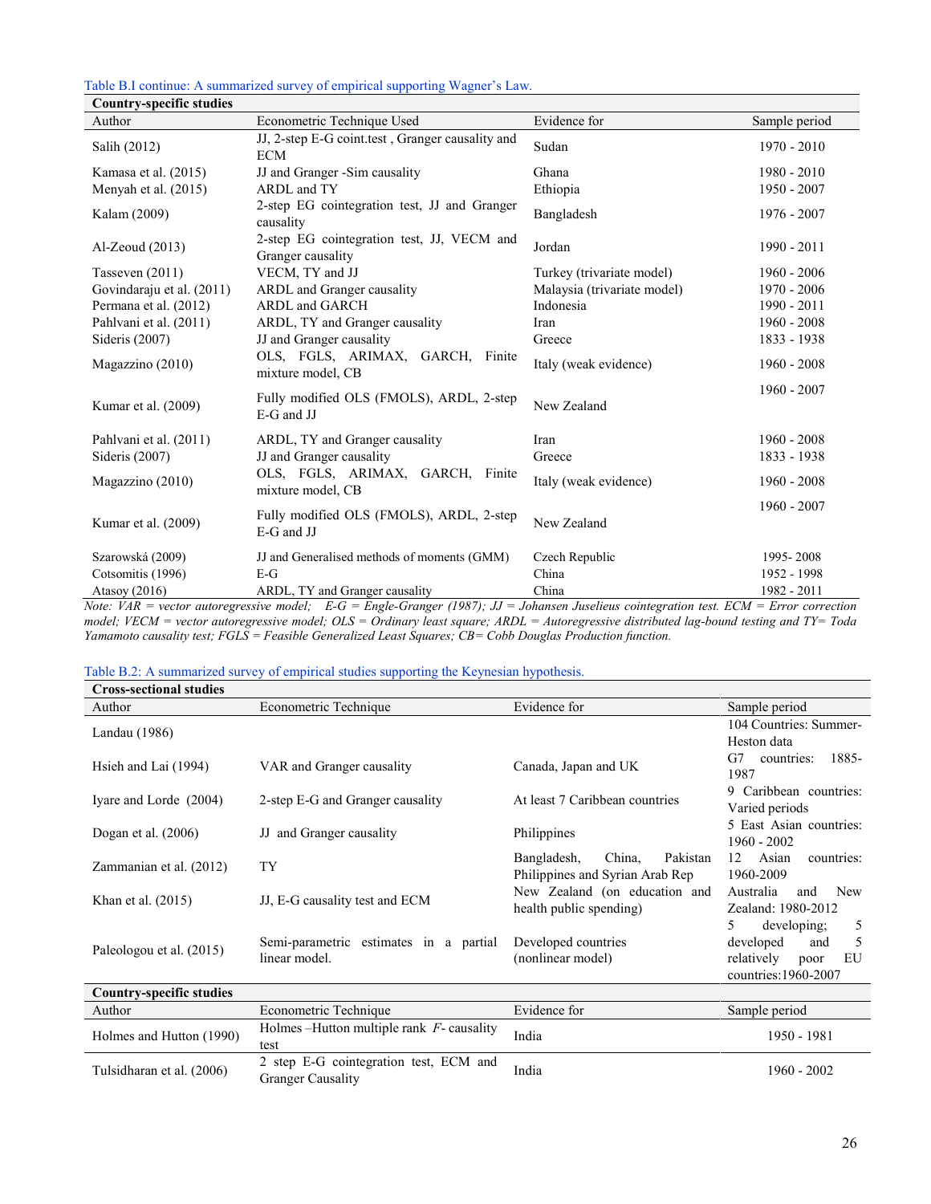Table B.I continue: A summarized survey of empirical supporting Wagner's Law.

| Country-specific studies | | | |
|---|---|---|---|
| Author | Econometric Technique Used | Evidence for | Sample period |
| Salih (2012) | JJ, 2-step E-G coint.test , Granger causality and ECM | Sudan | 1970 - 2010 |
| Kamasa et al. (2015) | JJ and Granger -Sim causality | Ghana | 1980 - 2010 |
| Menyah et al. (2015) | ARDL and TY | Ethiopia | 1950 - 2007 |
| Kalam (2009) | 2-step EG cointegration test, JJ and Granger causality | Bangladesh | 1976 - 2007 |
| Al-Zeoud (2013) | 2-step EG cointegration test, JJ, VECM and Granger causality | Jordan | 1990 - 2011 |
| Tasseven (2011) | VECM, TY and JJ | Turkey (trivariate model) | 1960 - 2006 |
| Govindaraju et al. (2011) | ARDL and Granger causality | Malaysia (trivariate model) | 1970 - 2006 |
| Permana et al. (2012) | ARDL and GARCH | Indonesia | 1990 - 2011 |
| Pahlvani et al. (2011) | ARDL, TY and Granger causality | Iran | 1960 - 2008 |
| Sideris (2007) | JJ and Granger causality | Greece | 1833 - 1938 |
| Magazzino (2010) | OLS, FGLS, ARIMAX, GARCH, Finite mixture model, CB | Italy (weak evidence) | 1960 - 2008 |
| Kumar et al. (2009) | Fully modified OLS (FMOLS), ARDL, 2-step E-G and JJ | New Zealand | 1960 - 2007 |
| Pahlvani et al. (2011) | ARDL, TY and Granger causality | Iran | 1960 - 2008 |
| Sideris (2007) | JJ and Granger causality | Greece | 1833 - 1938 |
| Magazzino (2010) | OLS, FGLS, ARIMAX, GARCH, Finite mixture model, CB | Italy (weak evidence) | 1960 - 2008 |
| Kumar et al. (2009) | Fully modified OLS (FMOLS), ARDL, 2-step E-G and JJ | New Zealand | 1960 - 2007 |
| Szarowská (2009) | JJ and Generalised methods of moments (GMM) | Czech Republic | 1995- 2008 |
| Cotsomitis (1996) | E-G | China | 1952 - 1998 |
| Atasoy (2016) | ARDL, TY and Granger causality | China | 1982 - 2011 |

*Note: VAR = vector autoregressive model; E-G = Engle-Granger (1987); JJ = Johansen Juselieus cointegration test. ECM = Error correction model; VECM = vector autoregressive model; OLS = Ordinary least square; ARDL = Autoregressive distributed lag-bound testing and TY= Toda Yamamoto causality test; FGLS = Feasible Generalized Least Squares; CB= Cobb Douglas Production function.*

Table B.2: A summarized survey of empirical studies supporting the Keynesian hypothesis.

| Cross-sectional studies | | | |
|---|---|---|---|
| Author | Econometric Technique | Evidence for | Sample period |
| Landau (1986) | | | 104 Countries: Summer-Heston data |
| Hsieh and Lai (1994) | VAR and Granger causality | Canada, Japan and UK | G7 countries: 1885-1987 |
| Iyare and Lorde (2004) | 2-step E-G and Granger causality | At least 7 Caribbean countries | 9 Caribbean countries: Varied periods |
| Dogan et al. (2006) | JJ and Granger causality | Philippines | 5 East Asian countries: 1960 - 2002 |
| Zammanian et al. (2012) | TY | Bangladesh, China, Pakistan Philippines and Syrian Arab Rep | 12 Asian countries: 1960-2009 |
| Khan et al. (2015) | JJ, E-G causality test and ECM | New Zealand (on education and health public spending) | Australia and New Zealand: 1980-2012 |
| Paleologou et al. (2015) | Semi-parametric estimates in a partial linear model. | Developed countries (nonlinear model) | 5 developing; 5 developed and 5 relatively poor EU countries:1960-2007 |
| **Country-specific studies** | | | |
| Author | Econometric Technique | Evidence for | Sample period |
| Holmes and Hutton (1990) | Holmes –Hutton multiple rank $F$- causality test | India | 1950 - 1981 |
| Tulsidharan et al. (2006) | 2 step E-G cointegration test, ECM and Granger Causality | India | 1960 - 2002 |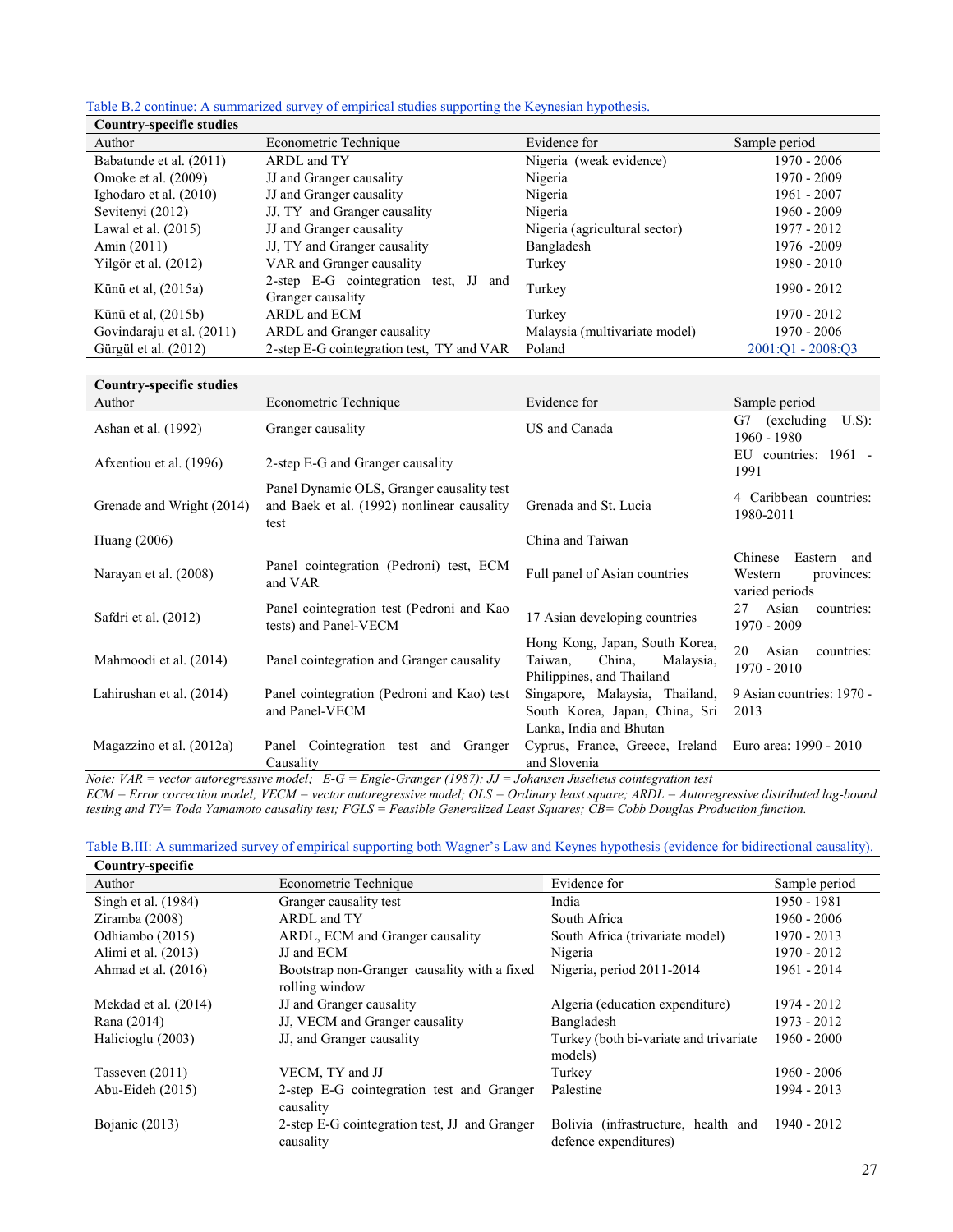Table B.2 continue: A summarized survey of empirical studies supporting the Keynesian hypothesis.

| Country-specific studies | | | |
|---|---|---|---|
| Author | Econometric Technique | Evidence for | Sample period |
| Babatunde et al. (2011) | ARDL and TY | Nigeria (weak evidence) | 1970 - 2006 |
| Omoke et al. (2009) | JJ and Granger causality | Nigeria | 1970 - 2009 |
| Ighodaro et al. (2010) | JJ and Granger causality | Nigeria | 1961 - 2007 |
| Sevitenyi (2012) | JJ, TY and Granger causality | Nigeria | 1960 - 2009 |
| Lawal et al. (2015) | JJ and Granger causality | Nigeria (agricultural sector) | 1977 - 2012 |
| Amin (2011) | JJ, TY and Granger causality | Bangladesh | 1976 -2009 |
| Yilgör et al. (2012) | VAR and Granger causality | Turkey | 1980 - 2010 |
| Künü et al, (2015a) | 2-step E-G cointegration test, JJ and Granger causality | Turkey | 1990 - 2012 |
| Künü et al, (2015b) | ARDL and ECM | Turkey | 1970 - 2012 |
| Govindaraju et al. (2011) | ARDL and Granger causality | Malaysia (multivariate model) | 1970 - 2006 |
| Gürgül et al. (2012) | 2-step E-G cointegration test, TY and VAR | Poland | 2001:Q1 - 2008:Q3 |

| Country-specific studies | | | |
|---|---|---|---|
| Author | Econometric Technique | Evidence for | Sample period |
| Ashan et al. (1992) | Granger causality | US and Canada | G7 (excluding U.S): 1960 - 1980 |
| Afxentiou et al. (1996) | 2-step E-G and Granger causality | | EU countries: 1961 - 1991 |
| Grenade and Wright (2014) | Panel Dynamic OLS, Granger causality test and Baek et al. (1992) nonlinear causality test | Grenada and St. Lucia | 4 Caribbean countries: 1980-2011 |
| Huang (2006) | | China and Taiwan | |
| Narayan et al. (2008) | Panel cointegration (Pedroni) test, ECM and VAR | Full panel of Asian countries | Chinese Eastern and Western provinces: varied periods |
| Safdri et al. (2012) | Panel cointegration test (Pedroni and Kao tests) and Panel-VECM | 17 Asian developing countries | 27 Asian countries: 1970 - 2009 |
| Mahmoodi et al. (2014) | Panel cointegration and Granger causality | Hong Kong, Japan, South Korea, Taiwan, China, Malaysia, Philippines, and Thailand | 20 Asian countries: 1970 - 2010 |
| Lahirushan et al. (2014) | Panel cointegration (Pedroni and Kao) test and Panel-VECM | Singapore, Malaysia, Thailand, South Korea, Japan, China, Sri Lanka, India and Bhutan | 9 Asian countries: 1970 - 2013 |
| Magazzino et al. (2012a) | Panel Cointegration test and Granger Causality | Cyprus, France, Greece, Ireland and Slovenia | Euro area: 1990 - 2010 |

*Note: VAR = vector autoregressive model; E-G = Engle-Granger (1987); JJ = Johansen Juselieus cointegration test ECM = Error correction model; VECM = vector autoregressive model; OLS = Ordinary least square; ARDL = Autoregressive distributed lag-bound testing and TY= Toda Yamamoto causality test; FGLS = Feasible Generalized Least Squares; CB= Cobb Douglas Production function.*

Table B.III: A summarized survey of empirical supporting both Wagner's Law and Keynes hypothesis (evidence for bidirectional causality).

| Country-specific | | | |
|---|---|---|---|
| Author | Econometric Technique | Evidence for | Sample period |
| Singh et al. (1984) | Granger causality test | India | 1950 - 1981 |
| Ziramba (2008) | ARDL and TY | South Africa | 1960 - 2006 |
| Odhiambo (2015) | ARDL, ECM and Granger causality | South Africa (trivariate model) | 1970 - 2013 |
| Alimi et al. (2013) | JJ and ECM | Nigeria | 1970 - 2012 |
| Ahmad et al. (2016) | Bootstrap non-Granger causality with a fixed rolling window | Nigeria, period 2011-2014 | 1961 - 2014 |
| Mekdad et al. (2014) | JJ and Granger causality | Algeria (education expenditure) | 1974 - 2012 |
| Rana (2014) | JJ, VECM and Granger causality | Bangladesh | 1973 - 2012 |
| Halicioglu (2003) | JJ, and Granger causality | Turkey (both bi-variate and trivariate models) | 1960 - 2000 |
| Tasseven (2011) | VECM, TY and JJ | Turkey | 1960 - 2006 |
| Abu-Eideh (2015) | 2-step E-G cointegration test and Granger causality | Palestine | 1994 - 2013 |
| Bojanic (2013) | 2-step E-G cointegration test, JJ and Granger causality | Bolivia (infrastructure, health and defence expenditures) | 1940 - 2012 |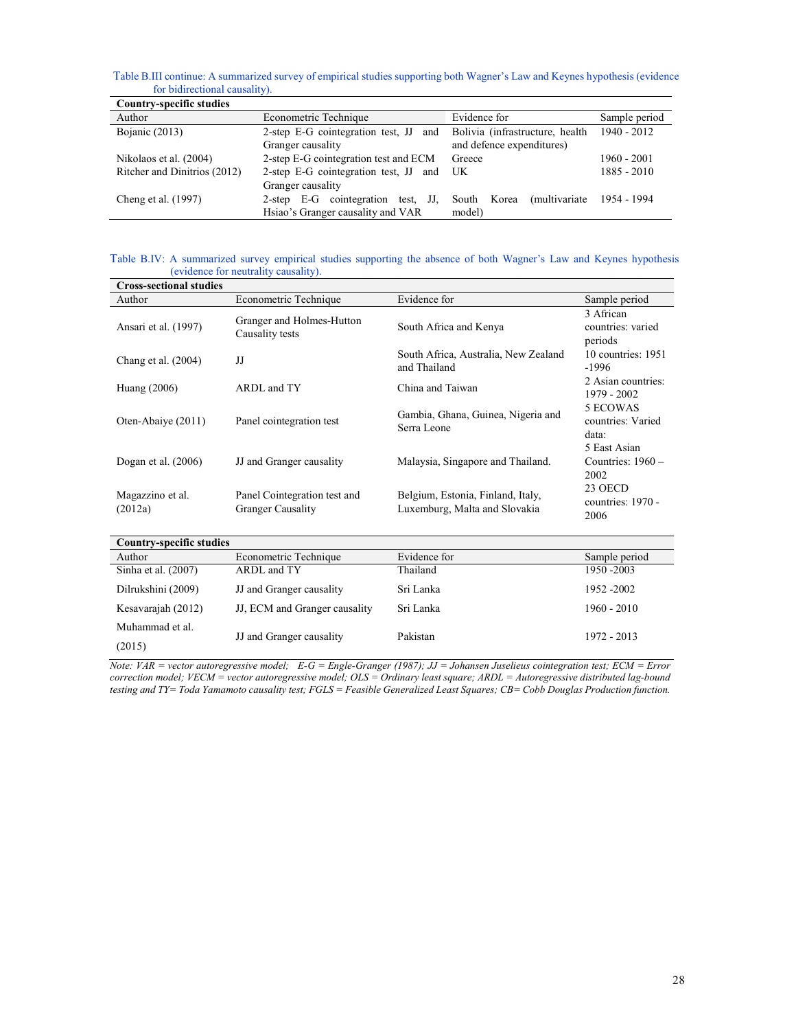Table B.III continue: A summarized survey of empirical studies supporting both Wagner's Law and Keynes hypothesis (evidence for bidirectional causality).

| **Country-specific studies** | | | |
|---|---|---|---|
| Author | Econometric Technique | Evidence for | Sample period |
| Bojanic (2013) | 2-step E-G cointegration test, JJ and Granger causality | Bolivia (infrastructure, health and defence expenditures) | 1940 - 2012 |
| Nikolaos et al. (2004) | 2-step E-G cointegration test and ECM | Greece | 1960 - 2001 |
| Ritcher and Dinitrios (2012) | 2-step E-G cointegration test, JJ and Granger causality | UK | 1885 - 2010 |
| Cheng et al. (1997) | 2-step E-G cointegration test, JJ, Hsiao's Granger causality and VAR | South Korea (multivariate model) | 1954 - 1994 |

Table B.IV: A summarized survey empirical studies supporting the absence of both Wagner's Law and Keynes hypothesis (evidence for neutrality causality).

| **Cross-sectional studies** | | | |
|---|---|---|---|
| Author | Econometric Technique | Evidence for | Sample period |
| Ansari et al. (1997) | Granger and Holmes-Hutton Causality tests | South Africa and Kenya | 3 African countries: varied periods |
| Chang et al. (2004) | JJ | South Africa, Australia, New Zealand and Thailand | 10 countries: 1951 -1996 |
| Huang (2006) | ARDL and TY | China and Taiwan | 2 Asian countries: 1979 - 2002 |
| Oten-Abaiye (2011) | Panel cointegration test | Gambia, Ghana, Guinea, Nigeria and Serra Leone | 5 ECOWAS countries: Varied data: |
| Dogan et al. (2006) | JJ and Granger causality | Malaysia, Singapore and Thailand. | 5 East Asian Countries: 1960 – 2002 |
| Magazzino et al. (2012a) | Panel Cointegration test and Granger Causality | Belgium, Estonia, Finland, Italy, Luxemburg, Malta and Slovakia | 23 OECD countries: 1970 - 2006 |

| **Country-specific studies** | | | |
|---|---|---|---|
| Author | Econometric Technique | Evidence for | Sample period |
| Sinha et al. (2007) | ARDL and TY | Thailand | 1950 -2003 |
| Dilrukshini (2009) | JJ and Granger causality | Sri Lanka | 1952 -2002 |
| Kesavarajah (2012) | JJ, ECM and Granger causality | Sri Lanka | 1960 - 2010 |
| Muhammad et al. (2015) | JJ and Granger causality | Pakistan | 1972 - 2013 |

*Note: VAR = vector autoregressive model; E-G = Engle-Granger (1987); JJ = Johansen Juselieus cointegration test; ECM = Error correction model; VECM = vector autoregressive model; OLS = Ordinary least square; ARDL = Autoregressive distributed lag-bound testing and TY= Toda Yamamoto causality test; FGLS = Feasible Generalized Least Squares; CB= Cobb Douglas Production function.*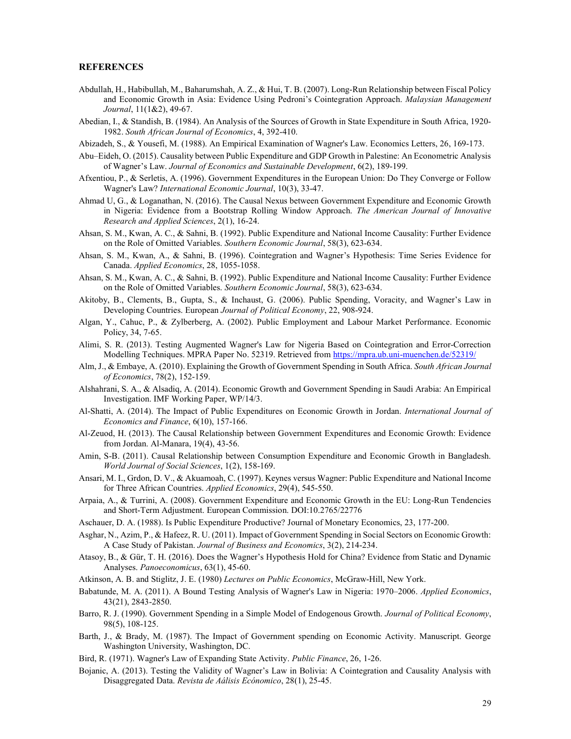**REFERENCES**

Abdullah, H., Habibullah, M., Baharumshah, A. Z., & Hui, T. B. (2007). Long-Run Relationship between Fiscal Policy and Economic Growth in Asia: Evidence Using Pedroni's Cointegration Approach. *Malaysian Management Journal*, 11(1&2), 49-67.

Abedian, I., & Standish, B. (1984). An Analysis of the Sources of Growth in State Expenditure in South Africa, 1920-1982. *South African Journal of Economics*, 4, 392-410.

Abizadeh, S., & Yousefi, M. (1988). An Empirical Examination of Wagner's Law. Economics Letters, 26, 169-173.

Abu–Eideh, O. (2015). Causality between Public Expenditure and GDP Growth in Palestine: An Econometric Analysis of Wagner's Law. *Journal of Economics and Sustainable Development*, 6(2), 189-199.

Afxentiou, P., & Serletis, A. (1996). Government Expenditures in the European Union: Do They Converge or Follow Wagner's Law? *International Economic Journal*, 10(3), 33-47.

Ahmad U, G., & Loganathan, N. (2016). The Causal Nexus between Government Expenditure and Economic Growth in Nigeria: Evidence from a Bootstrap Rolling Window Approach. *The American Journal of Innovative Research and Applied Sciences*, 2(1), 16-24.

Ahsan, S. M., Kwan, A. C., & Sahni, B. (1992). Public Expenditure and National Income Causality: Further Evidence on the Role of Omitted Variables. *Southern Economic Journal*, 58(3), 623-634.

Ahsan, S. M., Kwan, A., & Sahni, B. (1996). Cointegration and Wagner's Hypothesis: Time Series Evidence for Canada. *Applied Economics*, 28, 1055-1058.

Ahsan, S. M., Kwan, A. C., & Sahni, B. (1992). Public Expenditure and National Income Causality: Further Evidence on the Role of Omitted Variables. *Southern Economic Journal*, 58(3), 623-634.

Akitoby, B., Clements, B., Gupta, S., & Inchaust, G. (2006). Public Spending, Voracity, and Wagner's Law in Developing Countries. European *Journal of Political Economy*, 22, 908-924.

Algan, Y., Cahuc, P., & Zylberberg, A. (2002). Public Employment and Labour Market Performance. Economic Policy, 34, 7-65.

Alimi, S. R. (2013). Testing Augmented Wagner's Law for Nigeria Based on Cointegration and Error-Correction Modelling Techniques. MPRA Paper No. 52319. Retrieved from https://mpra.ub.uni-muenchen.de/52319/

Alm, J., & Embaye, A. (2010). Explaining the Growth of Government Spending in South Africa. *South African Journal of Economics*, 78(2), 152-159.

Alshahrani, S. A., & Alsadiq, A. (2014). Economic Growth and Government Spending in Saudi Arabia: An Empirical Investigation. IMF Working Paper, WP/14/3.

Al-Shatti, A. (2014). The Impact of Public Expenditures on Economic Growth in Jordan. *International Journal of Economics and Finance*, 6(10), 157-166.

Al-Zeuod, H. (2013). The Causal Relationship between Government Expenditures and Economic Growth: Evidence from Jordan. Al-Manara, 19(4), 43-56.

Amin, S-B. (2011). Causal Relationship between Consumption Expenditure and Economic Growth in Bangladesh. *World Journal of Social Sciences*, 1(2), 158-169.

Ansari, M. I., Grdon, D. V., & Akuamoah, C. (1997). Keynes versus Wagner: Public Expenditure and National Income for Three African Countries. *Applied Economics*, 29(4), 545-550.

Arpaia, A., & Turrini, A. (2008). Government Expenditure and Economic Growth in the EU: Long-Run Tendencies and Short-Term Adjustment. European Commission. DOI:10.2765/22776

Aschauer, D. A. (1988). Is Public Expenditure Productive? Journal of Monetary Economics, 23, 177-200.

Asghar, N., Azim, P., & Hafeez, R. U. (2011). Impact of Government Spending in Social Sectors on Economic Growth: A Case Study of Pakistan. *Journal of Business and Economics*, 3(2), 214-234.

Atasoy, B., & Gür, T. H. (2016). Does the Wagner's Hypothesis Hold for China? Evidence from Static and Dynamic Analyses. *Panoeconomicus*, 63(1), 45-60.

Atkinson, A. B. and Stiglitz, J. E. (1980) *Lectures on Public Economics*, McGraw-Hill, New York.

Babatunde, M. A. (2011). A Bound Testing Analysis of Wagner's Law in Nigeria: 1970–2006. *Applied Economics*, 43(21), 2843-2850.

Barro, R. J. (1990). Government Spending in a Simple Model of Endogenous Growth. *Journal of Political Economy*, 98(5), 108-125.

Barth, J., & Brady, M. (1987). The Impact of Government spending on Economic Activity. Manuscript. George Washington University, Washington, DC.

Bird, R. (1971). Wagner's Law of Expanding State Activity. *Public Finance*, 26, 1-26.

Bojanic, A. (2013). Testing the Validity of Wagner's Law in Bolivia: A Cointegration and Causality Analysis with Disaggregated Data. *Revista de Áálisis Ecónomico*, 28(1), 25-45.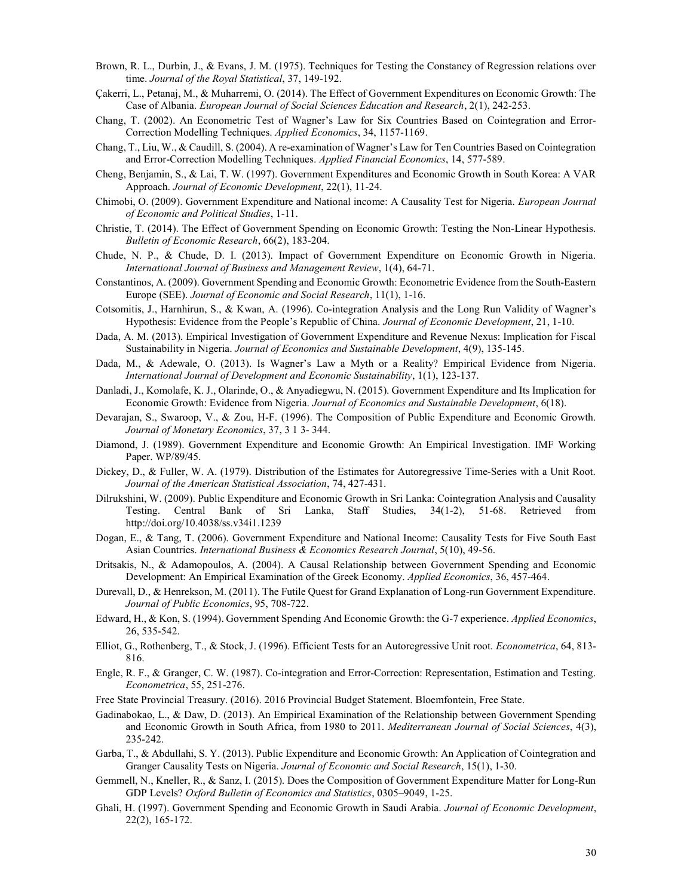Brown, R. L., Durbin, J., & Evans, J. M. (1975). Techniques for Testing the Constancy of Regression relations over time. *Journal of the Royal Statistical*, 37, 149-192.

Çakerri, L., Petanaj, M., & Muharremi, O. (2014). The Effect of Government Expenditures on Economic Growth: The Case of Albania. *European Journal of Social Sciences Education and Research*, 2(1), 242-253.

Chang, T. (2002). An Econometric Test of Wagner's Law for Six Countries Based on Cointegration and Error-Correction Modelling Techniques. *Applied Economics*, 34, 1157-1169.

Chang, T., Liu, W., & Caudill, S. (2004). A re-examination of Wagner's Law for Ten Countries Based on Cointegration and Error-Correction Modelling Techniques. *Applied Financial Economics*, 14, 577-589.

Cheng, Benjamin, S., & Lai, T. W. (1997). Government Expenditures and Economic Growth in South Korea: A VAR Approach. *Journal of Economic Development*, 22(1), 11-24.

Chimobi, O. (2009). Government Expenditure and National income: A Causality Test for Nigeria. *European Journal of Economic and Political Studies*, 1-11.

Christie, T. (2014). The Effect of Government Spending on Economic Growth: Testing the Non-Linear Hypothesis. *Bulletin of Economic Research*, 66(2), 183-204.

Chude, N. P., & Chude, D. I. (2013). Impact of Government Expenditure on Economic Growth in Nigeria. *International Journal of Business and Management Review*, 1(4), 64-71.

Constantinos, A. (2009). Government Spending and Economic Growth: Econometric Evidence from the South-Eastern Europe (SEE). *Journal of Economic and Social Research*, 11(1), 1-16.

Cotsomitis, J., Harnhirun, S., & Kwan, A. (1996). Co-integration Analysis and the Long Run Validity of Wagner's Hypothesis: Evidence from the People's Republic of China. *Journal of Economic Development*, 21, 1-10.

Dada, A. M. (2013). Empirical Investigation of Government Expenditure and Revenue Nexus: Implication for Fiscal Sustainability in Nigeria. *Journal of Economics and Sustainable Development*, 4(9), 135-145.

Dada, M., & Adewale, O. (2013). Is Wagner's Law a Myth or a Reality? Empirical Evidence from Nigeria. *International Journal of Development and Economic Sustainability*, 1(1), 123-137.

Danladi, J., Komolafe, K. J., Olarinde, O., & Anyadiegwu, N. (2015). Government Expenditure and Its Implication for Economic Growth: Evidence from Nigeria. *Journal of Economics and Sustainable Development*, 6(18).

Devarajan, S., Swaroop, V., & Zou, H-F. (1996). The Composition of Public Expenditure and Economic Growth. *Journal of Monetary Economics*, 37, 3 1 3- 344.

Diamond, J. (1989). Government Expenditure and Economic Growth: An Empirical Investigation. IMF Working Paper. WP/89/45.

Dickey, D., & Fuller, W. A. (1979). Distribution of the Estimates for Autoregressive Time-Series with a Unit Root. *Journal of the American Statistical Association*, 74, 427-431.

Dilrukshini, W. (2009). Public Expenditure and Economic Growth in Sri Lanka: Cointegration Analysis and Causality Testing. Central Bank of Sri Lanka, Staff Studies, 34(1-2), 51-68. Retrieved from http://doi.org/10.4038/ss.v34i1.1239

Dogan, E., & Tang, T. (2006). Government Expenditure and National Income: Causality Tests for Five South East Asian Countries. *International Business & Economics Research Journal*, 5(10), 49-56.

Dritsakis, N., & Adamopoulos, A. (2004). A Causal Relationship between Government Spending and Economic Development: An Empirical Examination of the Greek Economy. *Applied Economics*, 36, 457-464.

Durevall, D., & Henrekson, M. (2011). The Futile Quest for Grand Explanation of Long-run Government Expenditure. *Journal of Public Economics*, 95, 708-722.

Edward, H., & Kon, S. (1994). Government Spending And Economic Growth: the G-7 experience. *Applied Economics*, 26, 535-542.

Elliot, G., Rothenberg, T., & Stock, J. (1996). Efficient Tests for an Autoregressive Unit root. *Econometrica*, 64, 813-816.

Engle, R. F., & Granger, C. W. (1987). Co-integration and Error-Correction: Representation, Estimation and Testing. *Econometrica*, 55, 251-276.

Free State Provincial Treasury. (2016). 2016 Provincial Budget Statement. Bloemfontein, Free State.

Gadinabokao, L., & Daw, D. (2013). An Empirical Examination of the Relationship between Government Spending and Economic Growth in South Africa, from 1980 to 2011. *Mediterranean Journal of Social Sciences*, 4(3), 235-242.

Garba, T., & Abdullahi, S. Y. (2013). Public Expenditure and Economic Growth: An Application of Cointegration and Granger Causality Tests on Nigeria. *Journal of Economic and Social Research*, 15(1), 1-30.

Gemmell, N., Kneller, R., & Sanz, I. (2015). Does the Composition of Government Expenditure Matter for Long-Run GDP Levels? *Oxford Bulletin of Economics and Statistics*, 0305–9049, 1-25.

Ghali, H. (1997). Government Spending and Economic Growth in Saudi Arabia. *Journal of Economic Development*, 22(2), 165-172.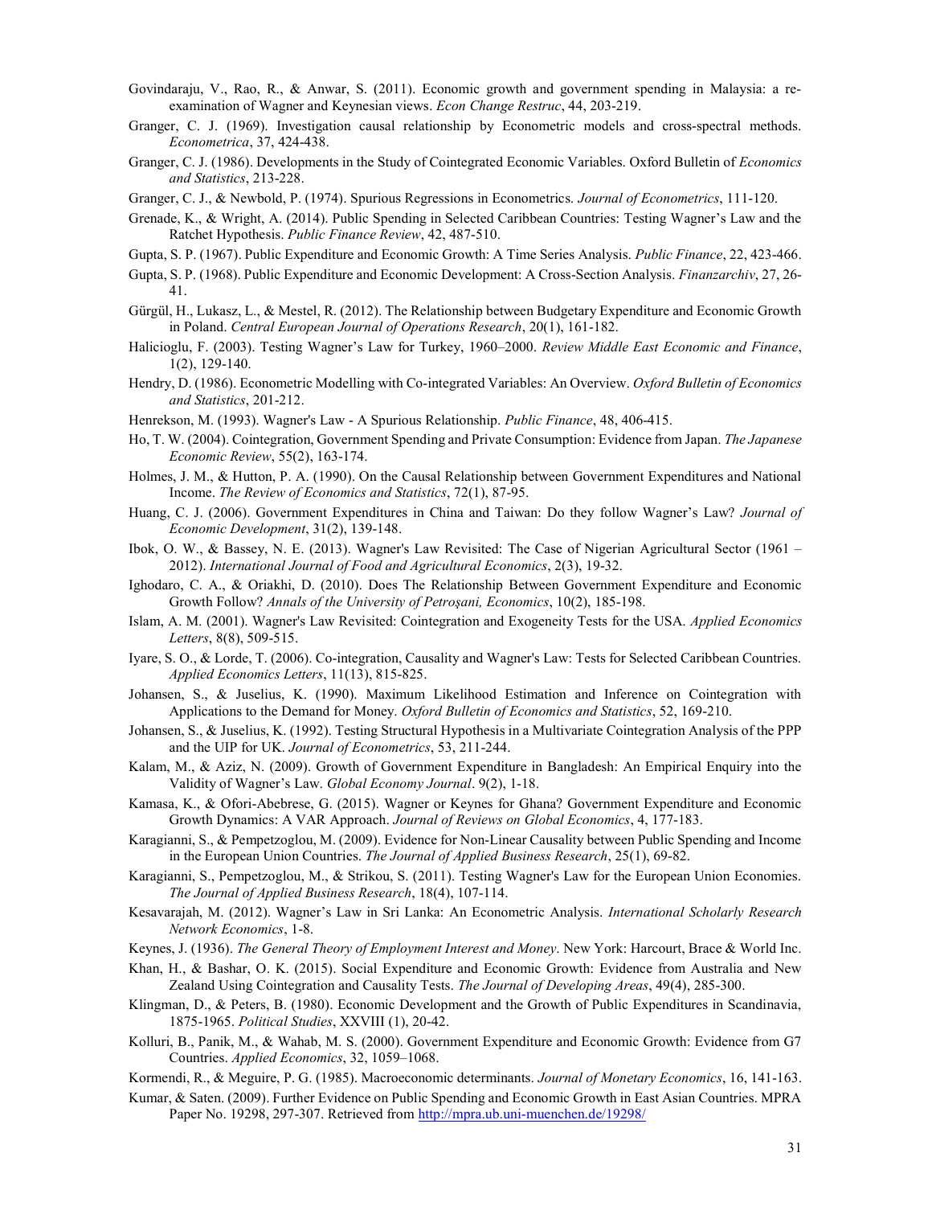Govindaraju, V., Rao, R., & Anwar, S. (2011). Economic growth and government spending in Malaysia: a re-examination of Wagner and Keynesian views. *Econ Change Restruc*, 44, 203-219.

Granger, C. J. (1969). Investigation causal relationship by Econometric models and cross-spectral methods. *Econometrica*, 37, 424-438.

Granger, C. J. (1986). Developments in the Study of Cointegrated Economic Variables. Oxford Bulletin of *Economics and Statistics*, 213-228.

Granger, C. J., & Newbold, P. (1974). Spurious Regressions in Econometrics. *Journal of Econometrics*, 111-120.

Grenade, K., & Wright, A. (2014). Public Spending in Selected Caribbean Countries: Testing Wagner's Law and the Ratchet Hypothesis. *Public Finance Review*, 42, 487-510.

Gupta, S. P. (1967). Public Expenditure and Economic Growth: A Time Series Analysis. *Public Finance*, 22, 423-466.

Gupta, S. P. (1968). Public Expenditure and Economic Development: A Cross-Section Analysis. *Finanzarchiv*, 27, 26-41.

Gürgül, H., Lukasz, L., & Mestel, R. (2012). The Relationship between Budgetary Expenditure and Economic Growth in Poland. *Central European Journal of Operations Research*, 20(1), 161-182.

Halicioglu, F. (2003). Testing Wagner's Law for Turkey, 1960–2000. *Review Middle East Economic and Finance*, 1(2), 129-140.

Hendry, D. (1986). Econometric Modelling with Co-integrated Variables: An Overview. *Oxford Bulletin of Economics and Statistics*, 201-212.

Henrekson, M. (1993). Wagner's Law - A Spurious Relationship. *Public Finance*, 48, 406-415.

Ho, T. W. (2004). Cointegration, Government Spending and Private Consumption: Evidence from Japan. *The Japanese Economic Review*, 55(2), 163-174.

Holmes, J. M., & Hutton, P. A. (1990). On the Causal Relationship between Government Expenditures and National Income. *The Review of Economics and Statistics*, 72(1), 87-95.

Huang, C. J. (2006). Government Expenditures in China and Taiwan: Do they follow Wagner's Law? *Journal of Economic Development*, 31(2), 139-148.

Ibok, O. W., & Bassey, N. E. (2013). Wagner's Law Revisited: The Case of Nigerian Agricultural Sector (1961 – 2012). *International Journal of Food and Agricultural Economics*, 2(3), 19-32.

Ighodaro, C. A., & Oriakhi, D. (2010). Does The Relationship Between Government Expenditure and Economic Growth Follow? *Annals of the University of Petroşani, Economics*, 10(2), 185-198.

Islam, A. M. (2001). Wagner's Law Revisited: Cointegration and Exogeneity Tests for the USA. *Applied Economics Letters*, 8(8), 509-515.

Iyare, S. O., & Lorde, T. (2006). Co-integration, Causality and Wagner's Law: Tests for Selected Caribbean Countries. *Applied Economics Letters*, 11(13), 815-825.

Johansen, S., & Juselius, K. (1990). Maximum Likelihood Estimation and Inference on Cointegration with Applications to the Demand for Money. *Oxford Bulletin of Economics and Statistics*, 52, 169-210.

Johansen, S., & Juselius, K. (1992). Testing Structural Hypothesis in a Multivariate Cointegration Analysis of the PPP and the UIP for UK. *Journal of Econometrics*, 53, 211-244.

Kalam, M., & Aziz, N. (2009). Growth of Government Expenditure in Bangladesh: An Empirical Enquiry into the Validity of Wagner's Law. *Global Economy Journal*. 9(2), 1-18.

Kamasa, K., & Ofori-Abebrese, G. (2015). Wagner or Keynes for Ghana? Government Expenditure and Economic Growth Dynamics: A VAR Approach. *Journal of Reviews on Global Economics*, 4, 177-183.

Karagianni, S., & Pempetzoglou, M. (2009). Evidence for Non-Linear Causality between Public Spending and Income in the European Union Countries. *The Journal of Applied Business Research*, 25(1), 69-82.

Karagianni, S., Pempetzoglou, M., & Strikou, S. (2011). Testing Wagner's Law for the European Union Economies. *The Journal of Applied Business Research*, 18(4), 107-114.

Kesavarajah, M. (2012). Wagner's Law in Sri Lanka: An Econometric Analysis. *International Scholarly Research Network Economics*, 1-8.

Keynes, J. (1936). *The General Theory of Employment Interest and Money*. New York: Harcourt, Brace & World Inc.

Khan, H., & Bashar, O. K. (2015). Social Expenditure and Economic Growth: Evidence from Australia and New Zealand Using Cointegration and Causality Tests. *The Journal of Developing Areas*, 49(4), 285-300.

Klingman, D., & Peters, B. (1980). Economic Development and the Growth of Public Expenditures in Scandinavia, 1875-1965. *Political Studies*, XXVIII (1), 20-42.

Kolluri, B., Panik, M., & Wahab, M. S. (2000). Government Expenditure and Economic Growth: Evidence from G7 Countries. *Applied Economics*, 32, 1059–1068.

Kormendi, R., & Meguire, P. G. (1985). Macroeconomic determinants. *Journal of Monetary Economics*, 16, 141-163.

Kumar, & Saten. (2009). Further Evidence on Public Spending and Economic Growth in East Asian Countries. MPRA Paper No. 19298, 297-307. Retrieved from http://mpra.ub.uni-muenchen.de/19298/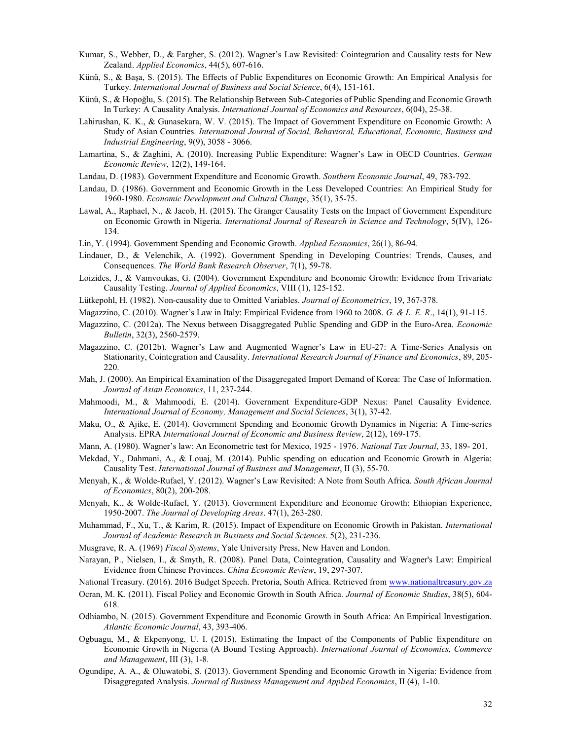Kumar, S., Webber, D., & Fargher, S. (2012). Wagner's Law Revisited: Cointegration and Causality tests for New Zealand. *Applied Economics*, 44(5), 607-616.

Künü, S., & Başa, S. (2015). The Effects of Public Expenditures on Economic Growth: An Empirical Analysis for Turkey. *International Journal of Business and Social Science*, 6(4), 151-161.

Künü, S., & Hopoğlu, S. (2015). The Relationship Between Sub-Categories of Public Spending and Economic Growth In Turkey: A Causality Analysis. *International Journal of Economics and Resources*, 6(04), 25-38.

Lahirushan, K. K., & Gunasekara, W. V. (2015). The Impact of Government Expenditure on Economic Growth: A Study of Asian Countries. *International Journal of Social, Behavioral, Educational, Economic, Business and Industrial Engineering*, 9(9), 3058 - 3066.

Lamartina, S., & Zaghini, A. (2010). Increasing Public Expenditure: Wagner's Law in OECD Countries. *German Economic Review*, 12(2), 149-164.

Landau, D. (1983). Government Expenditure and Economic Growth. *Southern Economic Journal*, 49, 783-792.

Landau, D. (1986). Government and Economic Growth in the Less Developed Countries: An Empirical Study for 1960-1980. *Economic Development and Cultural Change*, 35(1), 35-75.

Lawal, A., Raphael, N., & Jacob, H. (2015). The Granger Causality Tests on the Impact of Government Expenditure on Economic Growth in Nigeria. *International Journal of Research in Science and Technology*, 5(IV), 126-134.

Lin, Y. (1994). Government Spending and Economic Growth. *Applied Economics*, 26(1), 86-94.

Lindauer, D., & Velenchik, A. (1992). Government Spending in Developing Countries: Trends, Causes, and Consequences. *The World Bank Research Observer*, 7(1), 59-78.

Loizides, J., & Vamvoukas, G. (2004). Government Expenditure and Economic Growth: Evidence from Trivariate Causality Testing. *Journal of Applied Economics*, VIII (1), 125-152.

Lütkepohl, H. (1982). Non-causality due to Omitted Variables. *Journal of Econometrics*, 19, 367-378.

Magazzino, C. (2010). Wagner's Law in Italy: Empirical Evidence from 1960 to 2008. *G. & L. E. R*., 14(1), 91-115.

Magazzino, C. (2012a). The Nexus between Disaggregated Public Spending and GDP in the Euro-Area. *Economic Bulletin*, 32(3), 2560-2579.

Magazzino, C. (2012b). Wagner's Law and Augmented Wagner's Law in EU-27: A Time-Series Analysis on Stationarity, Cointegration and Causality. *International Research Journal of Finance and Economics*, 89, 205-220.

Mah, J. (2000). An Empirical Examination of the Disaggregated Import Demand of Korea: The Case of Information. *Journal of Asian Economics*, 11, 237-244.

Mahmoodi, M., & Mahmoodi, E. (2014). Government Expenditure-GDP Nexus: Panel Causality Evidence. *International Journal of Economy, Management and Social Sciences*, 3(1), 37-42.

Maku, O., & Ajike, E. (2014). Government Spending and Economic Growth Dynamics in Nigeria: A Time-series Analysis. EPRA *International Journal of Economic and Business Review*, 2(12), 169-175.

Mann, A. (1980). Wagner's law: An Econometric test for Mexico, 1925 - 1976. *National Tax Journal*, 33, 189- 201.

Mekdad, Y., Dahmani, A., & Louaj, M. (2014). Public spending on education and Economic Growth in Algeria: Causality Test. *International Journal of Business and Management*, II (3), 55-70.

Menyah, K., & Wolde-Rufael, Y. (2012). Wagner's Law Revisited: A Note from South Africa. *South African Journal of Economics*, 80(2), 200-208.

Menyah, K., & Wolde-Rufael, Y. (2013). Government Expenditure and Economic Growth: Ethiopian Experience, 1950-2007. *The Journal of Developing Areas*. 47(1), 263-280.

Muhammad, F., Xu, T., & Karim, R. (2015). Impact of Expenditure on Economic Growth in Pakistan. *International Journal of Academic Research in Business and Social Sciences*. 5(2), 231-236.

Musgrave, R. A. (1969) *Fiscal Systems*, Yale University Press, New Haven and London.

Narayan, P., Nielsen, I., & Smyth, R. (2008). Panel Data, Cointegration, Causality and Wagner's Law: Empirical Evidence from Chinese Provinces. *China Economic Review*, 19, 297-307.

National Treasury. (2016). 2016 Budget Speech. Pretoria, South Africa. Retrieved from www.nationaltreasury.gov.za

Ocran, M. K. (2011). Fiscal Policy and Economic Growth in South Africa. *Journal of Economic Studies*, 38(5), 604-618.

Odhiambo, N. (2015). Government Expenditure and Economic Growth in South Africa: An Empirical Investigation. *Atlantic Economic Journal*, 43, 393-406.

Ogbuagu, M., & Ekpenyong, U. I. (2015). Estimating the Impact of the Components of Public Expenditure on Economic Growth in Nigeria (A Bound Testing Approach). *International Journal of Economics, Commerce and Management*, III (3), 1-8.

Ogundipe, A. A., & Oluwatobi, S. (2013). Government Spending and Economic Growth in Nigeria: Evidence from Disaggregated Analysis. *Journal of Business Management and Applied Economics*, II (4), 1-10.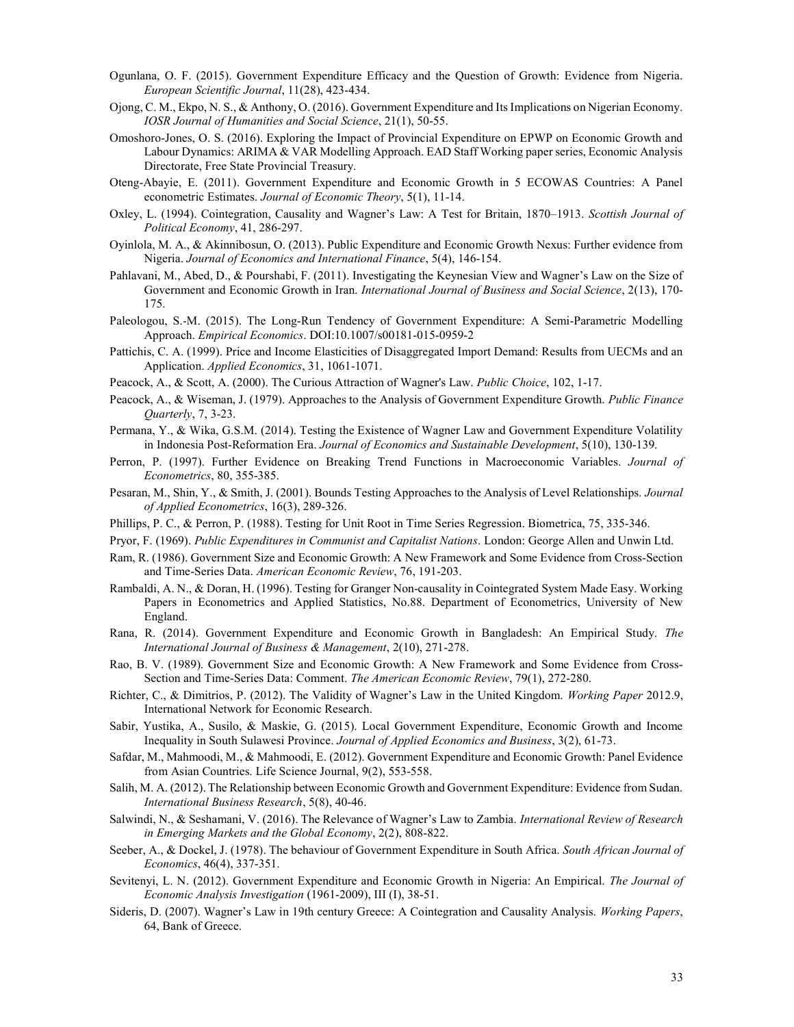Ogunlana, O. F. (2015). Government Expenditure Efficacy and the Question of Growth: Evidence from Nigeria. *European Scientific Journal*, 11(28), 423-434.

Ojong, C. M., Ekpo, N. S., & Anthony, O. (2016). Government Expenditure and Its Implications on Nigerian Economy. *IOSR Journal of Humanities and Social Science*, 21(1), 50-55.

Omoshoro-Jones, O. S. (2016). Exploring the Impact of Provincial Expenditure on EPWP on Economic Growth and Labour Dynamics: ARIMA & VAR Modelling Approach. EAD Staff Working paper series, Economic Analysis Directorate, Free State Provincial Treasury.

Oteng-Abayie, E. (2011). Government Expenditure and Economic Growth in 5 ECOWAS Countries: A Panel econometric Estimates. *Journal of Economic Theory*, 5(1), 11-14.

Oxley, L. (1994). Cointegration, Causality and Wagner's Law: A Test for Britain, 1870–1913. *Scottish Journal of Political Economy*, 41, 286-297.

Oyinlola, M. A., & Akinnibosun, O. (2013). Public Expenditure and Economic Growth Nexus: Further evidence from Nigeria. *Journal of Economics and International Finance*, 5(4), 146-154.

Pahlavani, M., Abed, D., & Pourshabi, F. (2011). Investigating the Keynesian View and Wagner's Law on the Size of Government and Economic Growth in Iran. *International Journal of Business and Social Science*, 2(13), 170-175.

Paleologou, S.-M. (2015). The Long-Run Tendency of Government Expenditure: A Semi-Parametric Modelling Approach. *Empirical Economics*. DOI:10.1007/s00181-015-0959-2

Pattichis, C. A. (1999). Price and Income Elasticities of Disaggregated Import Demand: Results from UECMs and an Application. *Applied Economics*, 31, 1061-1071.

Peacock, A., & Scott, A. (2000). The Curious Attraction of Wagner's Law. *Public Choice*, 102, 1-17.

Peacock, A., & Wiseman, J. (1979). Approaches to the Analysis of Government Expenditure Growth. *Public Finance Quarterly*, 7, 3-23.

Permana, Y., & Wika, G.S.M. (2014). Testing the Existence of Wagner Law and Government Expenditure Volatility in Indonesia Post-Reformation Era. *Journal of Economics and Sustainable Development*, 5(10), 130-139.

Perron, P. (1997). Further Evidence on Breaking Trend Functions in Macroeconomic Variables. *Journal of Econometrics*, 80, 355-385.

Pesaran, M., Shin, Y., & Smith, J. (2001). Bounds Testing Approaches to the Analysis of Level Relationships. *Journal of Applied Econometrics*, 16(3), 289-326.

Phillips, P. C., & Perron, P. (1988). Testing for Unit Root in Time Series Regression. Biometrica, 75, 335-346.

Pryor, F. (1969). *Public Expenditures in Communist and Capitalist Nations*. London: George Allen and Unwin Ltd.

Ram, R. (1986). Government Size and Economic Growth: A New Framework and Some Evidence from Cross-Section and Time-Series Data. *American Economic Review*, 76, 191-203.

Rambaldi, A. N., & Doran, H. (1996). Testing for Granger Non-causality in Cointegrated System Made Easy. Working Papers in Econometrics and Applied Statistics, No.88. Department of Econometrics, University of New England.

Rana, R. (2014). Government Expenditure and Economic Growth in Bangladesh: An Empirical Study. *The International Journal of Business & Management*, 2(10), 271-278.

Rao, B. V. (1989). Government Size and Economic Growth: A New Framework and Some Evidence from Cross-Section and Time-Series Data: Comment. *The American Economic Review*, 79(1), 272-280.

Richter, C., & Dimitrios, P. (2012). The Validity of Wagner's Law in the United Kingdom. *Working Paper* 2012.9, International Network for Economic Research.

Sabir, Yustika, A., Susilo, & Maskie, G. (2015). Local Government Expenditure, Economic Growth and Income Inequality in South Sulawesi Province. *Journal of Applied Economics and Business*, 3(2), 61-73.

Safdar, M., Mahmoodi, M., & Mahmoodi, E. (2012). Government Expenditure and Economic Growth: Panel Evidence from Asian Countries. Life Science Journal, 9(2), 553-558.

Salih, M. A. (2012). The Relationship between Economic Growth and Government Expenditure: Evidence from Sudan. *International Business Research*, 5(8), 40-46.

Salwindi, N., & Seshamani, V. (2016). The Relevance of Wagner's Law to Zambia. *International Review of Research in Emerging Markets and the Global Economy*, 2(2), 808-822.

Seeber, A., & Dockel, J. (1978). The behaviour of Government Expenditure in South Africa. *South African Journal of Economics*, 46(4), 337-351.

Sevitenyi, L. N. (2012). Government Expenditure and Economic Growth in Nigeria: An Empirical. *The Journal of Economic Analysis Investigation* (1961-2009), III (I), 38-51.

Sideris, D. (2007). Wagner's Law in 19th century Greece: A Cointegration and Causality Analysis. *Working Papers*, 64, Bank of Greece.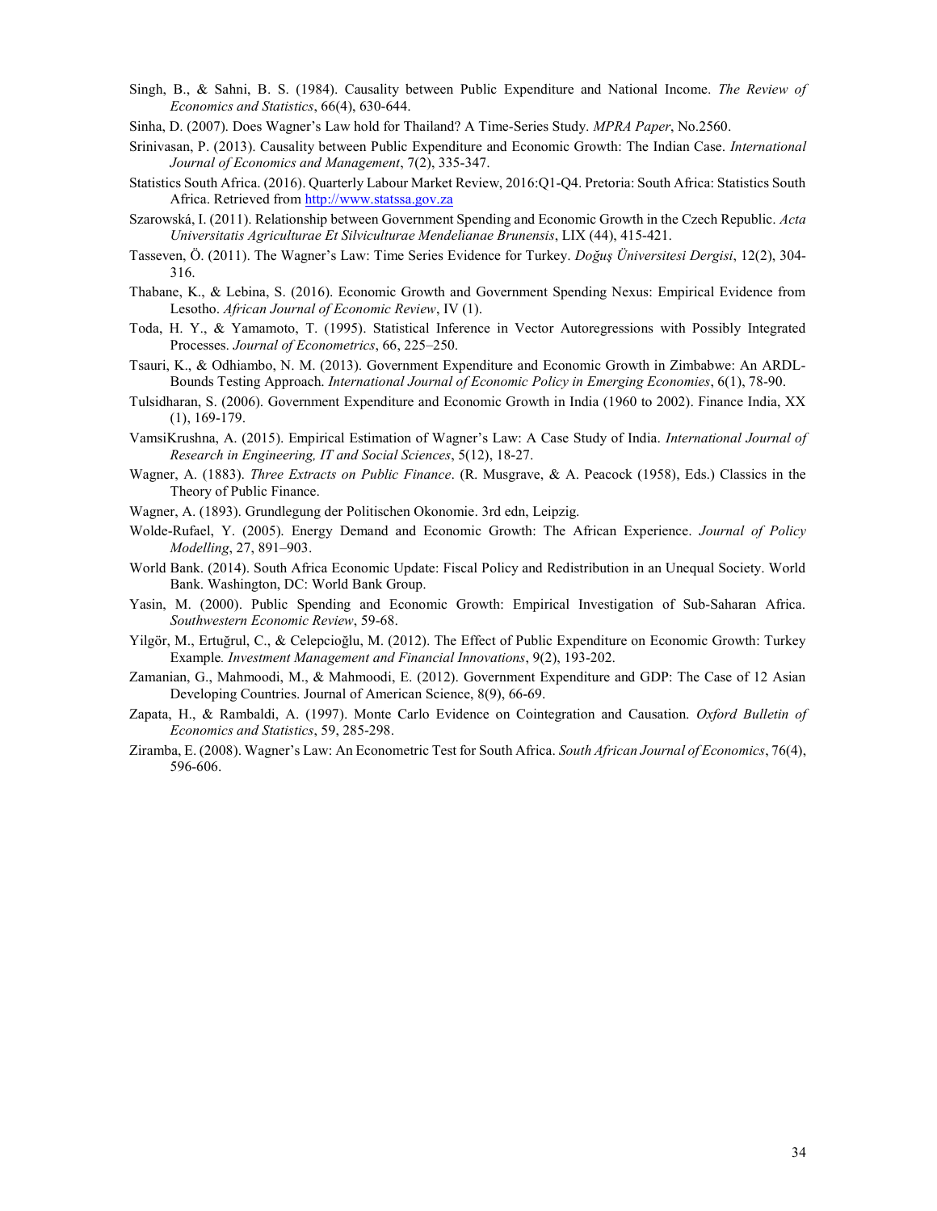Singh, B., & Sahni, B. S. (1984). Causality between Public Expenditure and National Income. *The Review of Economics and Statistics*, 66(4), 630-644.

Sinha, D. (2007). Does Wagner's Law hold for Thailand? A Time-Series Study. *MPRA Paper*, No.2560.

Srinivasan, P. (2013). Causality between Public Expenditure and Economic Growth: The Indian Case. *International Journal of Economics and Management*, 7(2), 335-347.

Statistics South Africa. (2016). Quarterly Labour Market Review, 2016:Q1-Q4. Pretoria: South Africa: Statistics South Africa. Retrieved from http://www.statssa.gov.za

Szarowská, I. (2011). Relationship between Government Spending and Economic Growth in the Czech Republic. *Acta Universitatis Agriculturae Et Silviculturae Mendelianae Brunensis*, LIX (44), 415-421.

Tasseven, Ö. (2011). The Wagner's Law: Time Series Evidence for Turkey. *Doğuş Üniversitesi Dergisi*, 12(2), 304-316.

Thabane, K., & Lebina, S. (2016). Economic Growth and Government Spending Nexus: Empirical Evidence from Lesotho. *African Journal of Economic Review*, IV (1).

Toda, H. Y., & Yamamoto, T. (1995). Statistical Inference in Vector Autoregressions with Possibly Integrated Processes. *Journal of Econometrics*, 66, 225–250.

Tsauri, K., & Odhiambo, N. M. (2013). Government Expenditure and Economic Growth in Zimbabwe: An ARDL-Bounds Testing Approach. *International Journal of Economic Policy in Emerging Economies*, 6(1), 78-90.

Tulsidharan, S. (2006). Government Expenditure and Economic Growth in India (1960 to 2002). Finance India, XX (1), 169-179.

VamsiKrushna, A. (2015). Empirical Estimation of Wagner's Law: A Case Study of India. *International Journal of Research in Engineering, IT and Social Sciences*, 5(12), 18-27.

Wagner, A. (1883). *Three Extracts on Public Finance*. (R. Musgrave, & A. Peacock (1958), Eds.) Classics in the Theory of Public Finance.

Wagner, A. (1893). Grundlegung der Politischen Okonomie. 3rd edn, Leipzig.

Wolde-Rufael, Y. (2005). Energy Demand and Economic Growth: The African Experience. *Journal of Policy Modelling*, 27, 891–903.

World Bank. (2014). South Africa Economic Update: Fiscal Policy and Redistribution in an Unequal Society. World Bank. Washington, DC: World Bank Group.

Yasin, M. (2000). Public Spending and Economic Growth: Empirical Investigation of Sub-Saharan Africa. *Southwestern Economic Review*, 59-68.

Yilgör, M., Ertuğrul, C., & Celepcioğlu, M. (2012). The Effect of Public Expenditure on Economic Growth: Turkey Example. *Investment Management and Financial Innovations*, 9(2), 193-202.

Zamanian, G., Mahmoodi, M., & Mahmoodi, E. (2012). Government Expenditure and GDP: The Case of 12 Asian Developing Countries. Journal of American Science, 8(9), 66-69.

Zapata, H., & Rambaldi, A. (1997). Monte Carlo Evidence on Cointegration and Causation. *Oxford Bulletin of Economics and Statistics*, 59, 285-298.

Ziramba, E. (2008). Wagner's Law: An Econometric Test for South Africa. *South African Journal of Economics*, 76(4), 596-606.